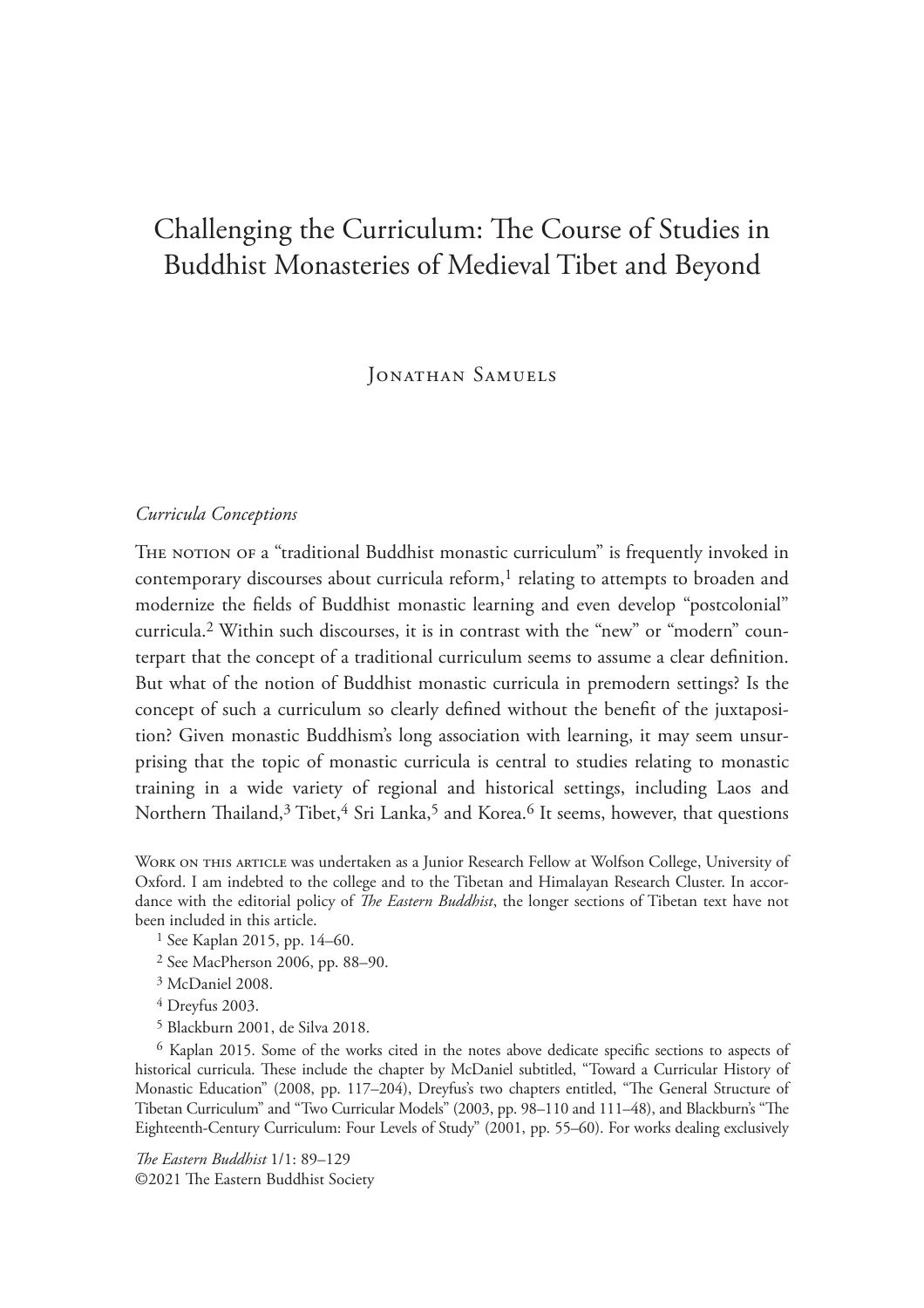# Challenging the Curriculum: The Course of Studies in Buddhist Monasteries of Medieval Tibet and Beyond

Jonathan Samuels

## *Curricula Conceptions*

The notion of a "traditional Buddhist monastic curriculum" is frequently invoked in contemporary discourses about curricula reform,[1] relating to attempts to broaden and modernize the fields of Buddhist monastic learning and even develop "postcolonial" curricula.[2] Within such discourses, it is in contrast with the "new" or "modern" counterpart that the concept of a traditional curriculum seems to assume a clear definition. But what of the notion of Buddhist monastic curricula in premodern settings? Is the concept of such a curriculum so clearly defined without the benefit of the juxtaposition? Given monastic Buddhism's long association with learning, it may seem unsurprising that the topic of monastic curricula is central to studies relating to monastic training in a wide variety of regional and historical settings, including Laos and Northern Thailand,[3] Tibet,[4] Sri Lanka,[5] and Korea.[6] It seems, however, that questions

Work on this article was undertaken as a Junior Research Fellow at Wolfson College, University of Oxford. I am indebted to the college and to the Tibetan and Himalayan Research Cluster. In accordance with the editorial policy of *The Eastern Buddhist*, the longer sections of Tibetan text have not been included in this article.

[1] See Kaplan 2015, pp. 14–60.

[2] See MacPherson 2006, pp. 88–90.

[3] McDaniel 2008.

[4] Dreyfus 2003.

[5] Blackburn 2001, de Silva 2018.

[6] Kaplan 2015. Some of the works cited in the notes above dedicate specific sections to aspects of historical curricula. These include the chapter by McDaniel subtitled, "Toward a Curricular History of Monastic Education" (2008, pp. 117–204), Dreyfus's two chapters entitled, "The General Structure of Tibetan Curriculum" and "Two Curricular Models" (2003, pp. 98–110 and 111–48), and Blackburn's "The Eighteenth-Century Curriculum: Four Levels of Study" (2001, pp. 55–60). For works dealing exclusively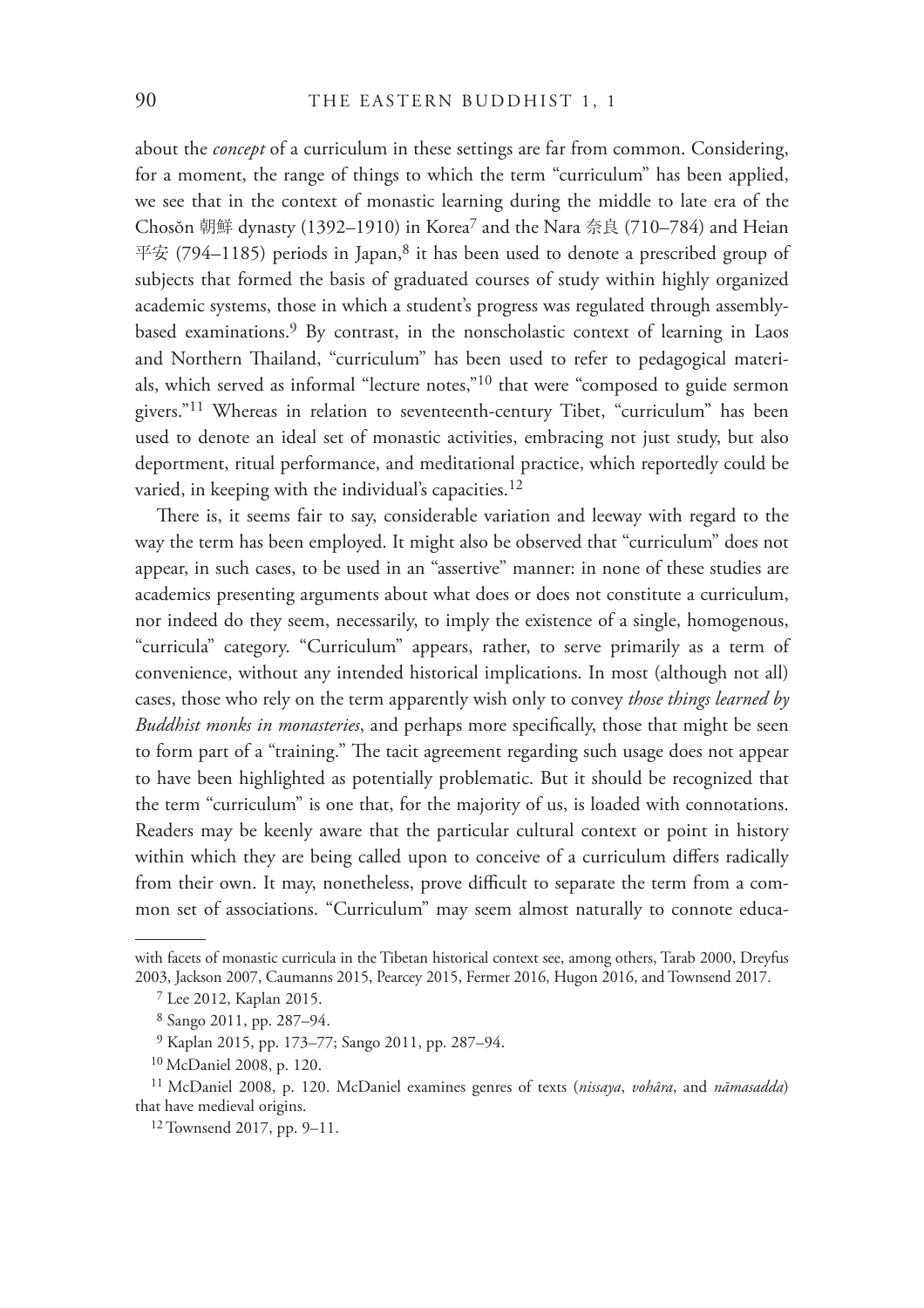about the *concept* of a curriculum in these settings are far from common. Considering, for a moment, the range of things to which the term "curriculum" has been applied, we see that in the context of monastic learning during the middle to late era of the Chosŏn 朝鮮 dynasty (1392–1910) in Korea[7] and the Nara 奈良 (710–784) and Heian 平安 (794–1185) periods in Japan,[8] it has been used to denote a prescribed group of subjects that formed the basis of graduated courses of study within highly organized academic systems, those in which a student's progress was regulated through assembly-based examinations.[9] By contrast, in the nonscholastic context of learning in Laos and Northern Thailand, "curriculum" has been used to refer to pedagogical materials, which served as informal "lecture notes,"[10] that were "composed to guide sermon givers."[11] Whereas in relation to seventeenth-century Tibet, "curriculum" has been used to denote an ideal set of monastic activities, embracing not just study, but also deportment, ritual performance, and meditational practice, which reportedly could be varied, in keeping with the individual's capacities.[12]

There is, it seems fair to say, considerable variation and leeway with regard to the way the term has been employed. It might also be observed that "curriculum" does not appear, in such cases, to be used in an "assertive" manner: in none of these studies are academics presenting arguments about what does or does not constitute a curriculum, nor indeed do they seem, necessarily, to imply the existence of a single, homogenous, "curricula" category. "Curriculum" appears, rather, to serve primarily as a term of convenience, without any intended historical implications. In most (although not all) cases, those who rely on the term apparently wish only to convey *those things learned by Buddhist monks in monasteries*, and perhaps more specifically, those that might be seen to form part of a "training." The tacit agreement regarding such usage does not appear to have been highlighted as potentially problematic. But it should be recognized that the term "curriculum" is one that, for the majority of us, is loaded with connotations. Readers may be keenly aware that the particular cultural context or point in history within which they are being called upon to conceive of a curriculum differs radically from their own. It may, nonetheless, prove difficult to separate the term from a common set of associations. "Curriculum" may seem almost naturally to connote educa-

---

with facets of monastic curricula in the Tibetan historical context see, among others, Tarab 2000, Dreyfus 2003, Jackson 2007, Caumanns 2015, Pearcey 2015, Fermer 2016, Hugon 2016, and Townsend 2017.

[7] Lee 2012, Kaplan 2015.

[8] Sango 2011, pp. 287–94.

[9] Kaplan 2015, pp. 173–77; Sango 2011, pp. 287–94.

[10] McDaniel 2008, p. 120.

[11] McDaniel 2008, p. 120. McDaniel examines genres of texts (*nissaya*, *vohāra*, and *nāmasadda*) that have medieval origins.

[12] Townsend 2017, pp. 9–11.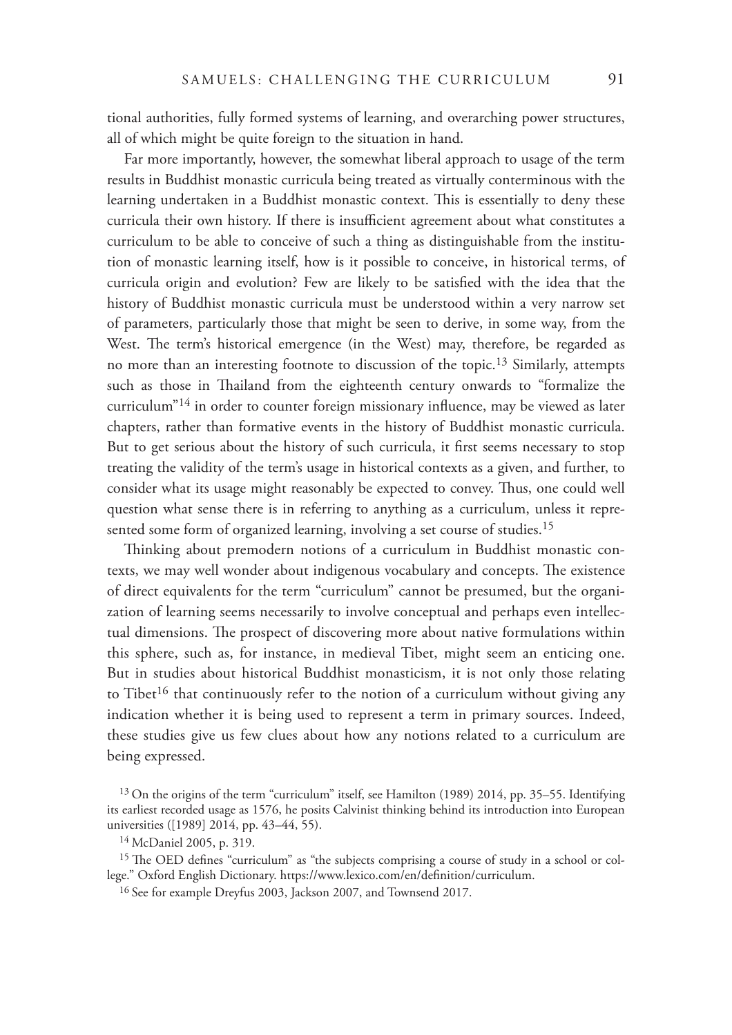tional authorities, fully formed systems of learning, and overarching power structures, all of which might be quite foreign to the situation in hand.

Far more importantly, however, the somewhat liberal approach to usage of the term results in Buddhist monastic curricula being treated as virtually conterminous with the learning undertaken in a Buddhist monastic context. This is essentially to deny these curricula their own history. If there is insufficient agreement about what constitutes a curriculum to be able to conceive of such a thing as distinguishable from the institution of monastic learning itself, how is it possible to conceive, in historical terms, of curricula origin and evolution? Few are likely to be satisfied with the idea that the history of Buddhist monastic curricula must be understood within a very narrow set of parameters, particularly those that might be seen to derive, in some way, from the West. The term's historical emergence (in the West) may, therefore, be regarded as no more than an interesting footnote to discussion of the topic.[13] Similarly, attempts such as those in Thailand from the eighteenth century onwards to "formalize the curriculum"[14] in order to counter foreign missionary influence, may be viewed as later chapters, rather than formative events in the history of Buddhist monastic curricula. But to get serious about the history of such curricula, it first seems necessary to stop treating the validity of the term's usage in historical contexts as a given, and further, to consider what its usage might reasonably be expected to convey. Thus, one could well question what sense there is in referring to anything as a curriculum, unless it represented some form of organized learning, involving a set course of studies.[15]

Thinking about premodern notions of a curriculum in Buddhist monastic contexts, we may well wonder about indigenous vocabulary and concepts. The existence of direct equivalents for the term "curriculum" cannot be presumed, but the organization of learning seems necessarily to involve conceptual and perhaps even intellectual dimensions. The prospect of discovering more about native formulations within this sphere, such as, for instance, in medieval Tibet, might seem an enticing one. But in studies about historical Buddhist monasticism, it is not only those relating to Tibet[16] that continuously refer to the notion of a curriculum without giving any indication whether it is being used to represent a term in primary sources. Indeed, these studies give us few clues about how any notions related to a curriculum are being expressed.

[13] On the origins of the term "curriculum" itself, see Hamilton (1989) 2014, pp. 35–55. Identifying its earliest recorded usage as 1576, he posits Calvinist thinking behind its introduction into European universities ([1989] 2014, pp. 43–44, 55).

[14] McDaniel 2005, p. 319.

[15] The OED defines "curriculum" as "the subjects comprising a course of study in a school or college." Oxford English Dictionary. https://www.lexico.com/en/definition/curriculum.

[16] See for example Dreyfus 2003, Jackson 2007, and Townsend 2017.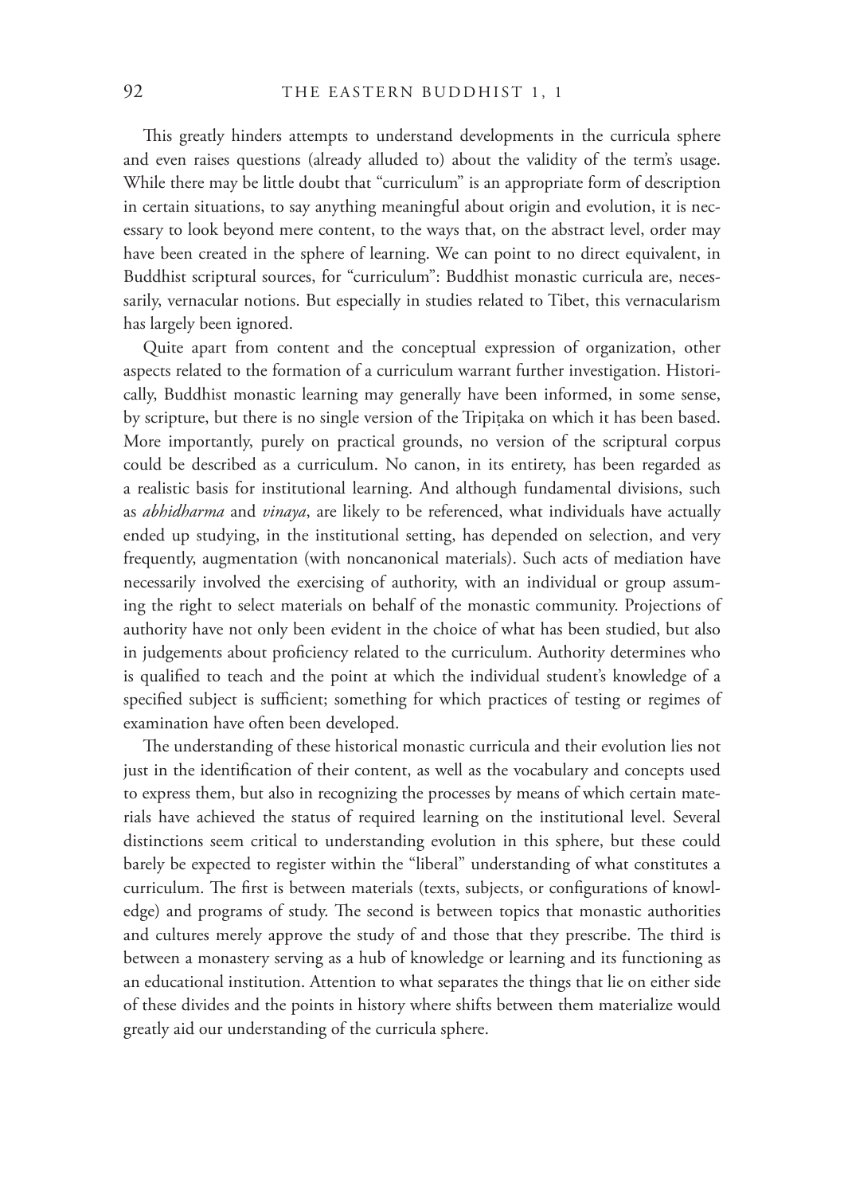This greatly hinders attempts to understand developments in the curricula sphere and even raises questions (already alluded to) about the validity of the term's usage. While there may be little doubt that "curriculum" is an appropriate form of description in certain situations, to say anything meaningful about origin and evolution, it is necessary to look beyond mere content, to the ways that, on the abstract level, order may have been created in the sphere of learning. We can point to no direct equivalent, in Buddhist scriptural sources, for "curriculum": Buddhist monastic curricula are, necessarily, vernacular notions. But especially in studies related to Tibet, this vernacularism has largely been ignored.

Quite apart from content and the conceptual expression of organization, other aspects related to the formation of a curriculum warrant further investigation. Historically, Buddhist monastic learning may generally have been informed, in some sense, by scripture, but there is no single version of the Tripiṭaka on which it has been based. More importantly, purely on practical grounds, no version of the scriptural corpus could be described as a curriculum. No canon, in its entirety, has been regarded as a realistic basis for institutional learning. And although fundamental divisions, such as *abhidharma* and *vinaya*, are likely to be referenced, what individuals have actually ended up studying, in the institutional setting, has depended on selection, and very frequently, augmentation (with noncanonical materials). Such acts of mediation have necessarily involved the exercising of authority, with an individual or group assuming the right to select materials on behalf of the monastic community. Projections of authority have not only been evident in the choice of what has been studied, but also in judgements about proficiency related to the curriculum. Authority determines who is qualified to teach and the point at which the individual student's knowledge of a specified subject is sufficient; something for which practices of testing or regimes of examination have often been developed.

The understanding of these historical monastic curricula and their evolution lies not just in the identification of their content, as well as the vocabulary and concepts used to express them, but also in recognizing the processes by means of which certain materials have achieved the status of required learning on the institutional level. Several distinctions seem critical to understanding evolution in this sphere, but these could barely be expected to register within the "liberal" understanding of what constitutes a curriculum. The first is between materials (texts, subjects, or configurations of knowledge) and programs of study. The second is between topics that monastic authorities and cultures merely approve the study of and those that they prescribe. The third is between a monastery serving as a hub of knowledge or learning and its functioning as an educational institution. Attention to what separates the things that lie on either side of these divides and the points in history where shifts between them materialize would greatly aid our understanding of the curricula sphere.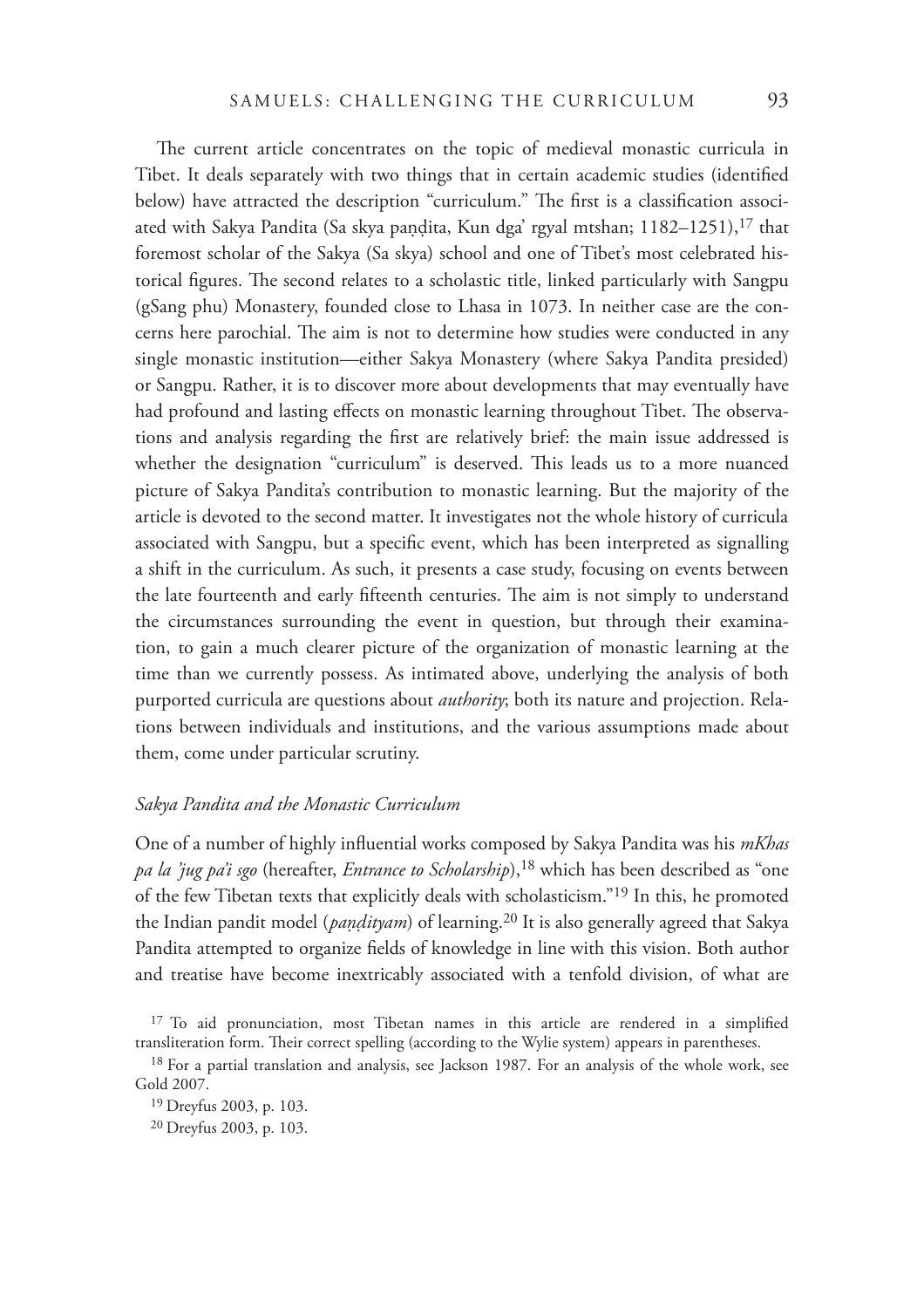The current article concentrates on the topic of medieval monastic curricula in Tibet. It deals separately with two things that in certain academic studies (identified below) have attracted the description "curriculum." The first is a classification associated with Sakya Pandita (Sa skya paṇḍita, Kun dga' rgyal mtshan; 1182–1251),[17] that foremost scholar of the Sakya (Sa skya) school and one of Tibet's most celebrated historical figures. The second relates to a scholastic title, linked particularly with Sangpu (gSang phu) Monastery, founded close to Lhasa in 1073. In neither case are the concerns here parochial. The aim is not to determine how studies were conducted in any single monastic institution—either Sakya Monastery (where Sakya Pandita presided) or Sangpu. Rather, it is to discover more about developments that may eventually have had profound and lasting effects on monastic learning throughout Tibet. The observations and analysis regarding the first are relatively brief: the main issue addressed is whether the designation "curriculum" is deserved. This leads us to a more nuanced picture of Sakya Pandita's contribution to monastic learning. But the majority of the article is devoted to the second matter. It investigates not the whole history of curricula associated with Sangpu, but a specific event, which has been interpreted as signalling a shift in the curriculum. As such, it presents a case study, focusing on events between the late fourteenth and early fifteenth centuries. The aim is not simply to understand the circumstances surrounding the event in question, but through their examination, to gain a much clearer picture of the organization of monastic learning at the time than we currently possess. As intimated above, underlying the analysis of both purported curricula are questions about *authority*; both its nature and projection. Relations between individuals and institutions, and the various assumptions made about them, come under particular scrutiny.

### *Sakya Pandita and the Monastic Curriculum*

One of a number of highly influential works composed by Sakya Pandita was his *mKhas pa la 'jug pa'i sgo* (hereafter, *Entrance to Scholarship*),[18] which has been described as "one of the few Tibetan texts that explicitly deals with scholasticism."[19] In this, he promoted the Indian pandit model (*paṇḍityam*) of learning.[20] It is also generally agreed that Sakya Pandita attempted to organize fields of knowledge in line with this vision. Both author and treatise have become inextricably associated with a tenfold division, of what are

[17] To aid pronunciation, most Tibetan names in this article are rendered in a simplified transliteration form. Their correct spelling (according to the Wylie system) appears in parentheses.

[18] For a partial translation and analysis, see Jackson 1987. For an analysis of the whole work, see Gold 2007.

[19] Dreyfus 2003, p. 103.

[20] Dreyfus 2003, p. 103.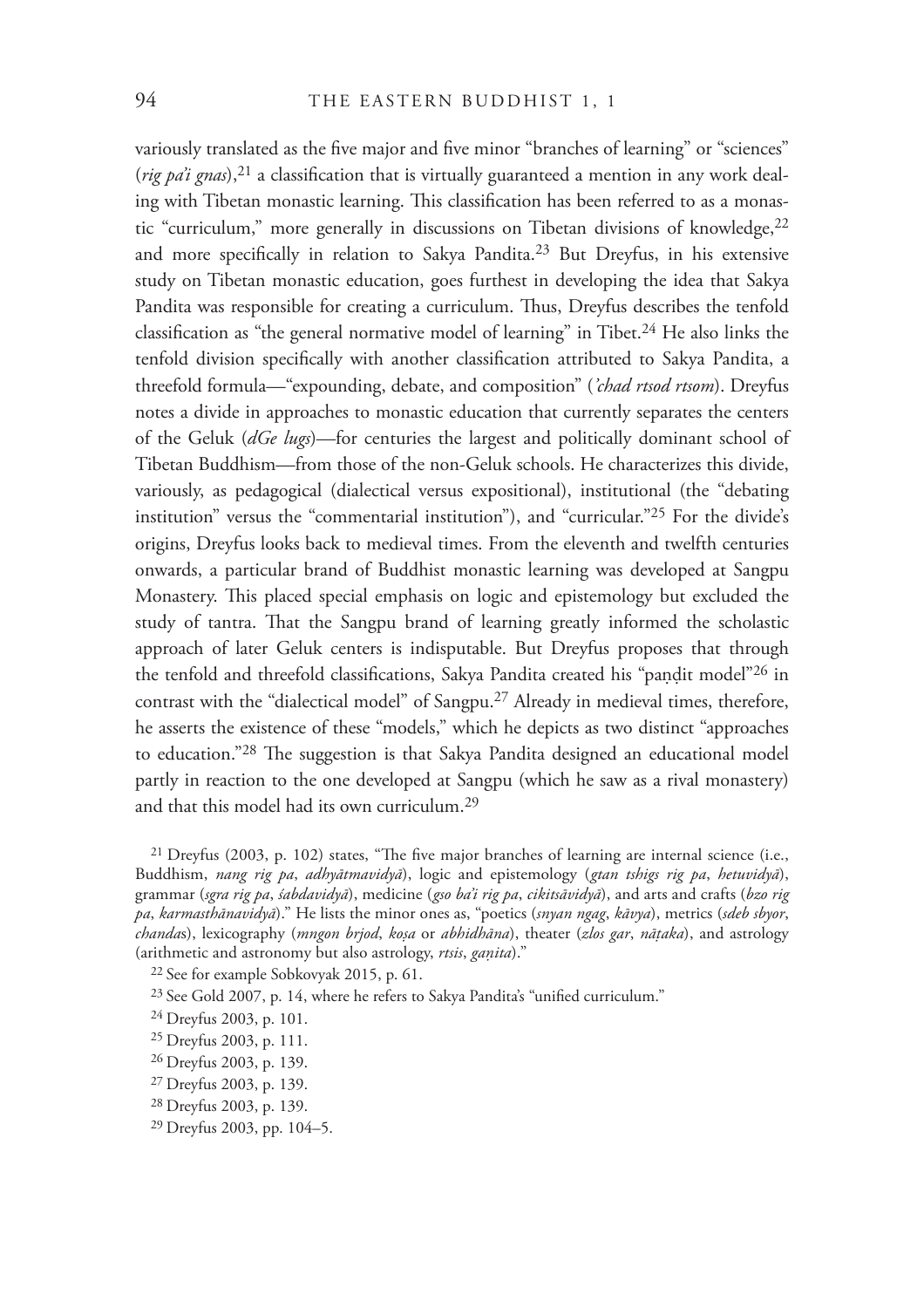variously translated as the five major and five minor "branches of learning" or "sciences" (*rig pa'i gnas*),[21] a classification that is virtually guaranteed a mention in any work dealing with Tibetan monastic learning. This classification has been referred to as a monastic "curriculum," more generally in discussions on Tibetan divisions of knowledge,[22] and more specifically in relation to Sakya Pandita.[23] But Dreyfus, in his extensive study on Tibetan monastic education, goes furthest in developing the idea that Sakya Pandita was responsible for creating a curriculum. Thus, Dreyfus describes the tenfold classification as "the general normative model of learning" in Tibet.[24] He also links the tenfold division specifically with another classification attributed to Sakya Pandita, a threefold formula—"expounding, debate, and composition" (*'chad rtsod rtsom*). Dreyfus notes a divide in approaches to monastic education that currently separates the centers of the Geluk (*dGe lugs*)—for centuries the largest and politically dominant school of Tibetan Buddhism—from those of the non-Geluk schools. He characterizes this divide, variously, as pedagogical (dialectical versus expositional), institutional (the "debating institution" versus the "commentarial institution"), and "curricular."[25] For the divide's origins, Dreyfus looks back to medieval times. From the eleventh and twelfth centuries onwards, a particular brand of Buddhist monastic learning was developed at Sangpu Monastery. This placed special emphasis on logic and epistemology but excluded the study of tantra. That the Sangpu brand of learning greatly informed the scholastic approach of later Geluk centers is indisputable. But Dreyfus proposes that through the tenfold and threefold classifications, Sakya Pandita created his "paṇḍit model"[26] in contrast with the "dialectical model" of Sangpu.[27] Already in medieval times, therefore, he asserts the existence of these "models," which he depicts as two distinct "approaches to education."[28] The suggestion is that Sakya Pandita designed an educational model partly in reaction to the one developed at Sangpu (which he saw as a rival monastery) and that this model had its own curriculum.[29]

[21] Dreyfus (2003, p. 102) states, "The five major branches of learning are internal science (i.e., Buddhism, *nang rig pa*, *adhyātmavidyā*), logic and epistemology (*gtan tshigs rig pa*, *hetuvidyā*), grammar (*sgra rig pa*, *śabdavidyā*), medicine (*gso ba'i rig pa*, *cikitsāvidyā*), and arts and crafts (*bzo rig pa*, *karmasthānavidyā*)." He lists the minor ones as, "poetics (*snyan ngag*, *kāvya*), metrics (*sdeb sbyor*, *chanda*s), lexicography (*mngon brjod*, *koṣa* or *abhidhāna*), theater (*zlos gar*, *nāṭaka*), and astrology (arithmetic and astronomy but also astrology, *rtsis*, *gaṇita*)."

[22] See for example Sobkovyak 2015, p. 61.

[23] See Gold 2007, p. 14, where he refers to Sakya Pandita's "unified curriculum."

[24] Dreyfus 2003, p. 101.

[25] Dreyfus 2003, p. 111.

[26] Dreyfus 2003, p. 139.

[27] Dreyfus 2003, p. 139.

[28] Dreyfus 2003, p. 139.

[29] Dreyfus 2003, pp. 104–5.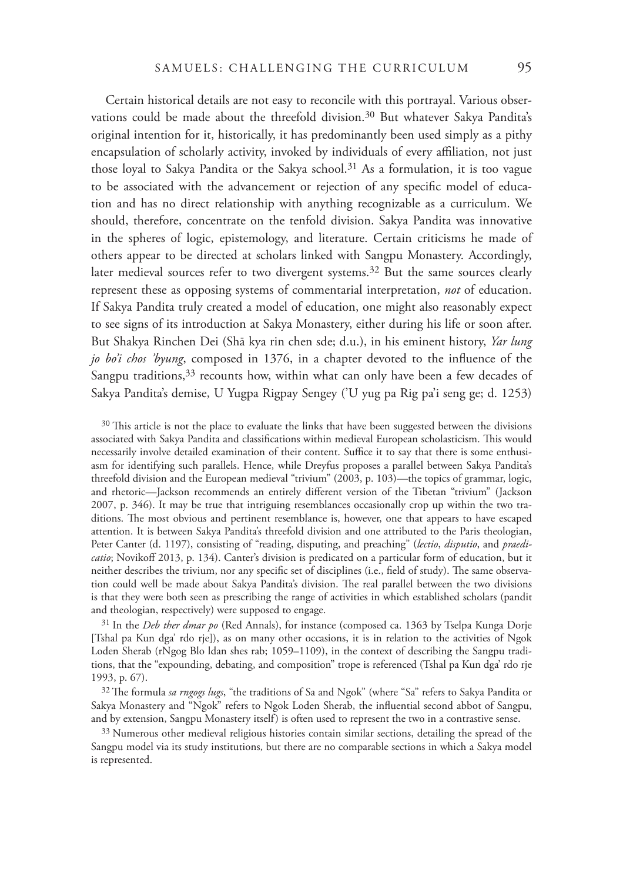Certain historical details are not easy to reconcile with this portrayal. Various observations could be made about the threefold division.[30] But whatever Sakya Pandita's original intention for it, historically, it has predominantly been used simply as a pithy encapsulation of scholarly activity, invoked by individuals of every affiliation, not just those loyal to Sakya Pandita or the Sakya school.[31] As a formulation, it is too vague to be associated with the advancement or rejection of any specific model of education and has no direct relationship with anything recognizable as a curriculum. We should, therefore, concentrate on the tenfold division. Sakya Pandita was innovative in the spheres of logic, epistemology, and literature. Certain criticisms he made of others appear to be directed at scholars linked with Sangpu Monastery. Accordingly, later medieval sources refer to two divergent systems.[32] But the same sources clearly represent these as opposing systems of commentarial interpretation, *not* of education. If Sakya Pandita truly created a model of education, one might also reasonably expect to see signs of its introduction at Sakya Monastery, either during his life or soon after. But Shakya Rinchen Dei (Shā kya rin chen sde; d.u.), in his eminent history, *Yar lung jo bo'i chos 'byung*, composed in 1376, in a chapter devoted to the influence of the Sangpu traditions,[33] recounts how, within what can only have been a few decades of Sakya Pandita's demise, U Yugpa Rigpay Sengey ('U yug pa Rig pa'i seng ge; d. 1253)

[30] This article is not the place to evaluate the links that have been suggested between the divisions associated with Sakya Pandita and classifications within medieval European scholasticism. This would necessarily involve detailed examination of their content. Suffice it to say that there is some enthusiasm for identifying such parallels. Hence, while Dreyfus proposes a parallel between Sakya Pandita's threefold division and the European medieval "trivium" (2003, p. 103)—the topics of grammar, logic, and rhetoric—Jackson recommends an entirely different version of the Tibetan "trivium" (Jackson 2007, p. 346). It may be true that intriguing resemblances occasionally crop up within the two traditions. The most obvious and pertinent resemblance is, however, one that appears to have escaped attention. It is between Sakya Pandita's threefold division and one attributed to the Paris theologian, Peter Canter (d. 1197), consisting of "reading, disputing, and preaching" (*lectio*, *disputio*, and *praedicatio*; Novikoff 2013, p. 134). Canter's division is predicated on a particular form of education, but it neither describes the trivium, nor any specific set of disciplines (i.e., field of study). The same observation could well be made about Sakya Pandita's division. The real parallel between the two divisions is that they were both seen as prescribing the range of activities in which established scholars (pandit and theologian, respectively) were supposed to engage.

[31] In the *Deb ther dmar po* (Red Annals), for instance (composed ca. 1363 by Tselpa Kunga Dorje [Tshal pa Kun dga' rdo rje]), as on many other occasions, it is in relation to the activities of Ngok Loden Sherab (rNgog Blo ldan shes rab; 1059–1109), in the context of describing the Sangpu traditions, that the "expounding, debating, and composition" trope is referenced (Tshal pa Kun dga' rdo rje 1993, p. 67).

[32] The formula *sa rngogs lugs*, "the traditions of Sa and Ngok" (where "Sa" refers to Sakya Pandita or Sakya Monastery and "Ngok" refers to Ngok Loden Sherab, the influential second abbot of Sangpu, and by extension, Sangpu Monastery itself) is often used to represent the two in a contrastive sense.

[33] Numerous other medieval religious histories contain similar sections, detailing the spread of the Sangpu model via its study institutions, but there are no comparable sections in which a Sakya model is represented.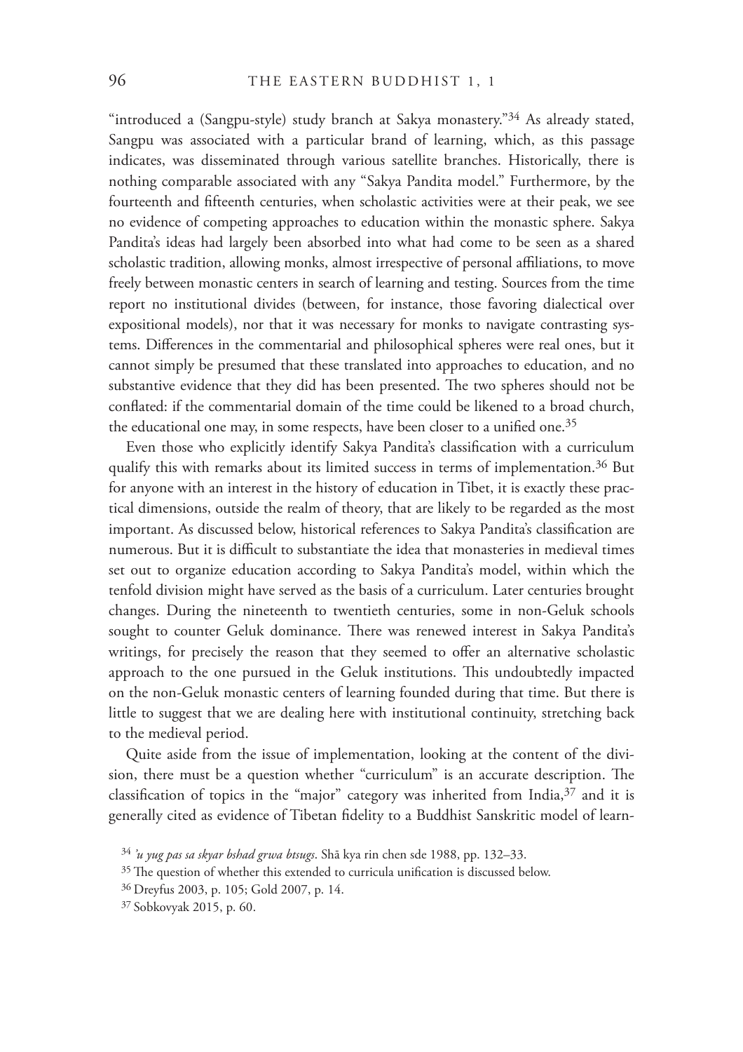"introduced a (Sangpu-style) study branch at Sakya monastery."[34] As already stated, Sangpu was associated with a particular brand of learning, which, as this passage indicates, was disseminated through various satellite branches. Historically, there is nothing comparable associated with any "Sakya Pandita model." Furthermore, by the fourteenth and fifteenth centuries, when scholastic activities were at their peak, we see no evidence of competing approaches to education within the monastic sphere. Sakya Pandita's ideas had largely been absorbed into what had come to be seen as a shared scholastic tradition, allowing monks, almost irrespective of personal affiliations, to move freely between monastic centers in search of learning and testing. Sources from the time report no institutional divides (between, for instance, those favoring dialectical over expositional models), nor that it was necessary for monks to navigate contrasting systems. Differences in the commentarial and philosophical spheres were real ones, but it cannot simply be presumed that these translated into approaches to education, and no substantive evidence that they did has been presented. The two spheres should not be conflated: if the commentarial domain of the time could be likened to a broad church, the educational one may, in some respects, have been closer to a unified one.[35]

Even those who explicitly identify Sakya Pandita's classification with a curriculum qualify this with remarks about its limited success in terms of implementation.[36] But for anyone with an interest in the history of education in Tibet, it is exactly these practical dimensions, outside the realm of theory, that are likely to be regarded as the most important. As discussed below, historical references to Sakya Pandita's classification are numerous. But it is difficult to substantiate the idea that monasteries in medieval times set out to organize education according to Sakya Pandita's model, within which the tenfold division might have served as the basis of a curriculum. Later centuries brought changes. During the nineteenth to twentieth centuries, some in non-Geluk schools sought to counter Geluk dominance. There was renewed interest in Sakya Pandita's writings, for precisely the reason that they seemed to offer an alternative scholastic approach to the one pursued in the Geluk institutions. This undoubtedly impacted on the non-Geluk monastic centers of learning founded during that time. But there is little to suggest that we are dealing here with institutional continuity, stretching back to the medieval period.

Quite aside from the issue of implementation, looking at the content of the division, there must be a question whether "curriculum" is an accurate description. The classification of topics in the "major" category was inherited from India,[37] and it is generally cited as evidence of Tibetan fidelity to a Buddhist Sanskritic model of learn-

[34] *'u yug pas sa skyar bshad grwa btsugs*. Shā kya rin chen sde 1988, pp. 132–33.

[35] The question of whether this extended to curricula unification is discussed below.

[36] Dreyfus 2003, p. 105; Gold 2007, p. 14.

[37] Sobkovyak 2015, p. 60.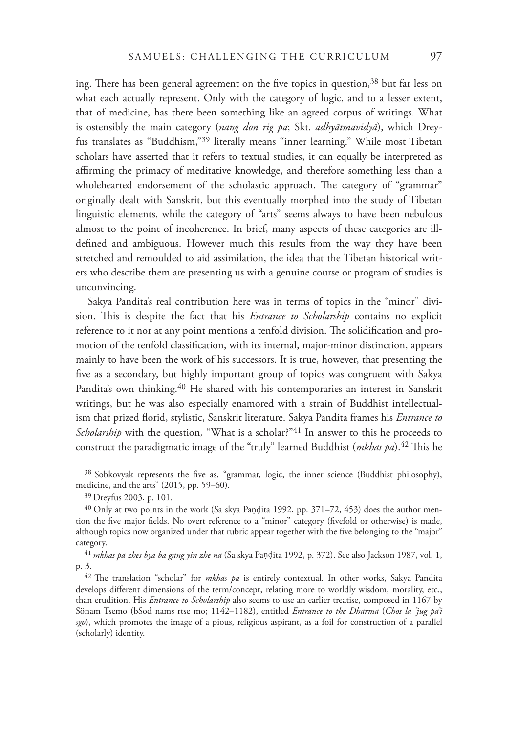ing. There has been general agreement on the five topics in question,[38] but far less on what each actually represent. Only with the category of logic, and to a lesser extent, that of medicine, has there been something like an agreed corpus of writings. What is ostensibly the main category (*nang don rig pa*; Skt. *adhyātmavidyā*), which Dreyfus translates as "Buddhism,"[39] literally means "inner learning." While most Tibetan scholars have asserted that it refers to textual studies, it can equally be interpreted as affirming the primacy of meditative knowledge, and therefore something less than a wholehearted endorsement of the scholastic approach. The category of "grammar" originally dealt with Sanskrit, but this eventually morphed into the study of Tibetan linguistic elements, while the category of "arts" seems always to have been nebulous almost to the point of incoherence. In brief, many aspects of these categories are ill-defined and ambiguous. However much this results from the way they have been stretched and remoulded to aid assimilation, the idea that the Tibetan historical writers who describe them are presenting us with a genuine course or program of studies is unconvincing.

Sakya Pandita's real contribution here was in terms of topics in the "minor" division. This is despite the fact that his *Entrance to Scholarship* contains no explicit reference to it nor at any point mentions a tenfold division. The solidification and promotion of the tenfold classification, with its internal, major-minor distinction, appears mainly to have been the work of his successors. It is true, however, that presenting the five as a secondary, but highly important group of topics was congruent with Sakya Pandita's own thinking.[40] He shared with his contemporaries an interest in Sanskrit writings, but he was also especially enamored with a strain of Buddhist intellectualism that prized florid, stylistic, Sanskrit literature. Sakya Pandita frames his *Entrance to Scholarship* with the question, "What is a scholar?"[41] In answer to this he proceeds to construct the paradigmatic image of the "truly" learned Buddhist (*mkhas pa*).[42] This he

[38] Sobkovyak represents the five as, "grammar, logic, the inner science (Buddhist philosophy), medicine, and the arts" (2015, pp. 59–60).

[39] Dreyfus 2003, p. 101.

[40] Only at two points in the work (Sa skya Paṇḍita 1992, pp. 371–72, 453) does the author mention the five major fields. No overt reference to a "minor" category (fivefold or otherwise) is made, although topics now organized under that rubric appear together with the five belonging to the "major" category.

[41] *mkhas pa zhes bya ba gang yin zhe na* (Sa skya Paṇḍita 1992, p. 372). See also Jackson 1987, vol. 1, p. 3.

[42] The translation "scholar" for *mkhas pa* is entirely contextual. In other works, Sakya Pandita develops different dimensions of the term/concept, relating more to worldly wisdom, morality, etc., than erudition. His *Entrance to Scholarship* also seems to use an earlier treatise, composed in 1167 by Sönam Tsemo (bSod nams rtse mo; 1142–1182), entitled *Entrance to the Dharma* (*Chos la 'jug pa'i sgo*), which promotes the image of a pious, religious aspirant, as a foil for construction of a parallel (scholarly) identity.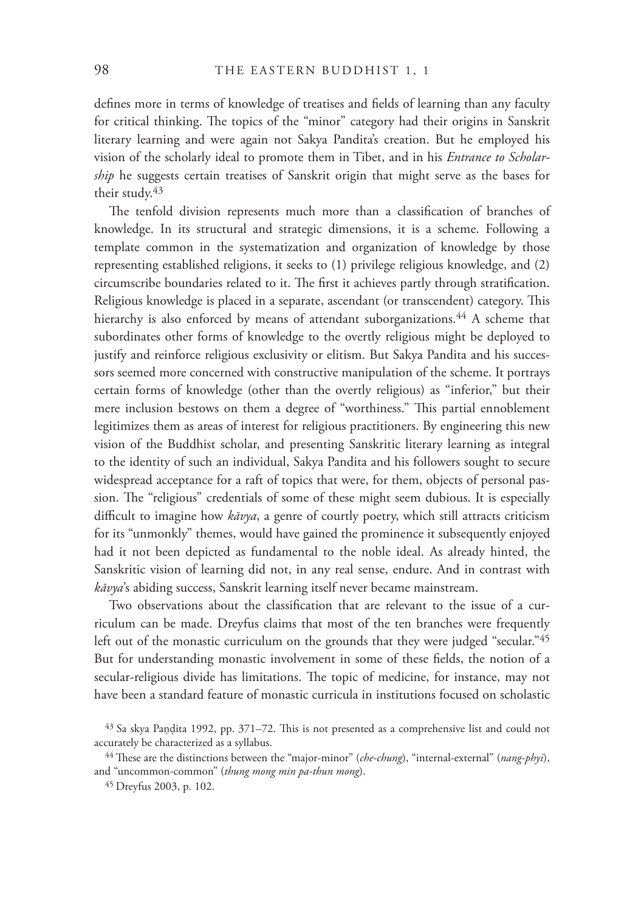defines more in terms of knowledge of treatises and fields of learning than any faculty for critical thinking. The topics of the "minor" category had their origins in Sanskrit literary learning and were again not Sakya Pandita's creation. But he employed his vision of the scholarly ideal to promote them in Tibet, and in his *Entrance to Scholarship* he suggests certain treatises of Sanskrit origin that might serve as the bases for their study.[43]

The tenfold division represents much more than a classification of branches of knowledge. In its structural and strategic dimensions, it is a scheme. Following a template common in the systematization and organization of knowledge by those representing established religions, it seeks to (1) privilege religious knowledge, and (2) circumscribe boundaries related to it. The first it achieves partly through stratification. Religious knowledge is placed in a separate, ascendant (or transcendent) category. This hierarchy is also enforced by means of attendant suborganizations.[44] A scheme that subordinates other forms of knowledge to the overtly religious might be deployed to justify and reinforce religious exclusivity or elitism. But Sakya Pandita and his successors seemed more concerned with constructive manipulation of the scheme. It portrays certain forms of knowledge (other than the overtly religious) as "inferior," but their mere inclusion bestows on them a degree of "worthiness." This partial ennoblement legitimizes them as areas of interest for religious practitioners. By engineering this new vision of the Buddhist scholar, and presenting Sanskritic literary learning as integral to the identity of such an individual, Sakya Pandita and his followers sought to secure widespread acceptance for a raft of topics that were, for them, objects of personal passion. The "religious" credentials of some of these might seem dubious. It is especially difficult to imagine how *kāvya*, a genre of courtly poetry, which still attracts criticism for its "unmonkly" themes, would have gained the prominence it subsequently enjoyed had it not been depicted as fundamental to the noble ideal. As already hinted, the Sanskritic vision of learning did not, in any real sense, endure. And in contrast with *kāvya*'s abiding success, Sanskrit learning itself never became mainstream.

Two observations about the classification that are relevant to the issue of a curriculum can be made. Dreyfus claims that most of the ten branches were frequently left out of the monastic curriculum on the grounds that they were judged "secular."[45] But for understanding monastic involvement in some of these fields, the notion of a secular-religious divide has limitations. The topic of medicine, for instance, may not have been a standard feature of monastic curricula in institutions focused on scholastic

[43] Sa skya Paṇḍita 1992, pp. 371–72. This is not presented as a comprehensive list and could not accurately be characterized as a syllabus.

[44] These are the distinctions between the "major-minor" (*che-chung*), "internal-external" (*nang-phyi*), and "uncommon-common" (*thung mong min pa-thun mong*).

[45] Dreyfus 2003, p. 102.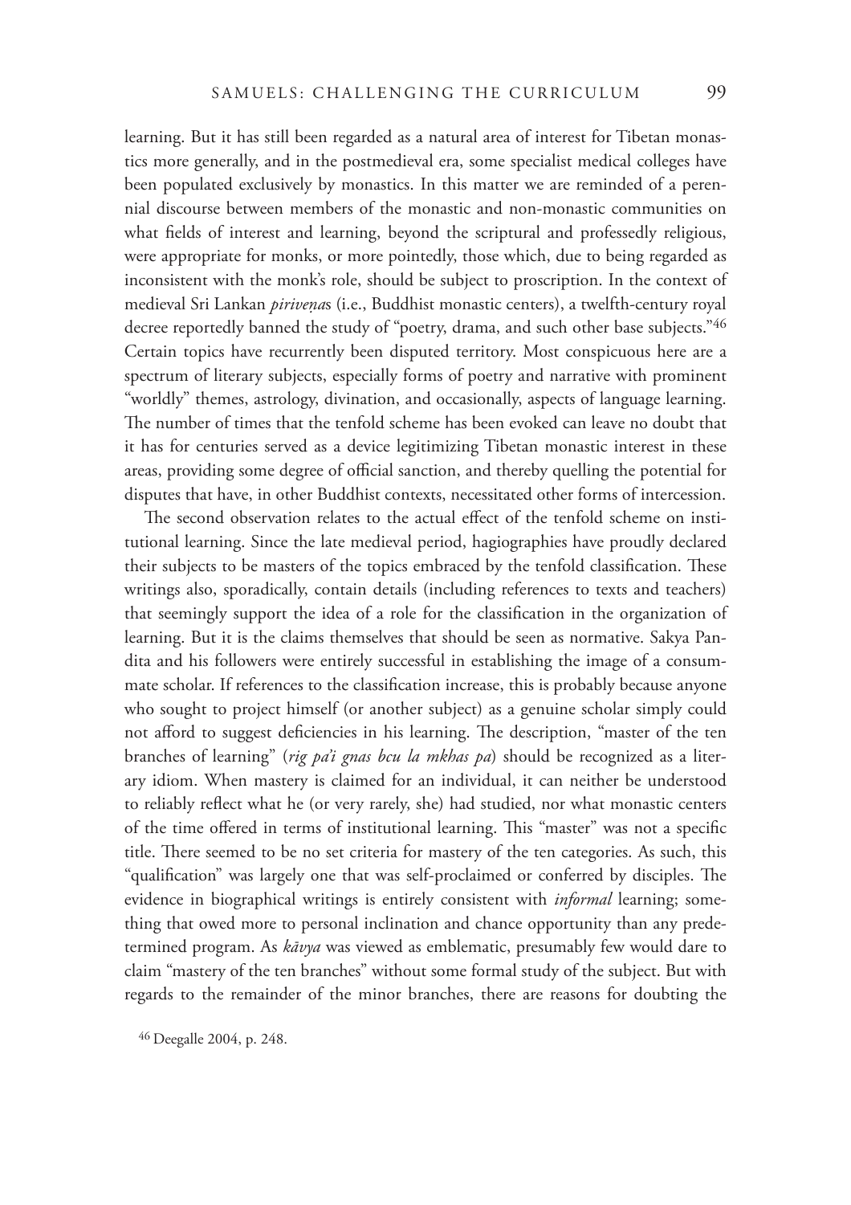learning. But it has still been regarded as a natural area of interest for Tibetan monastics more generally, and in the postmedieval era, some specialist medical colleges have been populated exclusively by monastics. In this matter we are reminded of a perennial discourse between members of the monastic and non-monastic communities on what fields of interest and learning, beyond the scriptural and professedly religious, were appropriate for monks, or more pointedly, those which, due to being regarded as inconsistent with the monk's role, should be subject to proscription. In the context of medieval Sri Lankan *piriveṇa*s (i.e., Buddhist monastic centers), a twelfth-century royal decree reportedly banned the study of "poetry, drama, and such other base subjects."[46] Certain topics have recurrently been disputed territory. Most conspicuous here are a spectrum of literary subjects, especially forms of poetry and narrative with prominent "worldly" themes, astrology, divination, and occasionally, aspects of language learning. The number of times that the tenfold scheme has been evoked can leave no doubt that it has for centuries served as a device legitimizing Tibetan monastic interest in these areas, providing some degree of official sanction, and thereby quelling the potential for disputes that have, in other Buddhist contexts, necessitated other forms of intercession.

The second observation relates to the actual effect of the tenfold scheme on institutional learning. Since the late medieval period, hagiographies have proudly declared their subjects to be masters of the topics embraced by the tenfold classification. These writings also, sporadically, contain details (including references to texts and teachers) that seemingly support the idea of a role for the classification in the organization of learning. But it is the claims themselves that should be seen as normative. Sakya Pandita and his followers were entirely successful in establishing the image of a consummate scholar. If references to the classification increase, this is probably because anyone who sought to project himself (or another subject) as a genuine scholar simply could not afford to suggest deficiencies in his learning. The description, "master of the ten branches of learning" (*rig pa'i gnas bcu la mkhas pa*) should be recognized as a literary idiom. When mastery is claimed for an individual, it can neither be understood to reliably reflect what he (or very rarely, she) had studied, nor what monastic centers of the time offered in terms of institutional learning. This "master" was not a specific title. There seemed to be no set criteria for mastery of the ten categories. As such, this "qualification" was largely one that was self-proclaimed or conferred by disciples. The evidence in biographical writings is entirely consistent with *informal* learning; something that owed more to personal inclination and chance opportunity than any predetermined program. As *kāvya* was viewed as emblematic, presumably few would dare to claim "mastery of the ten branches" without some formal study of the subject. But with regards to the remainder of the minor branches, there are reasons for doubting the

[46] Deegalle 2004, p. 248.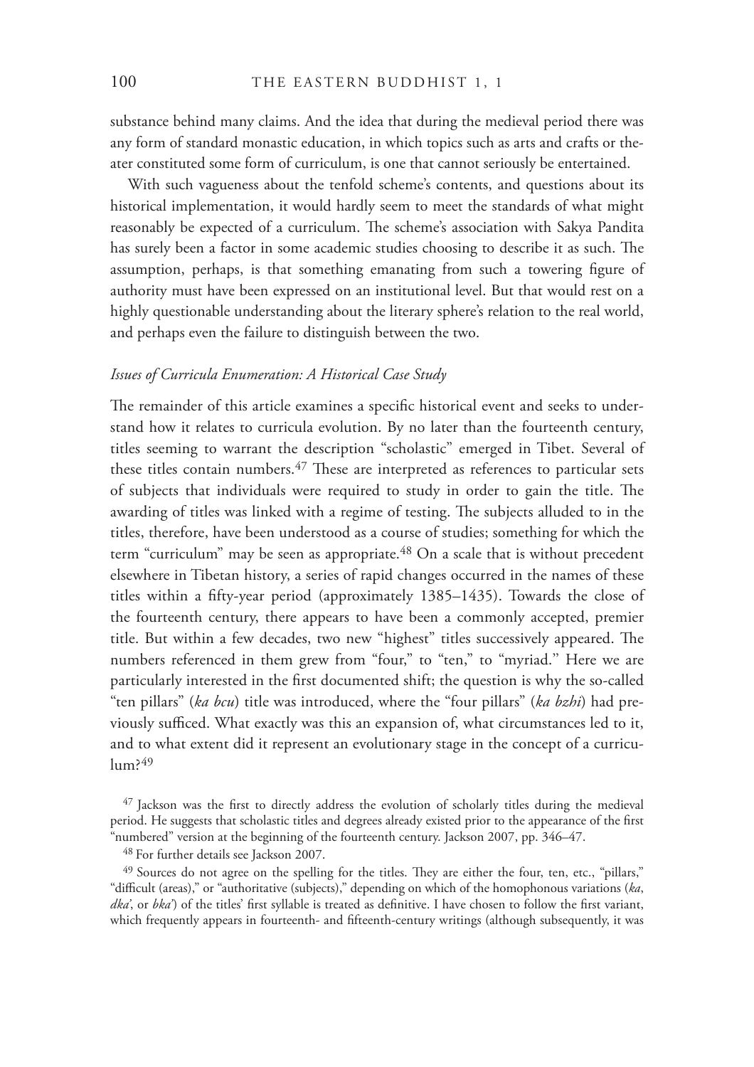substance behind many claims. And the idea that during the medieval period there was any form of standard monastic education, in which topics such as arts and crafts or theater constituted some form of curriculum, is one that cannot seriously be entertained.

With such vagueness about the tenfold scheme's contents, and questions about its historical implementation, it would hardly seem to meet the standards of what might reasonably be expected of a curriculum. The scheme's association with Sakya Pandita has surely been a factor in some academic studies choosing to describe it as such. The assumption, perhaps, is that something emanating from such a towering figure of authority must have been expressed on an institutional level. But that would rest on a highly questionable understanding about the literary sphere's relation to the real world, and perhaps even the failure to distinguish between the two.

### *Issues of Curricula Enumeration: A Historical Case Study*

The remainder of this article examines a specific historical event and seeks to understand how it relates to curricula evolution. By no later than the fourteenth century, titles seeming to warrant the description "scholastic" emerged in Tibet. Several of these titles contain numbers.[47] These are interpreted as references to particular sets of subjects that individuals were required to study in order to gain the title. The awarding of titles was linked with a regime of testing. The subjects alluded to in the titles, therefore, have been understood as a course of studies; something for which the term "curriculum" may be seen as appropriate.[48] On a scale that is without precedent elsewhere in Tibetan history, a series of rapid changes occurred in the names of these titles within a fifty-year period (approximately 1385–1435). Towards the close of the fourteenth century, there appears to have been a commonly accepted, premier title. But within a few decades, two new "highest" titles successively appeared. The numbers referenced in them grew from "four," to "ten," to "myriad." Here we are particularly interested in the first documented shift; the question is why the so-called "ten pillars" (*ka bcu*) title was introduced, where the "four pillars" (*ka bzhi*) had previously sufficed. What exactly was this an expansion of, what circumstances led to it, and to what extent did it represent an evolutionary stage in the concept of a curriculum?[49]

[47] Jackson was the first to directly address the evolution of scholarly titles during the medieval period. He suggests that scholastic titles and degrees already existed prior to the appearance of the first "numbered" version at the beginning of the fourteenth century. Jackson 2007, pp. 346–47.

[48] For further details see Jackson 2007.

[49] Sources do not agree on the spelling for the titles. They are either the four, ten, etc., "pillars," "difficult (areas)," or "authoritative (subjects)," depending on which of the homophonous variations (*ka*, *dka'*, or *bka'*) of the titles' first syllable is treated as definitive. I have chosen to follow the first variant, which frequently appears in fourteenth- and fifteenth-century writings (although subsequently, it was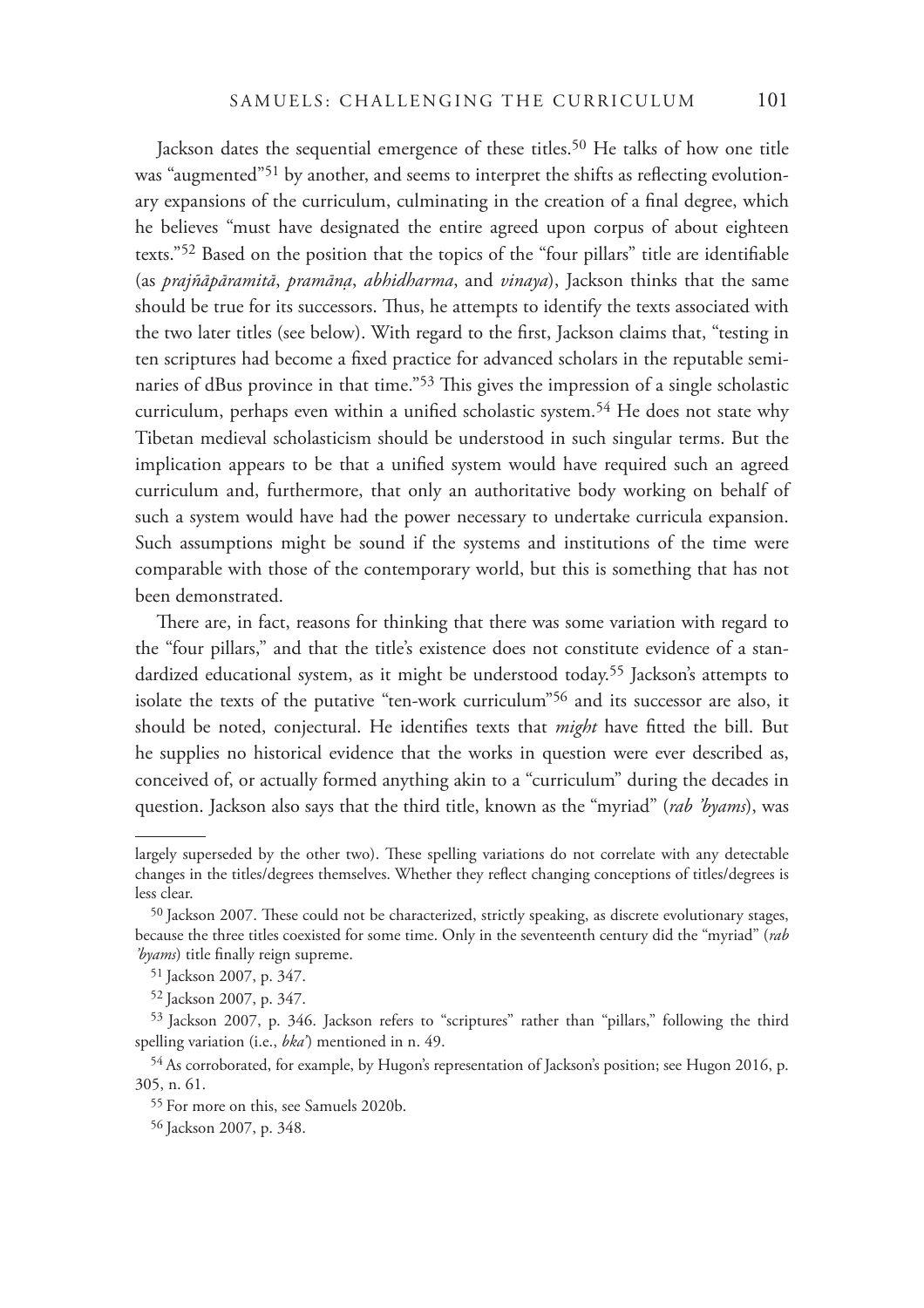Jackson dates the sequential emergence of these titles.[50] He talks of how one title was "augmented"[51] by another, and seems to interpret the shifts as reflecting evolutionary expansions of the curriculum, culminating in the creation of a final degree, which he believes "must have designated the entire agreed upon corpus of about eighteen texts."[52] Based on the position that the topics of the "four pillars" title are identifiable (as *prajñāpāramitā*, *pramāṇa*, *abhidharma*, and *vinaya*), Jackson thinks that the same should be true for its successors. Thus, he attempts to identify the texts associated with the two later titles (see below). With regard to the first, Jackson claims that, "testing in ten scriptures had become a fixed practice for advanced scholars in the reputable seminaries of dBus province in that time."[53] This gives the impression of a single scholastic curriculum, perhaps even within a unified scholastic system.[54] He does not state why Tibetan medieval scholasticism should be understood in such singular terms. But the implication appears to be that a unified system would have required such an agreed curriculum and, furthermore, that only an authoritative body working on behalf of such a system would have had the power necessary to undertake curricula expansion. Such assumptions might be sound if the systems and institutions of the time were comparable with those of the contemporary world, but this is something that has not been demonstrated.

There are, in fact, reasons for thinking that there was some variation with regard to the "four pillars," and that the title's existence does not constitute evidence of a standardized educational system, as it might be understood today.[55] Jackson's attempts to isolate the texts of the putative "ten-work curriculum"[56] and its successor are also, it should be noted, conjectural. He identifies texts that *might* have fitted the bill. But he supplies no historical evidence that the works in question were ever described as, conceived of, or actually formed anything akin to a "curriculum" during the decades in question. Jackson also says that the third title, known as the "myriad" (*rab 'byams*), was

---

largely superseded by the other two). These spelling variations do not correlate with any detectable changes in the titles/degrees themselves. Whether they reflect changing conceptions of titles/degrees is less clear.

[50] Jackson 2007. These could not be characterized, strictly speaking, as discrete evolutionary stages, because the three titles coexisted for some time. Only in the seventeenth century did the "myriad" (*rab 'byams*) title finally reign supreme.

[51] Jackson 2007, p. 347.

[52] Jackson 2007, p. 347.

[53] Jackson 2007, p. 346. Jackson refers to "scriptures" rather than "pillars," following the third spelling variation (i.e., *bka'*) mentioned in n. 49.

[54] As corroborated, for example, by Hugon's representation of Jackson's position; see Hugon 2016, p. 305, n. 61.

[55] For more on this, see Samuels 2020b.

[56] Jackson 2007, p. 348.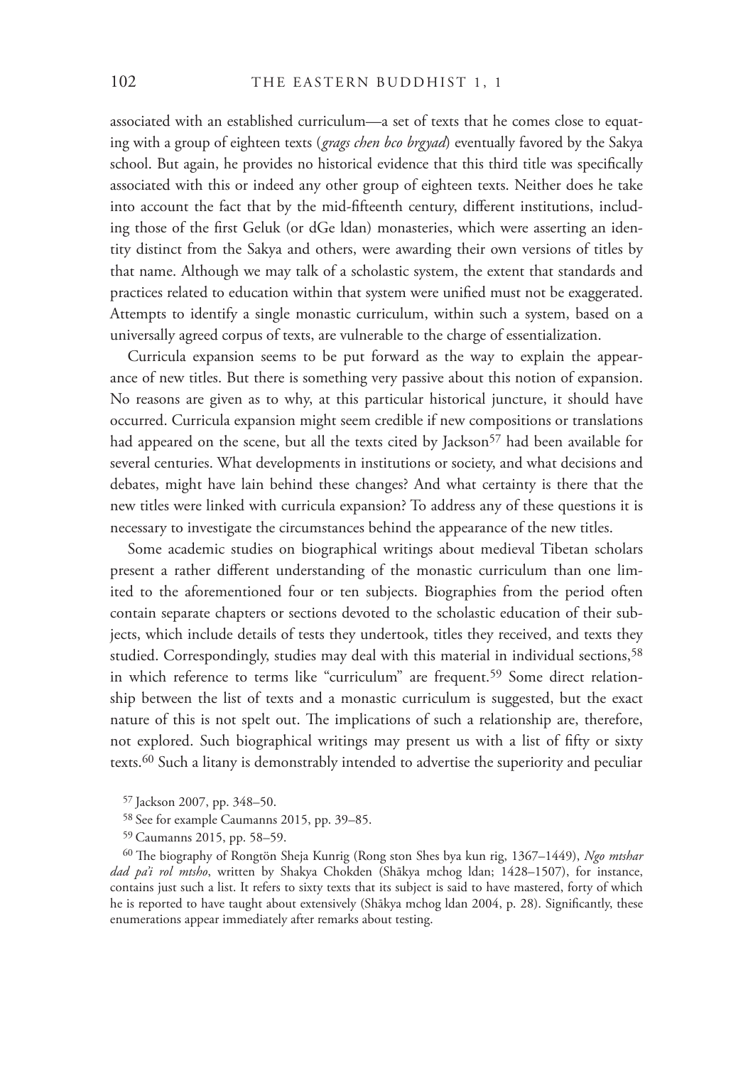associated with an established curriculum—a set of texts that he comes close to equating with a group of eighteen texts (*grags chen bco brgyad*) eventually favored by the Sakya school. But again, he provides no historical evidence that this third title was specifically associated with this or indeed any other group of eighteen texts. Neither does he take into account the fact that by the mid-fifteenth century, different institutions, including those of the first Geluk (or dGe ldan) monasteries, which were asserting an identity distinct from the Sakya and others, were awarding their own versions of titles by that name. Although we may talk of a scholastic system, the extent that standards and practices related to education within that system were unified must not be exaggerated. Attempts to identify a single monastic curriculum, within such a system, based on a universally agreed corpus of texts, are vulnerable to the charge of essentialization.

Curricula expansion seems to be put forward as the way to explain the appearance of new titles. But there is something very passive about this notion of expansion. No reasons are given as to why, at this particular historical juncture, it should have occurred. Curricula expansion might seem credible if new compositions or translations had appeared on the scene, but all the texts cited by Jackson[57] had been available for several centuries. What developments in institutions or society, and what decisions and debates, might have lain behind these changes? And what certainty is there that the new titles were linked with curricula expansion? To address any of these questions it is necessary to investigate the circumstances behind the appearance of the new titles.

Some academic studies on biographical writings about medieval Tibetan scholars present a rather different understanding of the monastic curriculum than one limited to the aforementioned four or ten subjects. Biographies from the period often contain separate chapters or sections devoted to the scholastic education of their subjects, which include details of tests they undertook, titles they received, and texts they studied. Correspondingly, studies may deal with this material in individual sections,[58] in which reference to terms like "curriculum" are frequent.[59] Some direct relationship between the list of texts and a monastic curriculum is suggested, but the exact nature of this is not spelt out. The implications of such a relationship are, therefore, not explored. Such biographical writings may present us with a list of fifty or sixty texts.[60] Such a litany is demonstrably intended to advertise the superiority and peculiar

[57] Jackson 2007, pp. 348–50.

[58] See for example Caumanns 2015, pp. 39–85.

[59] Caumanns 2015, pp. 58–59.

[60] The biography of Rongtön Sheja Kunrig (Rong ston Shes bya kun rig, 1367–1449), *Ngo mtshar dad pa'i rol mtsho*, written by Shakya Chokden (Shākya mchog ldan; 1428–1507), for instance, contains just such a list. It refers to sixty texts that its subject is said to have mastered, forty of which he is reported to have taught about extensively (Shākya mchog ldan 2004, p. 28). Significantly, these enumerations appear immediately after remarks about testing.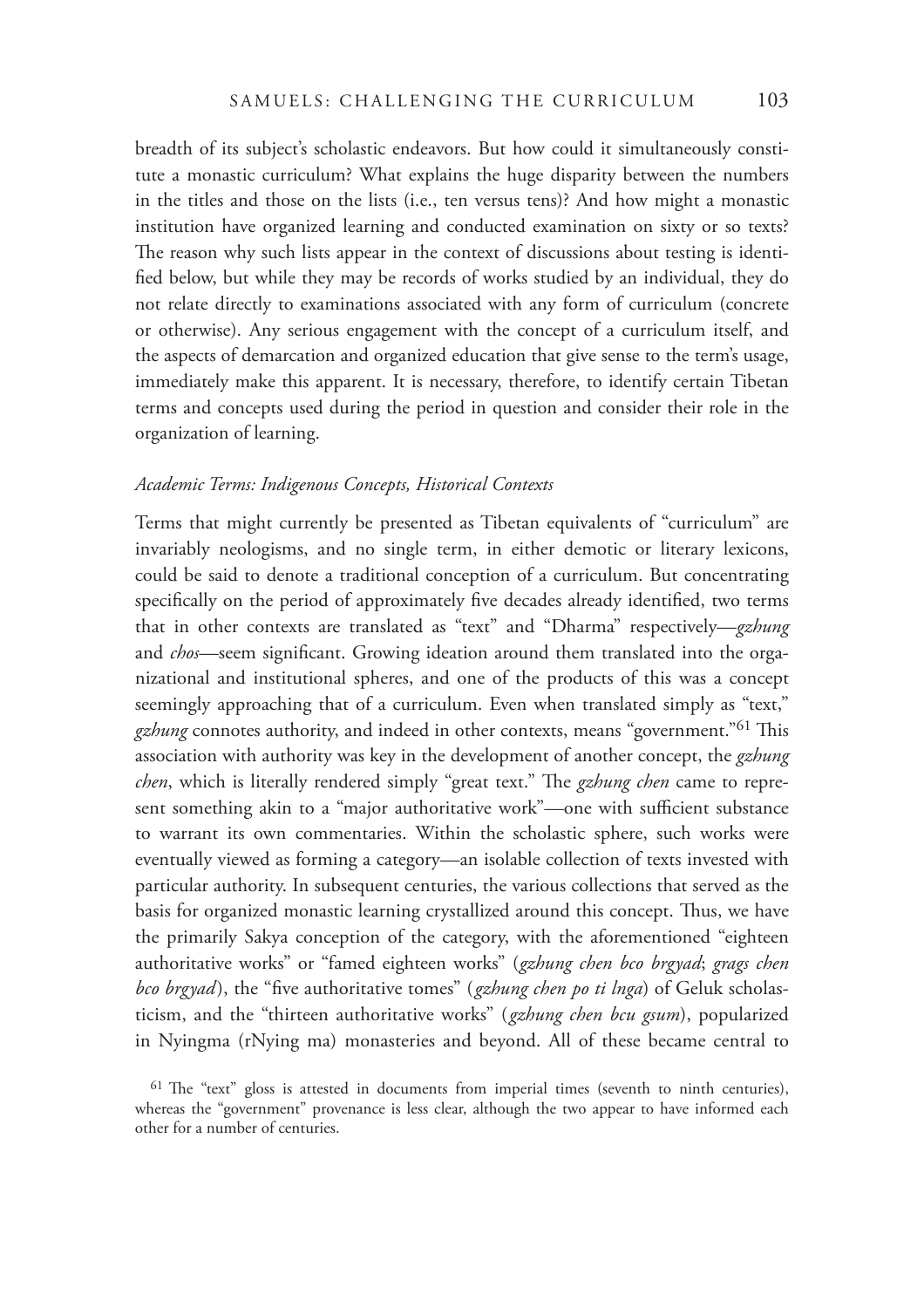breadth of its subject's scholastic endeavors. But how could it simultaneously constitute a monastic curriculum? What explains the huge disparity between the numbers in the titles and those on the lists (i.e., ten versus tens)? And how might a monastic institution have organized learning and conducted examination on sixty or so texts? The reason why such lists appear in the context of discussions about testing is identified below, but while they may be records of works studied by an individual, they do not relate directly to examinations associated with any form of curriculum (concrete or otherwise). Any serious engagement with the concept of a curriculum itself, and the aspects of demarcation and organized education that give sense to the term's usage, immediately make this apparent. It is necessary, therefore, to identify certain Tibetan terms and concepts used during the period in question and consider their role in the organization of learning.

### *Academic Terms: Indigenous Concepts, Historical Contexts*

Terms that might currently be presented as Tibetan equivalents of "curriculum" are invariably neologisms, and no single term, in either demotic or literary lexicons, could be said to denote a traditional conception of a curriculum. But concentrating specifically on the period of approximately five decades already identified, two terms that in other contexts are translated as "text" and "Dharma" respectively—*gzhung* and *chos*—seem significant. Growing ideation around them translated into the organizational and institutional spheres, and one of the products of this was a concept seemingly approaching that of a curriculum. Even when translated simply as "text," *gzhung* connotes authority, and indeed in other contexts, means "government."[61] This association with authority was key in the development of another concept, the *gzhung chen*, which is literally rendered simply "great text." The *gzhung chen* came to represent something akin to a "major authoritative work"—one with sufficient substance to warrant its own commentaries. Within the scholastic sphere, such works were eventually viewed as forming a category—an isolable collection of texts invested with particular authority. In subsequent centuries, the various collections that served as the basis for organized monastic learning crystallized around this concept. Thus, we have the primarily Sakya conception of the category, with the aforementioned "eighteen authoritative works" or "famed eighteen works" (*gzhung chen bco brgyad*; *grags chen bco brgyad*), the "five authoritative tomes" (*gzhung chen po ti lnga*) of Geluk scholasticism, and the "thirteen authoritative works" (*gzhung chen bcu gsum*), popularized in Nyingma (rNying ma) monasteries and beyond. All of these became central to

[61] The "text" gloss is attested in documents from imperial times (seventh to ninth centuries), whereas the "government" provenance is less clear, although the two appear to have informed each other for a number of centuries.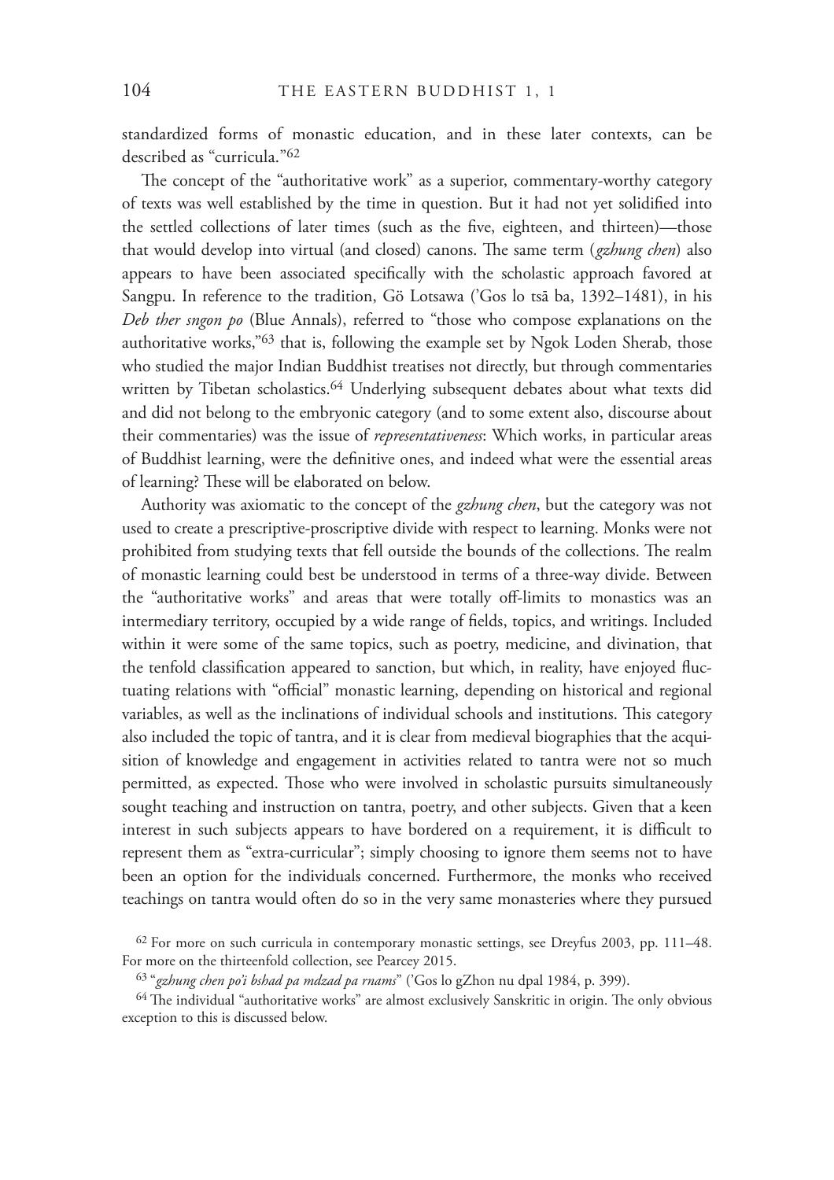standardized forms of monastic education, and in these later contexts, can be described as "curricula."[62]

The concept of the "authoritative work" as a superior, commentary-worthy category of texts was well established by the time in question. But it had not yet solidified into the settled collections of later times (such as the five, eighteen, and thirteen)—those that would develop into virtual (and closed) canons. The same term (*gzhung chen*) also appears to have been associated specifically with the scholastic approach favored at Sangpu. In reference to the tradition, Gö Lotsawa ('Gos lo tsā ba, 1392–1481), in his *Deb ther sngon po* (Blue Annals), referred to "those who compose explanations on the authoritative works,"[63] that is, following the example set by Ngok Loden Sherab, those who studied the major Indian Buddhist treatises not directly, but through commentaries written by Tibetan scholastics.[64] Underlying subsequent debates about what texts did and did not belong to the embryonic category (and to some extent also, discourse about their commentaries) was the issue of *representativeness*: Which works, in particular areas of Buddhist learning, were the definitive ones, and indeed what were the essential areas of learning? These will be elaborated on below.

Authority was axiomatic to the concept of the *gzhung chen*, but the category was not used to create a prescriptive-proscriptive divide with respect to learning. Monks were not prohibited from studying texts that fell outside the bounds of the collections. The realm of monastic learning could best be understood in terms of a three-way divide. Between the "authoritative works" and areas that were totally off-limits to monastics was an intermediary territory, occupied by a wide range of fields, topics, and writings. Included within it were some of the same topics, such as poetry, medicine, and divination, that the tenfold classification appeared to sanction, but which, in reality, have enjoyed fluctuating relations with "official" monastic learning, depending on historical and regional variables, as well as the inclinations of individual schools and institutions. This category also included the topic of tantra, and it is clear from medieval biographies that the acquisition of knowledge and engagement in activities related to tantra were not so much permitted, as expected. Those who were involved in scholastic pursuits simultaneously sought teaching and instruction on tantra, poetry, and other subjects. Given that a keen interest in such subjects appears to have bordered on a requirement, it is difficult to represent them as "extra-curricular"; simply choosing to ignore them seems not to have been an option for the individuals concerned. Furthermore, the monks who received teachings on tantra would often do so in the very same monasteries where they pursued

[62] For more on such curricula in contemporary monastic settings, see Dreyfus 2003, pp. 111–48. For more on the thirteenfold collection, see Pearcey 2015.

[63] "*gzhung chen po'i bshad pa mdzad pa rnams*" ('Gos lo gZhon nu dpal 1984, p. 399).

[64] The individual "authoritative works" are almost exclusively Sanskritic in origin. The only obvious exception to this is discussed below.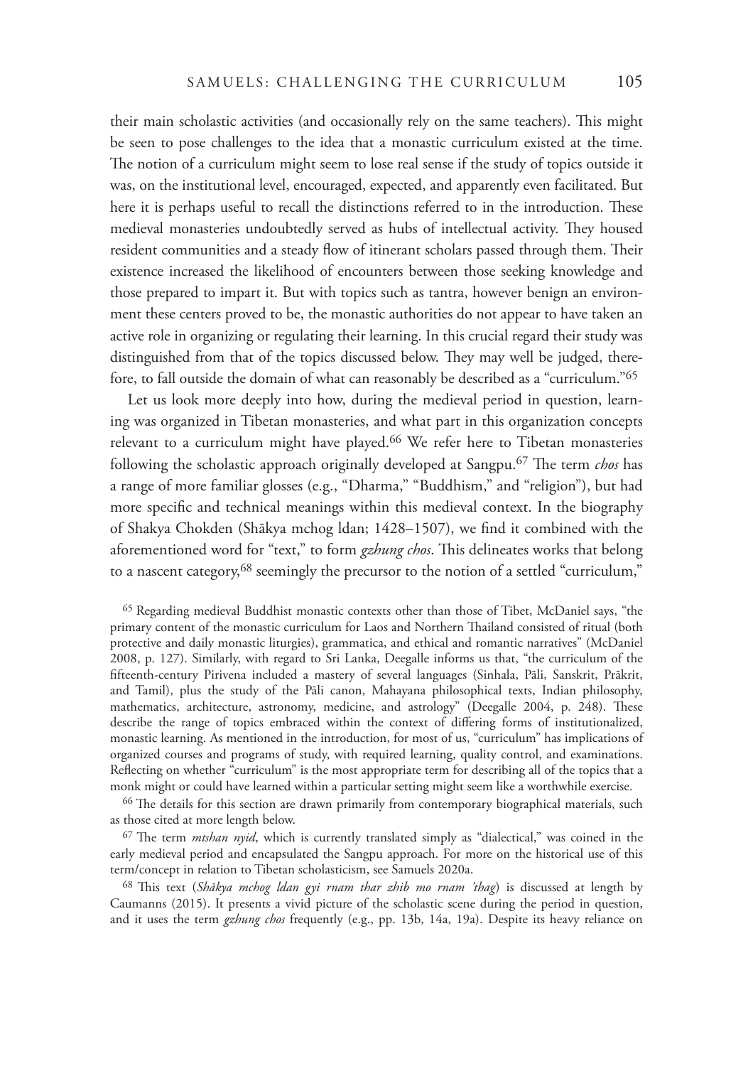their main scholastic activities (and occasionally rely on the same teachers). This might be seen to pose challenges to the idea that a monastic curriculum existed at the time. The notion of a curriculum might seem to lose real sense if the study of topics outside it was, on the institutional level, encouraged, expected, and apparently even facilitated. But here it is perhaps useful to recall the distinctions referred to in the introduction. These medieval monasteries undoubtedly served as hubs of intellectual activity. They housed resident communities and a steady flow of itinerant scholars passed through them. Their existence increased the likelihood of encounters between those seeking knowledge and those prepared to impart it. But with topics such as tantra, however benign an environment these centers proved to be, the monastic authorities do not appear to have taken an active role in organizing or regulating their learning. In this crucial regard their study was distinguished from that of the topics discussed below. They may well be judged, therefore, to fall outside the domain of what can reasonably be described as a "curriculum."[65]

Let us look more deeply into how, during the medieval period in question, learning was organized in Tibetan monasteries, and what part in this organization concepts relevant to a curriculum might have played.[66] We refer here to Tibetan monasteries following the scholastic approach originally developed at Sangpu.[67] The term *chos* has a range of more familiar glosses (e.g., "Dharma," "Buddhism," and "religion"), but had more specific and technical meanings within this medieval context. In the biography of Shakya Chokden (Shākya mchog ldan; 1428–1507), we find it combined with the aforementioned word for "text," to form *gzhung chos*. This delineates works that belong to a nascent category,[68] seemingly the precursor to the notion of a settled "curriculum,"

[65] Regarding medieval Buddhist monastic contexts other than those of Tibet, McDaniel says, "the primary content of the monastic curriculum for Laos and Northern Thailand consisted of ritual (both protective and daily monastic liturgies), grammatica, and ethical and romantic narratives" (McDaniel 2008, p. 127). Similarly, with regard to Sri Lanka, Deegalle informs us that, "the curriculum of the fifteenth-century Pirivena included a mastery of several languages (Sinhala, Pāli, Sanskrit, Prākrit, and Tamil), plus the study of the Pāli canon, Mahayana philosophical texts, Indian philosophy, mathematics, architecture, astronomy, medicine, and astrology" (Deegalle 2004, p. 248). These describe the range of topics embraced within the context of differing forms of institutionalized, monastic learning. As mentioned in the introduction, for most of us, "curriculum" has implications of organized courses and programs of study, with required learning, quality control, and examinations. Reflecting on whether "curriculum" is the most appropriate term for describing all of the topics that a monk might or could have learned within a particular setting might seem like a worthwhile exercise.

[66] The details for this section are drawn primarily from contemporary biographical materials, such as those cited at more length below.

[67] The term *mtshan nyid*, which is currently translated simply as "dialectical," was coined in the early medieval period and encapsulated the Sangpu approach. For more on the historical use of this term/concept in relation to Tibetan scholasticism, see Samuels 2020a.

[68] This text (*Shākya mchog ldan gyi rnam thar zhib mo rnam 'thag*) is discussed at length by Caumanns (2015). It presents a vivid picture of the scholastic scene during the period in question, and it uses the term *gzhung chos* frequently (e.g., pp. 13b, 14a, 19a). Despite its heavy reliance on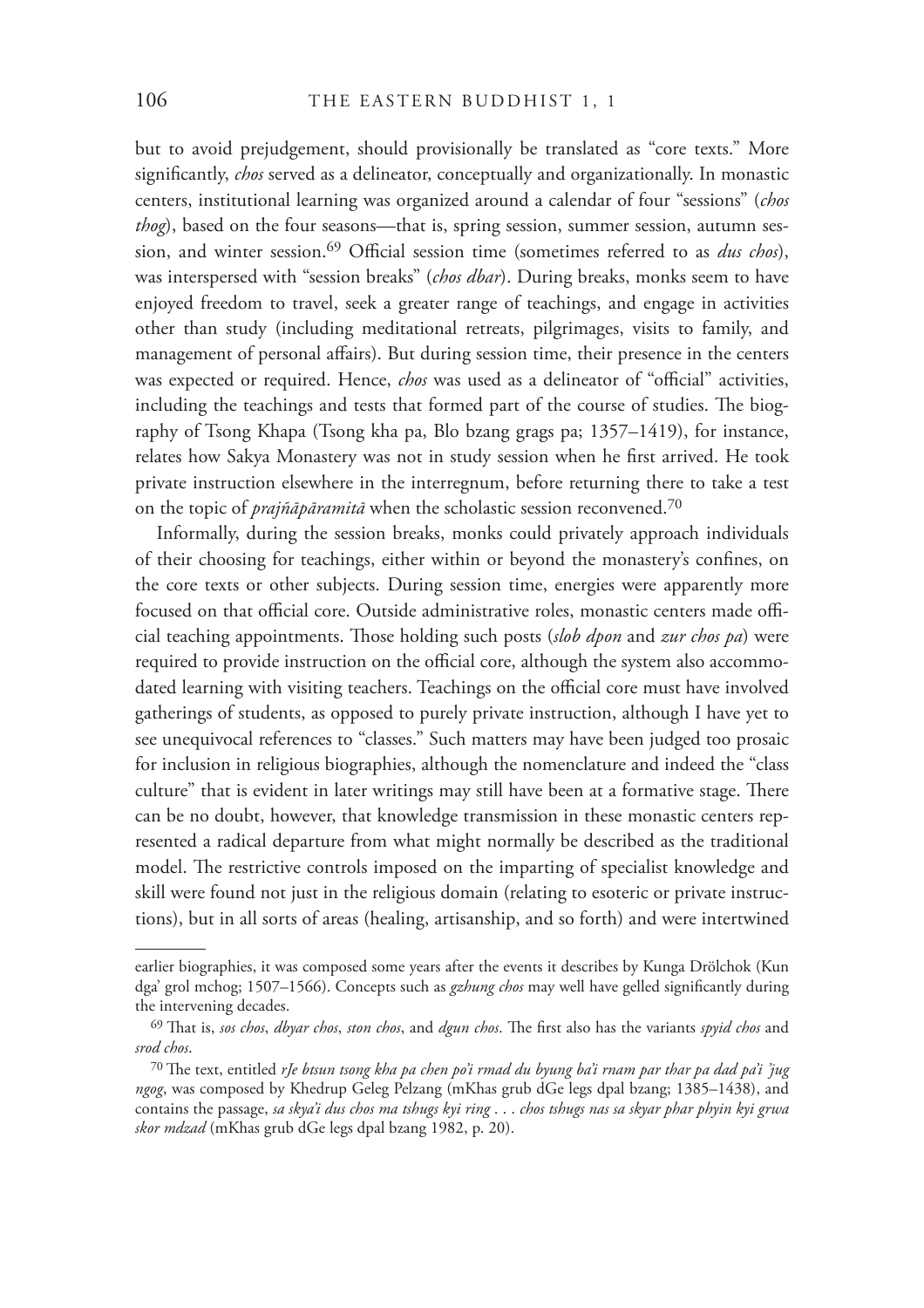but to avoid prejudgement, should provisionally be translated as "core texts." More significantly, *chos* served as a delineator, conceptually and organizationally. In monastic centers, institutional learning was organized around a calendar of four "sessions" (*chos thog*), based on the four seasons—that is, spring session, summer session, autumn session, and winter session.[69] Official session time (sometimes referred to as *dus chos*), was interspersed with "session breaks" (*chos dbar*). During breaks, monks seem to have enjoyed freedom to travel, seek a greater range of teachings, and engage in activities other than study (including meditational retreats, pilgrimages, visits to family, and management of personal affairs). But during session time, their presence in the centers was expected or required. Hence, *chos* was used as a delineator of "official" activities, including the teachings and tests that formed part of the course of studies. The biography of Tsong Khapa (Tsong kha pa, Blo bzang grags pa; 1357–1419), for instance, relates how Sakya Monastery was not in study session when he first arrived. He took private instruction elsewhere in the interregnum, before returning there to take a test on the topic of *prajñāpāramitā* when the scholastic session reconvened.[70]

Informally, during the session breaks, monks could privately approach individuals of their choosing for teachings, either within or beyond the monastery's confines, on the core texts or other subjects. During session time, energies were apparently more focused on that official core. Outside administrative roles, monastic centers made official teaching appointments. Those holding such posts (*slob dpon* and *zur chos pa*) were required to provide instruction on the official core, although the system also accommodated learning with visiting teachers. Teachings on the official core must have involved gatherings of students, as opposed to purely private instruction, although I have yet to see unequivocal references to "classes." Such matters may have been judged too prosaic for inclusion in religious biographies, although the nomenclature and indeed the "class culture" that is evident in later writings may still have been at a formative stage. There can be no doubt, however, that knowledge transmission in these monastic centers represented a radical departure from what might normally be described as the traditional model. The restrictive controls imposed on the imparting of specialist knowledge and skill were found not just in the religious domain (relating to esoteric or private instructions), but in all sorts of areas (healing, artisanship, and so forth) and were intertwined

---

earlier biographies, it was composed some years after the events it describes by Kunga Drölchok (Kun dga' grol mchog; 1507–1566). Concepts such as *gzhung chos* may well have gelled significantly during the intervening decades.

[69] That is, *sos chos*, *dbyar chos*, *ston chos*, and *dgun chos*. The first also has the variants *spyid chos* and *srod chos*.

[70] The text, entitled *rJe btsun tsong kha pa chen po'i rmad du byung ba'i rnam par thar pa dad pa'i 'jug ngog*, was composed by Khedrup Geleg Pelzang (mKhas grub dGe legs dpal bzang; 1385–1438), and contains the passage, *sa skya'i dus chos ma tshugs kyi ring . . . chos tshugs nas sa skyar phar phyin kyi grwa skor mdzad* (mKhas grub dGe legs dpal bzang 1982, p. 20).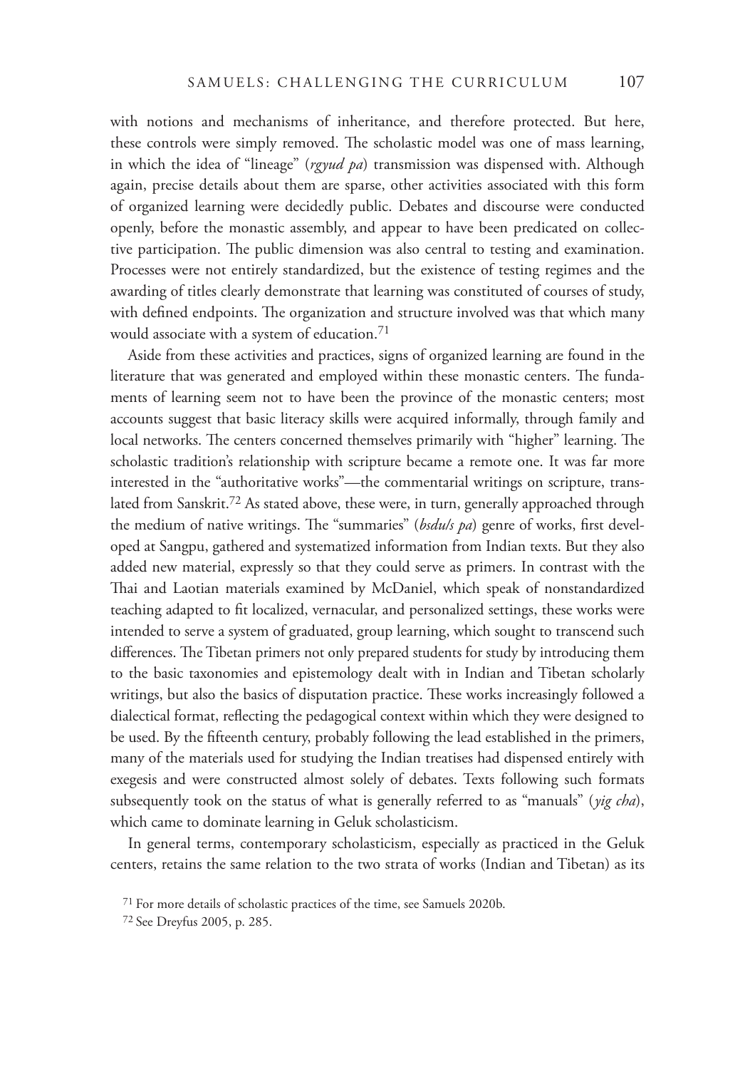with notions and mechanisms of inheritance, and therefore protected. But here, these controls were simply removed. The scholastic model was one of mass learning, in which the idea of "lineage" (*rgyud pa*) transmission was dispensed with. Although again, precise details about them are sparse, other activities associated with this form of organized learning were decidedly public. Debates and discourse were conducted openly, before the monastic assembly, and appear to have been predicated on collective participation. The public dimension was also central to testing and examination. Processes were not entirely standardized, but the existence of testing regimes and the awarding of titles clearly demonstrate that learning was constituted of courses of study, with defined endpoints. The organization and structure involved was that which many would associate with a system of education.[71]

Aside from these activities and practices, signs of organized learning are found in the literature that was generated and employed within these monastic centers. The fundaments of learning seem not to have been the province of the monastic centers; most accounts suggest that basic literacy skills were acquired informally, through family and local networks. The centers concerned themselves primarily with "higher" learning. The scholastic tradition's relationship with scripture became a remote one. It was far more interested in the "authoritative works"—the commentarial writings on scripture, translated from Sanskrit.[72] As stated above, these were, in turn, generally approached through the medium of native writings. The "summaries" (*bsdu/s pa*) genre of works, first developed at Sangpu, gathered and systematized information from Indian texts. But they also added new material, expressly so that they could serve as primers. In contrast with the Thai and Laotian materials examined by McDaniel, which speak of nonstandardized teaching adapted to fit localized, vernacular, and personalized settings, these works were intended to serve a system of graduated, group learning, which sought to transcend such differences. The Tibetan primers not only prepared students for study by introducing them to the basic taxonomies and epistemology dealt with in Indian and Tibetan scholarly writings, but also the basics of disputation practice. These works increasingly followed a dialectical format, reflecting the pedagogical context within which they were designed to be used. By the fifteenth century, probably following the lead established in the primers, many of the materials used for studying the Indian treatises had dispensed entirely with exegesis and were constructed almost solely of debates. Texts following such formats subsequently took on the status of what is generally referred to as "manuals" (*yig cha*), which came to dominate learning in Geluk scholasticism.

In general terms, contemporary scholasticism, especially as practiced in the Geluk centers, retains the same relation to the two strata of works (Indian and Tibetan) as its

[71] For more details of scholastic practices of the time, see Samuels 2020b.

[72] See Dreyfus 2005, p. 285.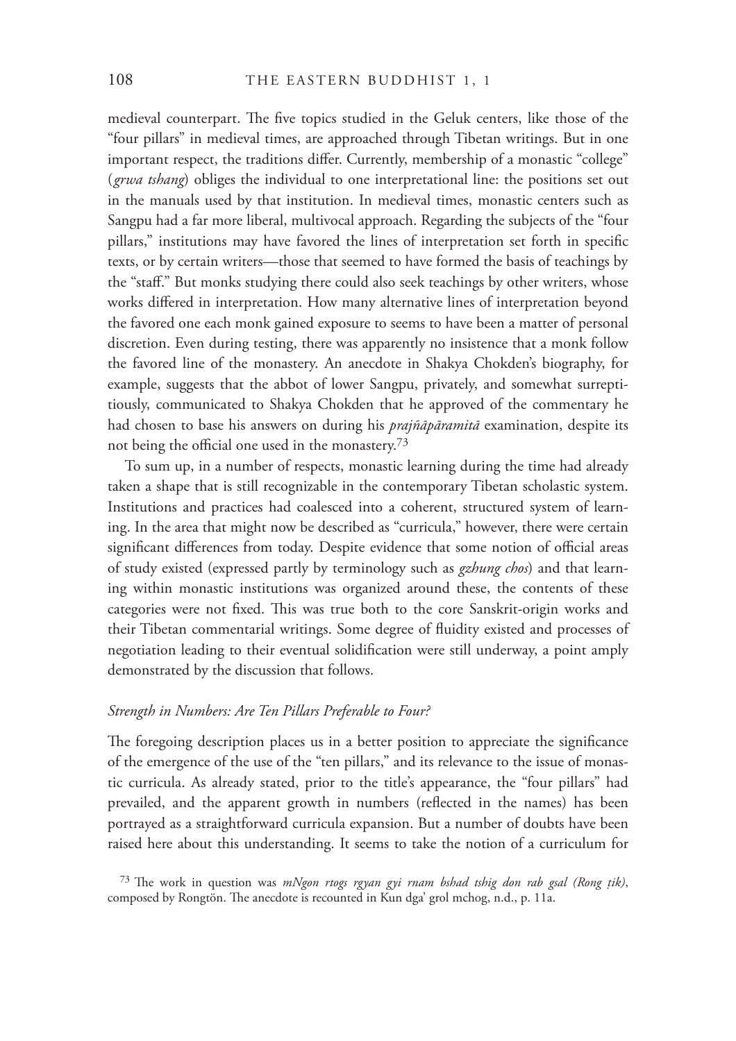medieval counterpart. The five topics studied in the Geluk centers, like those of the "four pillars" in medieval times, are approached through Tibetan writings. But in one important respect, the traditions differ. Currently, membership of a monastic "college" (*grwa tshang*) obliges the individual to one interpretational line: the positions set out in the manuals used by that institution. In medieval times, monastic centers such as Sangpu had a far more liberal, multivocal approach. Regarding the subjects of the "four pillars," institutions may have favored the lines of interpretation set forth in specific texts, or by certain writers—those that seemed to have formed the basis of teachings by the "staff." But monks studying there could also seek teachings by other writers, whose works differed in interpretation. How many alternative lines of interpretation beyond the favored one each monk gained exposure to seems to have been a matter of personal discretion. Even during testing, there was apparently no insistence that a monk follow the favored line of the monastery. An anecdote in Shakya Chokden's biography, for example, suggests that the abbot of lower Sangpu, privately, and somewhat surreptitiously, communicated to Shakya Chokden that he approved of the commentary he had chosen to base his answers on during his *prajñāpāramitā* examination, despite its not being the official one used in the monastery.[73]

To sum up, in a number of respects, monastic learning during the time had already taken a shape that is still recognizable in the contemporary Tibetan scholastic system. Institutions and practices had coalesced into a coherent, structured system of learning. In the area that might now be described as "curricula," however, there were certain significant differences from today. Despite evidence that some notion of official areas of study existed (expressed partly by terminology such as *gzhung chos*) and that learning within monastic institutions was organized around these, the contents of these categories were not fixed. This was true both to the core Sanskrit-origin works and their Tibetan commentarial writings. Some degree of fluidity existed and processes of negotiation leading to their eventual solidification were still underway, a point amply demonstrated by the discussion that follows.

### *Strength in Numbers: Are Ten Pillars Preferable to Four?*

The foregoing description places us in a better position to appreciate the significance of the emergence of the use of the "ten pillars," and its relevance to the issue of monastic curricula. As already stated, prior to the title's appearance, the "four pillars" had prevailed, and the apparent growth in numbers (reflected in the names) has been portrayed as a straightforward curricula expansion. But a number of doubts have been raised here about this understanding. It seems to take the notion of a curriculum for

[73] The work in question was *mNgon rtogs rgyan gyi rnam bshad tshig don rab gsal (Rong ṭik)*, composed by Rongtön. The anecdote is recounted in Kun dga' grol mchog, n.d., p. 11a.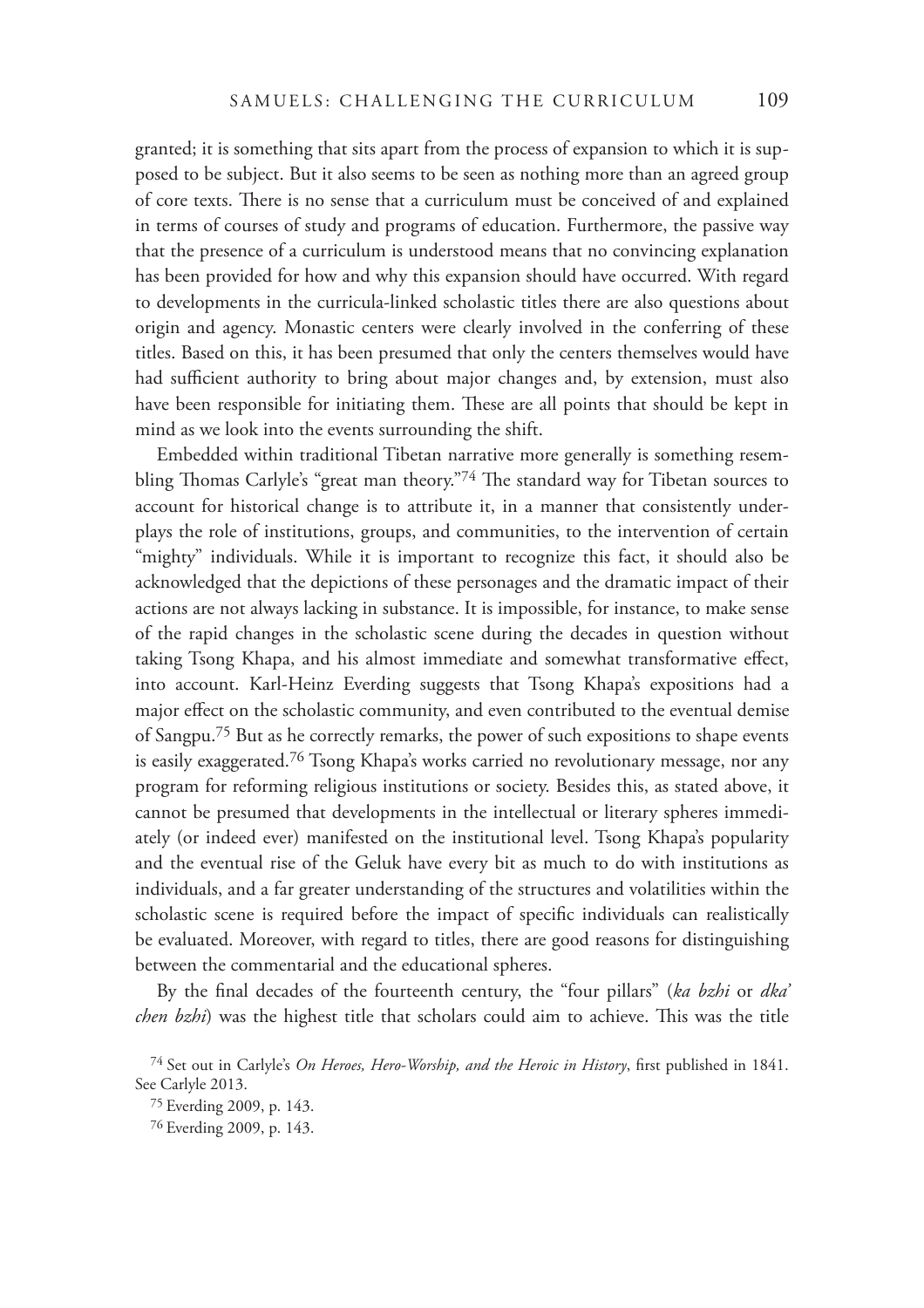granted; it is something that sits apart from the process of expansion to which it is supposed to be subject. But it also seems to be seen as nothing more than an agreed group of core texts. There is no sense that a curriculum must be conceived of and explained in terms of courses of study and programs of education. Furthermore, the passive way that the presence of a curriculum is understood means that no convincing explanation has been provided for how and why this expansion should have occurred. With regard to developments in the curricula-linked scholastic titles there are also questions about origin and agency. Monastic centers were clearly involved in the conferring of these titles. Based on this, it has been presumed that only the centers themselves would have had sufficient authority to bring about major changes and, by extension, must also have been responsible for initiating them. These are all points that should be kept in mind as we look into the events surrounding the shift.

Embedded within traditional Tibetan narrative more generally is something resembling Thomas Carlyle's "great man theory."[74] The standard way for Tibetan sources to account for historical change is to attribute it, in a manner that consistently underplays the role of institutions, groups, and communities, to the intervention of certain "mighty" individuals. While it is important to recognize this fact, it should also be acknowledged that the depictions of these personages and the dramatic impact of their actions are not always lacking in substance. It is impossible, for instance, to make sense of the rapid changes in the scholastic scene during the decades in question without taking Tsong Khapa, and his almost immediate and somewhat transformative effect, into account. Karl-Heinz Everding suggests that Tsong Khapa's expositions had a major effect on the scholastic community, and even contributed to the eventual demise of Sangpu.[75] But as he correctly remarks, the power of such expositions to shape events is easily exaggerated.[76] Tsong Khapa's works carried no revolutionary message, nor any program for reforming religious institutions or society. Besides this, as stated above, it cannot be presumed that developments in the intellectual or literary spheres immediately (or indeed ever) manifested on the institutional level. Tsong Khapa's popularity and the eventual rise of the Geluk have every bit as much to do with institutions as individuals, and a far greater understanding of the structures and volatilities within the scholastic scene is required before the impact of specific individuals can realistically be evaluated. Moreover, with regard to titles, there are good reasons for distinguishing between the commentarial and the educational spheres.

By the final decades of the fourteenth century, the "four pillars" (*ka bzhi* or *dka' chen bzhi*) was the highest title that scholars could aim to achieve. This was the title

[74] Set out in Carlyle's *On Heroes, Hero-Worship, and the Heroic in History*, first published in 1841. See Carlyle 2013.

[75] Everding 2009, p. 143.

[76] Everding 2009, p. 143.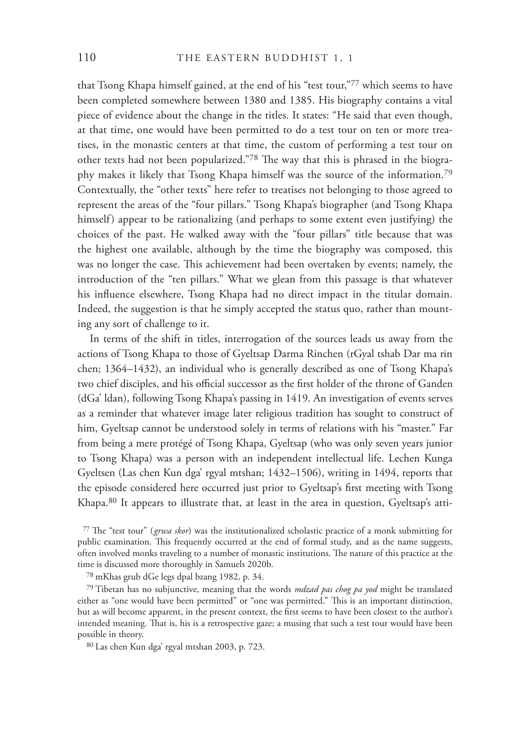that Tsong Khapa himself gained, at the end of his "test tour,"[77] which seems to have been completed somewhere between 1380 and 1385. His biography contains a vital piece of evidence about the change in the titles. It states: "He said that even though, at that time, one would have been permitted to do a test tour on ten or more treatises, in the monastic centers at that time, the custom of performing a test tour on other texts had not been popularized."[78] The way that this is phrased in the biography makes it likely that Tsong Khapa himself was the source of the information.[79] Contextually, the "other texts" here refer to treatises not belonging to those agreed to represent the areas of the "four pillars." Tsong Khapa's biographer (and Tsong Khapa himself) appear to be rationalizing (and perhaps to some extent even justifying) the choices of the past. He walked away with the "four pillars" title because that was the highest one available, although by the time the biography was composed, this was no longer the case. This achievement had been overtaken by events; namely, the introduction of the "ten pillars." What we glean from this passage is that whatever his influence elsewhere, Tsong Khapa had no direct impact in the titular domain. Indeed, the suggestion is that he simply accepted the status quo, rather than mounting any sort of challenge to it.

In terms of the shift in titles, interrogation of the sources leads us away from the actions of Tsong Khapa to those of Gyeltsap Darma Rinchen (rGyal tshab Dar ma rin chen; 1364–1432), an individual who is generally described as one of Tsong Khapa's two chief disciples, and his official successor as the first holder of the throne of Ganden (dGa' ldan), following Tsong Khapa's passing in 1419. An investigation of events serves as a reminder that whatever image later religious tradition has sought to construct of him, Gyeltsap cannot be understood solely in terms of relations with his "master." Far from being a mere protégé of Tsong Khapa, Gyeltsap (who was only seven years junior to Tsong Khapa) was a person with an independent intellectual life. Lechen Kunga Gyeltsen (Las chen Kun dga' rgyal mtshan; 1432–1506), writing in 1494, reports that the episode considered here occurred just prior to Gyeltsap's first meeting with Tsong Khapa.[80] It appears to illustrate that, at least in the area in question, Gyeltsap's atti-

[77] The "test tour" (*grwa skor*) was the institutionalized scholastic practice of a monk submitting for public examination. This frequently occurred at the end of formal study, and as the name suggests, often involved monks traveling to a number of monastic institutions. The nature of this practice at the time is discussed more thoroughly in Samuels 2020b.

[78] mKhas grub dGe legs dpal bzang 1982, p. 34.

[79] Tibetan has no subjunctive, meaning that the words *mdzad pas chog pa yod* might be translated either as "one would have been permitted" or "one was permitted." This is an important distinction, but as will become apparent, in the present context, the first seems to have been closest to the author's intended meaning. That is, his is a retrospective gaze; a musing that such a test tour would have been possible in theory.

[80] Las chen Kun dga' rgyal mtshan 2003, p. 723.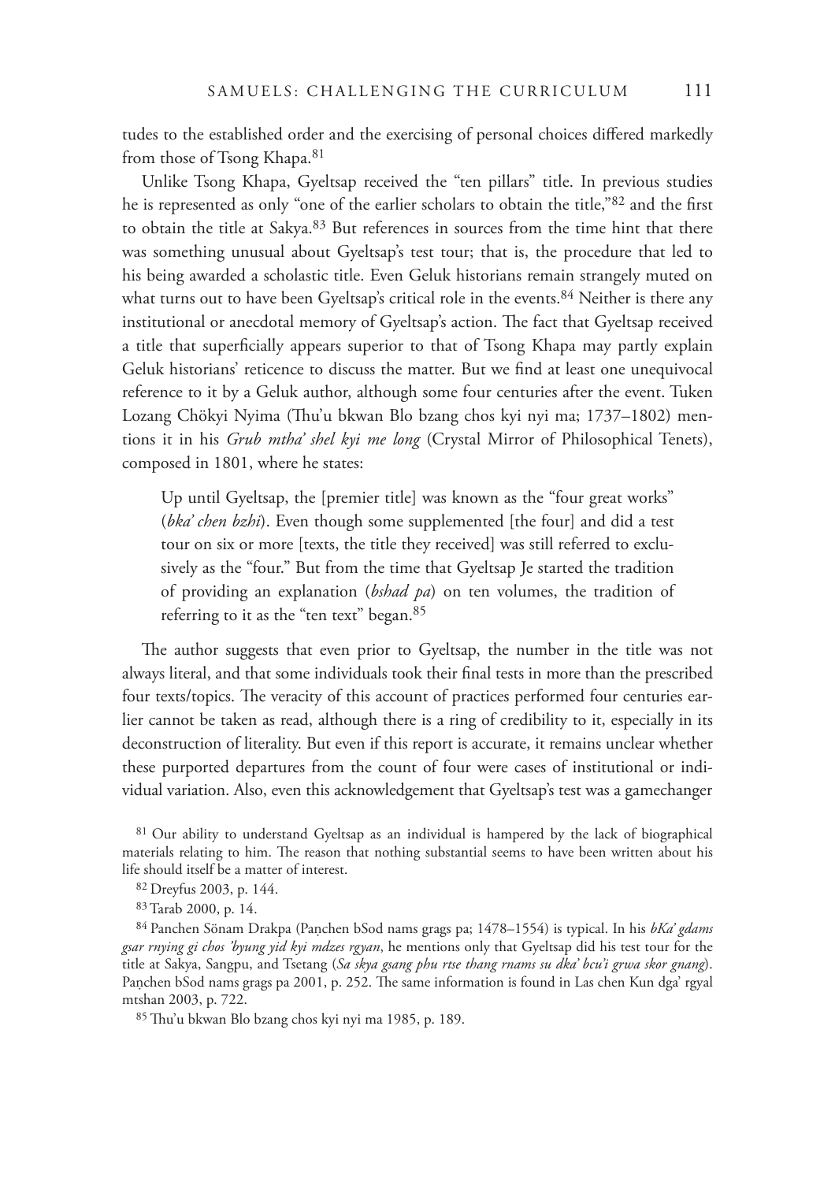tudes to the established order and the exercising of personal choices differed markedly from those of Tsong Khapa.[81]

Unlike Tsong Khapa, Gyeltsap received the "ten pillars" title. In previous studies he is represented as only "one of the earlier scholars to obtain the title,"[82] and the first to obtain the title at Sakya.[83] But references in sources from the time hint that there was something unusual about Gyeltsap's test tour; that is, the procedure that led to his being awarded a scholastic title. Even Geluk historians remain strangely muted on what turns out to have been Gyeltsap's critical role in the events.[84] Neither is there any institutional or anecdotal memory of Gyeltsap's action. The fact that Gyeltsap received a title that superficially appears superior to that of Tsong Khapa may partly explain Geluk historians' reticence to discuss the matter. But we find at least one unequivocal reference to it by a Geluk author, although some four centuries after the event. Tuken Lozang Chökyi Nyima (Thu'u bkwan Blo bzang chos kyi nyi ma; 1737–1802) mentions it in his *Grub mtha' shel kyi me long* (Crystal Mirror of Philosophical Tenets), composed in 1801, where he states:

> Up until Gyeltsap, the [premier title] was known as the "four great works" (*bka' chen bzhi*). Even though some supplemented [the four] and did a test tour on six or more [texts, the title they received] was still referred to exclusively as the "four." But from the time that Gyeltsap Je started the tradition of providing an explanation (*bshad pa*) on ten volumes, the tradition of referring to it as the "ten text" began.[85]

The author suggests that even prior to Gyeltsap, the number in the title was not always literal, and that some individuals took their final tests in more than the prescribed four texts/topics. The veracity of this account of practices performed four centuries earlier cannot be taken as read, although there is a ring of credibility to it, especially in its deconstruction of literality. But even if this report is accurate, it remains unclear whether these purported departures from the count of four were cases of institutional or individual variation. Also, even this acknowledgement that Gyeltsap's test was a gamechanger

[81] Our ability to understand Gyeltsap as an individual is hampered by the lack of biographical materials relating to him. The reason that nothing substantial seems to have been written about his life should itself be a matter of interest.

[82] Dreyfus 2003, p. 144.

[83] Tarab 2000, p. 14.

[84] Panchen Sönam Drakpa (Paṇchen bSod nams grags pa; 1478–1554) is typical. In his *bKa' gdams gsar rnying gi chos 'byung yid kyi mdzes rgyan*, he mentions only that Gyeltsap did his test tour for the title at Sakya, Sangpu, and Tsetang (*Sa skya gsang phu rtse thang rnams su dka' bcu'i grwa skor gnang*). Paṇchen bSod nams grags pa 2001, p. 252. The same information is found in Las chen Kun dga' rgyal mtshan 2003, p. 722.

[85] Thu'u bkwan Blo bzang chos kyi nyi ma 1985, p. 189.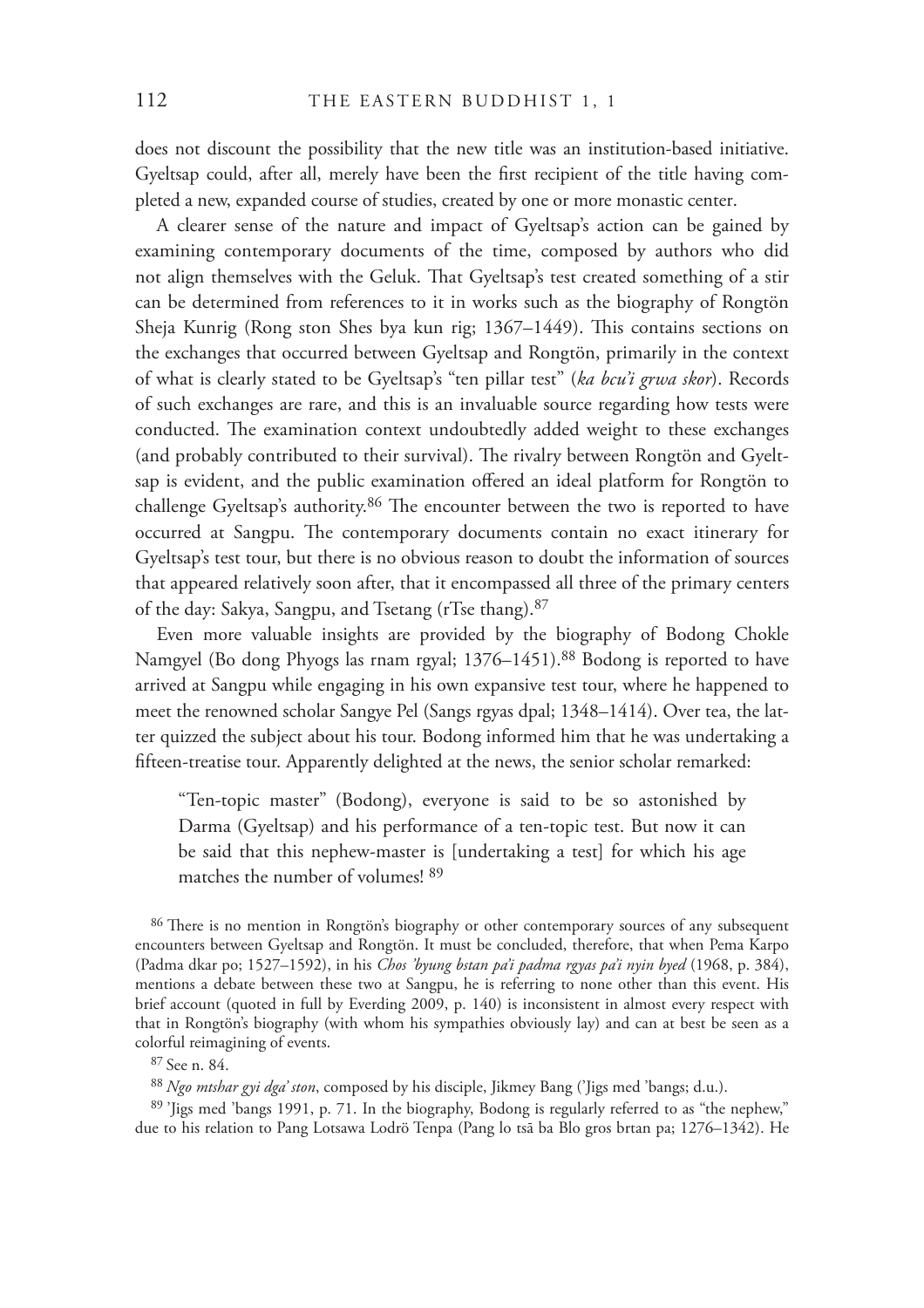does not discount the possibility that the new title was an institution-based initiative. Gyeltsap could, after all, merely have been the first recipient of the title having completed a new, expanded course of studies, created by one or more monastic center.

A clearer sense of the nature and impact of Gyeltsap's action can be gained by examining contemporary documents of the time, composed by authors who did not align themselves with the Geluk. That Gyeltsap's test created something of a stir can be determined from references to it in works such as the biography of Rongtön Sheja Kunrig (Rong ston Shes bya kun rig; 1367–1449). This contains sections on the exchanges that occurred between Gyeltsap and Rongtön, primarily in the context of what is clearly stated to be Gyeltsap's "ten pillar test" (*ka bcu'i grwa skor*). Records of such exchanges are rare, and this is an invaluable source regarding how tests were conducted. The examination context undoubtedly added weight to these exchanges (and probably contributed to their survival). The rivalry between Rongtön and Gyeltsap is evident, and the public examination offered an ideal platform for Rongtön to challenge Gyeltsap's authority.[86] The encounter between the two is reported to have occurred at Sangpu. The contemporary documents contain no exact itinerary for Gyeltsap's test tour, but there is no obvious reason to doubt the information of sources that appeared relatively soon after, that it encompassed all three of the primary centers of the day: Sakya, Sangpu, and Tsetang (rTse thang).[87]

Even more valuable insights are provided by the biography of Bodong Chokle Namgyel (Bo dong Phyogs las rnam rgyal; 1376–1451).[88] Bodong is reported to have arrived at Sangpu while engaging in his own expansive test tour, where he happened to meet the renowned scholar Sangye Pel (Sangs rgyas dpal; 1348–1414). Over tea, the latter quizzed the subject about his tour. Bodong informed him that he was undertaking a fifteen-treatise tour. Apparently delighted at the news, the senior scholar remarked:

> "Ten-topic master" (Bodong), everyone is said to be so astonished by Darma (Gyeltsap) and his performance of a ten-topic test. But now it can be said that this nephew-master is [undertaking a test] for which his age matches the number of volumes! [89]

[86] There is no mention in Rongtön's biography or other contemporary sources of any subsequent encounters between Gyeltsap and Rongtön. It must be concluded, therefore, that when Pema Karpo (Padma dkar po; 1527–1592), in his *Chos 'byung bstan pa'i padma rgyas pa'i nyin byed* (1968, p. 384), mentions a debate between these two at Sangpu, he is referring to none other than this event. His brief account (quoted in full by Everding 2009, p. 140) is inconsistent in almost every respect with that in Rongtön's biography (with whom his sympathies obviously lay) and can at best be seen as a colorful reimagining of events.

[87] See n. 84.

[88] *Ngo mtshar gyi dga' ston*, composed by his disciple, Jikmey Bang ('Jigs med 'bangs; d.u.).

[89] 'Jigs med 'bangs 1991, p. 71. In the biography, Bodong is regularly referred to as "the nephew," due to his relation to Pang Lotsawa Lodrö Tenpa (Pang lo tsā ba Blo gros brtan pa; 1276–1342). He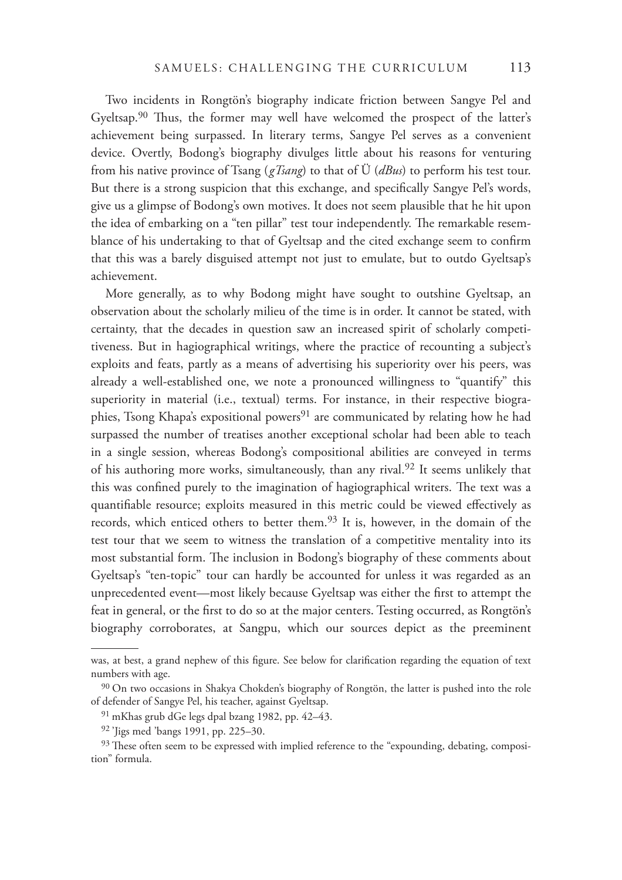Two incidents in Rongtön's biography indicate friction between Sangye Pel and Gyeltsap.[90] Thus, the former may well have welcomed the prospect of the latter's achievement being surpassed. In literary terms, Sangye Pel serves as a convenient device. Overtly, Bodong's biography divulges little about his reasons for venturing from his native province of Tsang (*gTsang*) to that of Ü (*dBus*) to perform his test tour. But there is a strong suspicion that this exchange, and specifically Sangye Pel's words, give us a glimpse of Bodong's own motives. It does not seem plausible that he hit upon the idea of embarking on a "ten pillar" test tour independently. The remarkable resemblance of his undertaking to that of Gyeltsap and the cited exchange seem to confirm that this was a barely disguised attempt not just to emulate, but to outdo Gyeltsap's achievement.

More generally, as to why Bodong might have sought to outshine Gyeltsap, an observation about the scholarly milieu of the time is in order. It cannot be stated, with certainty, that the decades in question saw an increased spirit of scholarly competitiveness. But in hagiographical writings, where the practice of recounting a subject's exploits and feats, partly as a means of advertising his superiority over his peers, was already a well-established one, we note a pronounced willingness to "quantify" this superiority in material (i.e., textual) terms. For instance, in their respective biographies, Tsong Khapa's expositional powers[91] are communicated by relating how he had surpassed the number of treatises another exceptional scholar had been able to teach in a single session, whereas Bodong's compositional abilities are conveyed in terms of his authoring more works, simultaneously, than any rival.[92] It seems unlikely that this was confined purely to the imagination of hagiographical writers. The text was a quantifiable resource; exploits measured in this metric could be viewed effectively as records, which enticed others to better them.[93] It is, however, in the domain of the test tour that we seem to witness the translation of a competitive mentality into its most substantial form. The inclusion in Bodong's biography of these comments about Gyeltsap's "ten-topic" tour can hardly be accounted for unless it was regarded as an unprecedented event—most likely because Gyeltsap was either the first to attempt the feat in general, or the first to do so at the major centers. Testing occurred, as Rongtön's biography corroborates, at Sangpu, which our sources depict as the preeminent

---

was, at best, a grand nephew of this figure. See below for clarification regarding the equation of text numbers with age.

[90] On two occasions in Shakya Chokden's biography of Rongtön, the latter is pushed into the role of defender of Sangye Pel, his teacher, against Gyeltsap.

[91] mKhas grub dGe legs dpal bzang 1982, pp. 42–43.

[92] 'Jigs med 'bangs 1991, pp. 225–30.

[93] These often seem to be expressed with implied reference to the "expounding, debating, composition" formula.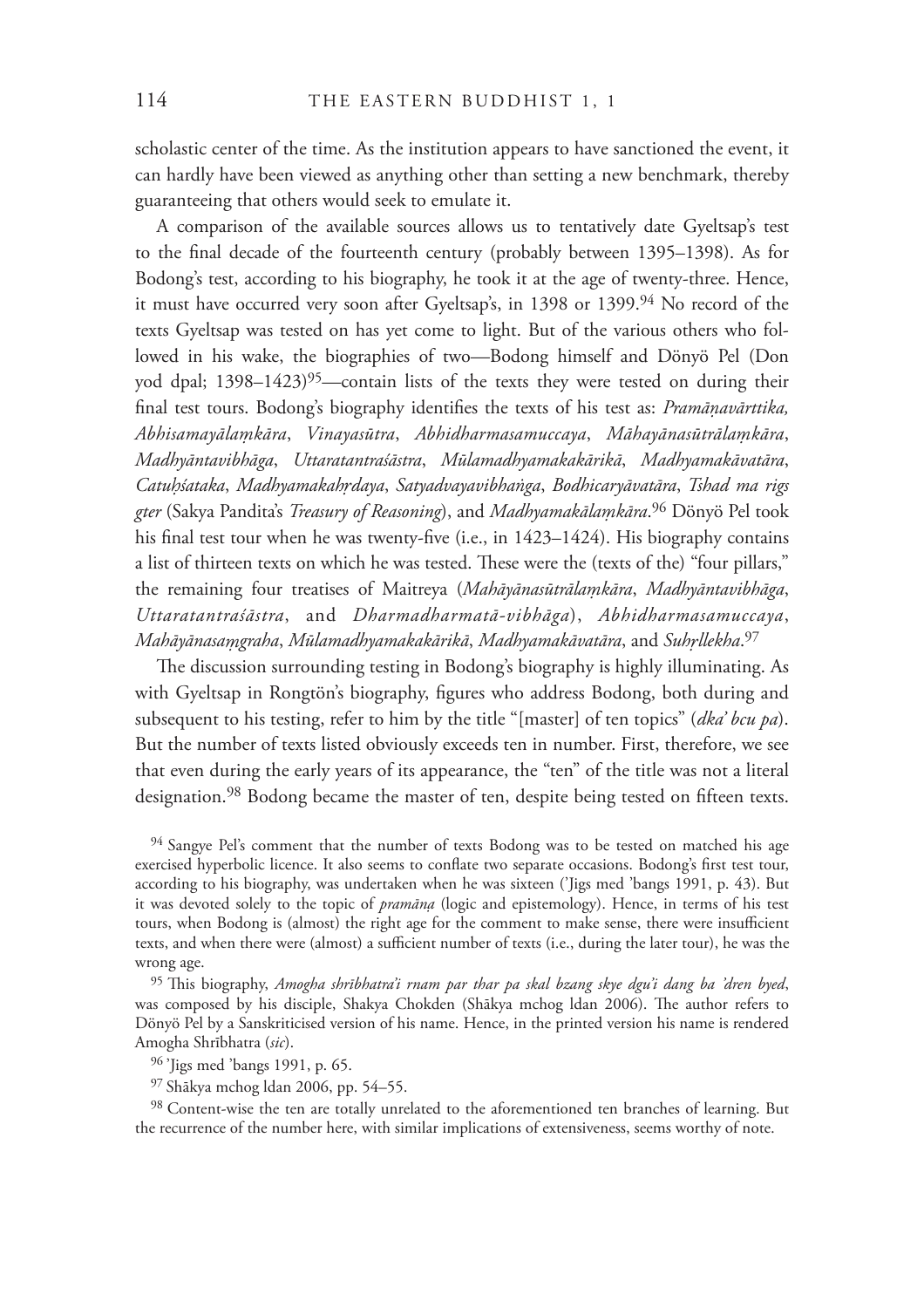scholastic center of the time. As the institution appears to have sanctioned the event, it can hardly have been viewed as anything other than setting a new benchmark, thereby guaranteeing that others would seek to emulate it.

A comparison of the available sources allows us to tentatively date Gyeltsap's test to the final decade of the fourteenth century (probably between 1395–1398). As for Bodong's test, according to his biography, he took it at the age of twenty-three. Hence, it must have occurred very soon after Gyeltsap's, in 1398 or 1399.[94] No record of the texts Gyeltsap was tested on has yet come to light. But of the various others who followed in his wake, the biographies of two—Bodong himself and Dönyö Pel (Don yod dpal; 1398–1423)[95]—contain lists of the texts they were tested on during their final test tours. Bodong's biography identifies the texts of his test as: *Pramāṇavārttika, Abhisamayālaṃkāra*, *Vinayasūtra*, *Abhidharmasamuccaya*, *Māhayānasūtrālaṃkāra*, *Madhyāntavibhāga*, *Uttaratantraśāstra*, *Mūlamadhyamakakārikā*, *Madhyamakāvatāra*, *Catuḥśataka*, *Madhyamakahṛdaya*, *Satyadvayavibhaṅga*, *Bodhicaryāvatāra*, *Tshad ma rigs gter* (Sakya Pandita's *Treasury of Reasoning*), and *Madhyamakālaṃkāra*.[96] Dönyö Pel took his final test tour when he was twenty-five (i.e., in 1423–1424). His biography contains a list of thirteen texts on which he was tested. These were the (texts of the) "four pillars," the remaining four treatises of Maitreya (*Mahāyānasūtrālaṃkāra*, *Madhyāntavibhāga*, *Uttaratantraśāstra*, and *Dharmadharmatā-vibhāga*), *Abhidharmasamuccaya*, *Mahāyānasaṃgraha*, *Mūlamadhyamakakārikā*, *Madhyamakāvatāra*, and *Suhṛllekha*.[97]

The discussion surrounding testing in Bodong's biography is highly illuminating. As with Gyeltsap in Rongtön's biography, figures who address Bodong, both during and subsequent to his testing, refer to him by the title "[master] of ten topics" (*dka' bcu pa*). But the number of texts listed obviously exceeds ten in number. First, therefore, we see that even during the early years of its appearance, the "ten" of the title was not a literal designation.[98] Bodong became the master of ten, despite being tested on fifteen texts.

[94] Sangye Pel's comment that the number of texts Bodong was to be tested on matched his age exercised hyperbolic licence. It also seems to conflate two separate occasions. Bodong's first test tour, according to his biography, was undertaken when he was sixteen ('Jigs med 'bangs 1991, p. 43). But it was devoted solely to the topic of *pramāṇa* (logic and epistemology). Hence, in terms of his test tours, when Bodong is (almost) the right age for the comment to make sense, there were insufficient texts, and when there were (almost) a sufficient number of texts (i.e., during the later tour), he was the wrong age.

[95] This biography, *Amogha shrībhatra'i rnam par thar pa skal bzang skye dgu'i dang ba 'dren byed*, was composed by his disciple, Shakya Chokden (Shākya mchog ldan 2006). The author refers to Dönyö Pel by a Sanskriticised version of his name. Hence, in the printed version his name is rendered Amogha Shrībhatra (*sic*).

[96] 'Jigs med 'bangs 1991, p. 65.

[97] Shākya mchog ldan 2006, pp. 54–55.

[98] Content-wise the ten are totally unrelated to the aforementioned ten branches of learning. But the recurrence of the number here, with similar implications of extensiveness, seems worthy of note.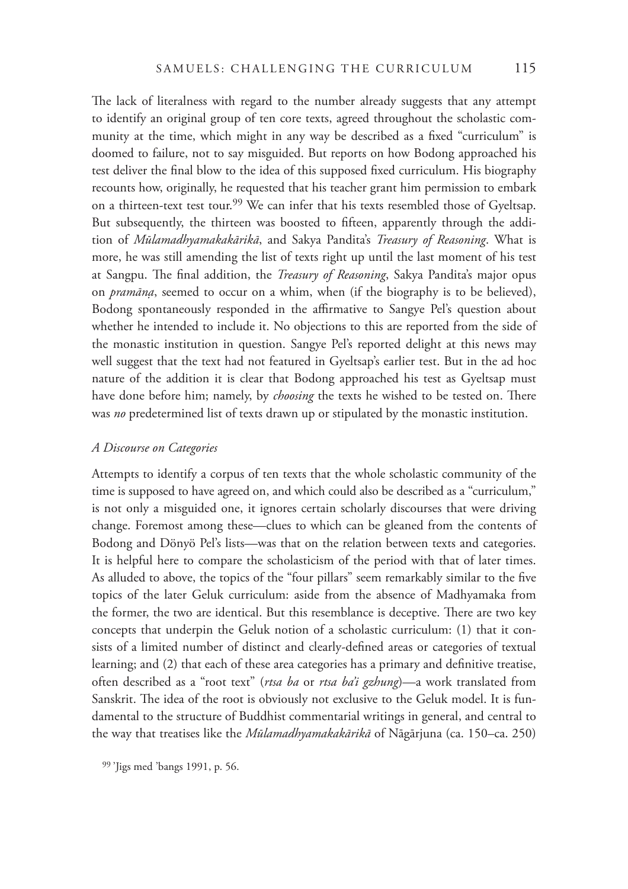The lack of literalness with regard to the number already suggests that any attempt to identify an original group of ten core texts, agreed throughout the scholastic community at the time, which might in any way be described as a fixed "curriculum" is doomed to failure, not to say misguided. But reports on how Bodong approached his test deliver the final blow to the idea of this supposed fixed curriculum. His biography recounts how, originally, he requested that his teacher grant him permission to embark on a thirteen-text test tour.[99] We can infer that his texts resembled those of Gyeltsap. But subsequently, the thirteen was boosted to fifteen, apparently through the addition of *Mūlamadhyamakakārikā*, and Sakya Pandita's *Treasury of Reasoning*. What is more, he was still amending the list of texts right up until the last moment of his test at Sangpu. The final addition, the *Treasury of Reasoning*, Sakya Pandita's major opus on *pramāṇa*, seemed to occur on a whim, when (if the biography is to be believed), Bodong spontaneously responded in the affirmative to Sangye Pel's question about whether he intended to include it. No objections to this are reported from the side of the monastic institution in question. Sangye Pel's reported delight at this news may well suggest that the text had not featured in Gyeltsap's earlier test. But in the ad hoc nature of the addition it is clear that Bodong approached his test as Gyeltsap must have done before him; namely, by *choosing* the texts he wished to be tested on. There was *no* predetermined list of texts drawn up or stipulated by the monastic institution.

### *A Discourse on Categories*

Attempts to identify a corpus of ten texts that the whole scholastic community of the time is supposed to have agreed on, and which could also be described as a "curriculum," is not only a misguided one, it ignores certain scholarly discourses that were driving change. Foremost among these—clues to which can be gleaned from the contents of Bodong and Dönyö Pel's lists—was that on the relation between texts and categories. It is helpful here to compare the scholasticism of the period with that of later times. As alluded to above, the topics of the "four pillars" seem remarkably similar to the five topics of the later Geluk curriculum: aside from the absence of Madhyamaka from the former, the two are identical. But this resemblance is deceptive. There are two key concepts that underpin the Geluk notion of a scholastic curriculum: (1) that it consists of a limited number of distinct and clearly-defined areas or categories of textual learning; and (2) that each of these area categories has a primary and definitive treatise, often described as a "root text" (*rtsa ba* or *rtsa ba'i gzhung*)—a work translated from Sanskrit. The idea of the root is obviously not exclusive to the Geluk model. It is fundamental to the structure of Buddhist commentarial writings in general, and central to the way that treatises like the *Mūlamadhyamakakārikā* of Nāgārjuna (ca. 150–ca. 250)

[99] 'Jigs med 'bangs 1991, p. 56.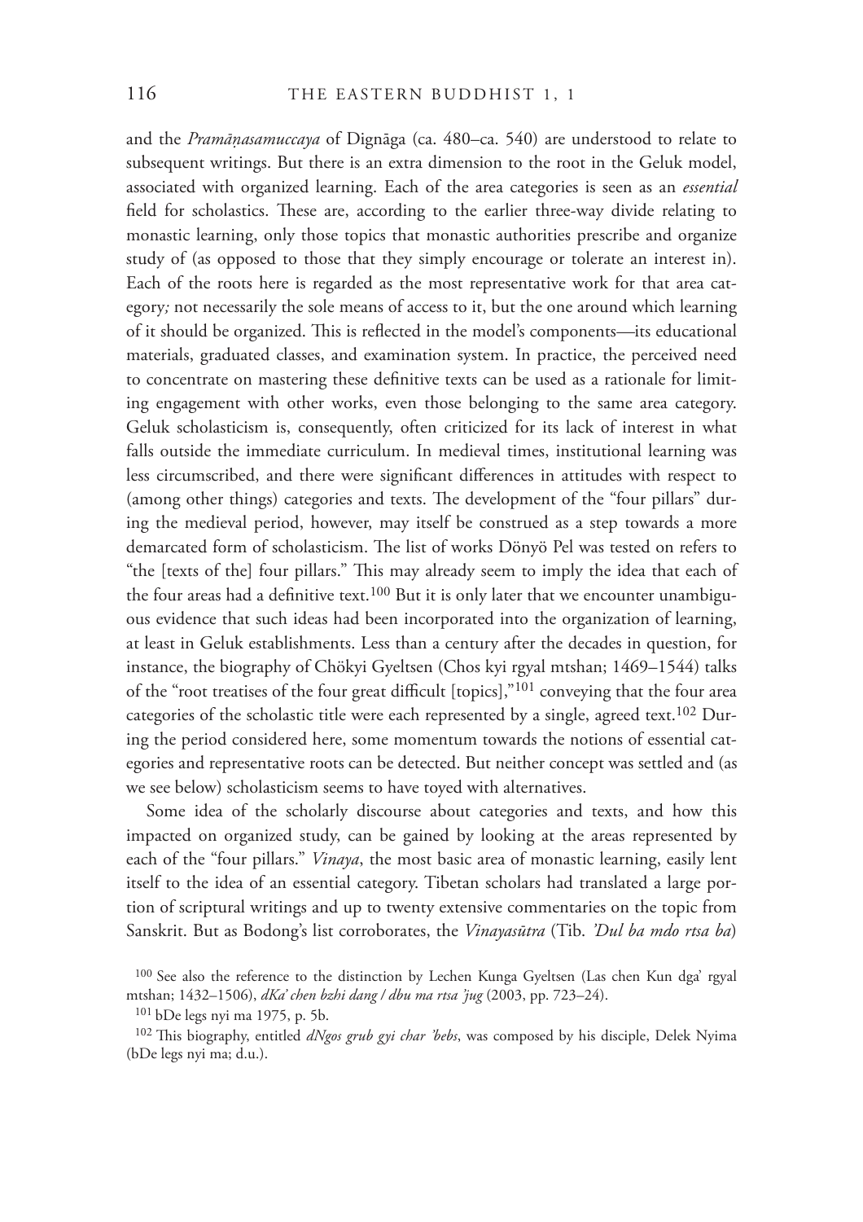and the *Pramāṇasamuccaya* of Dignāga (ca. 480–ca. 540) are understood to relate to subsequent writings. But there is an extra dimension to the root in the Geluk model, associated with organized learning. Each of the area categories is seen as an *essential* field for scholastics. These are, according to the earlier three-way divide relating to monastic learning, only those topics that monastic authorities prescribe and organize study of (as opposed to those that they simply encourage or tolerate an interest in). Each of the roots here is regarded as the most representative work for that area category*;* not necessarily the sole means of access to it, but the one around which learning of it should be organized. This is reflected in the model's components—its educational materials, graduated classes, and examination system. In practice, the perceived need to concentrate on mastering these definitive texts can be used as a rationale for limiting engagement with other works, even those belonging to the same area category. Geluk scholasticism is, consequently, often criticized for its lack of interest in what falls outside the immediate curriculum. In medieval times, institutional learning was less circumscribed, and there were significant differences in attitudes with respect to (among other things) categories and texts. The development of the "four pillars" during the medieval period, however, may itself be construed as a step towards a more demarcated form of scholasticism. The list of works Dönyö Pel was tested on refers to "the [texts of the] four pillars." This may already seem to imply the idea that each of the four areas had a definitive text.[100] But it is only later that we encounter unambiguous evidence that such ideas had been incorporated into the organization of learning, at least in Geluk establishments. Less than a century after the decades in question, for instance, the biography of Chökyi Gyeltsen (Chos kyi rgyal mtshan; 1469–1544) talks of the "root treatises of the four great difficult [topics],"[101] conveying that the four area categories of the scholastic title were each represented by a single, agreed text.[102] During the period considered here, some momentum towards the notions of essential categories and representative roots can be detected. But neither concept was settled and (as we see below) scholasticism seems to have toyed with alternatives.

Some idea of the scholarly discourse about categories and texts, and how this impacted on organized study, can be gained by looking at the areas represented by each of the "four pillars." *Vinaya*, the most basic area of monastic learning, easily lent itself to the idea of an essential category. Tibetan scholars had translated a large portion of scriptural writings and up to twenty extensive commentaries on the topic from Sanskrit. But as Bodong's list corroborates, the *Vinayasūtra* (Tib. *'Dul ba mdo rtsa ba*)

[100] See also the reference to the distinction by Lechen Kunga Gyeltsen (Las chen Kun dga' rgyal mtshan; 1432–1506), *dKa' chen bzhi dang / dbu ma rtsa 'jug* (2003, pp. 723–24).

[101] bDe legs nyi ma 1975, p. 5b.

[102] This biography, entitled *dNgos grub gyi char 'bebs*, was composed by his disciple, Delek Nyima (bDe legs nyi ma; d.u.).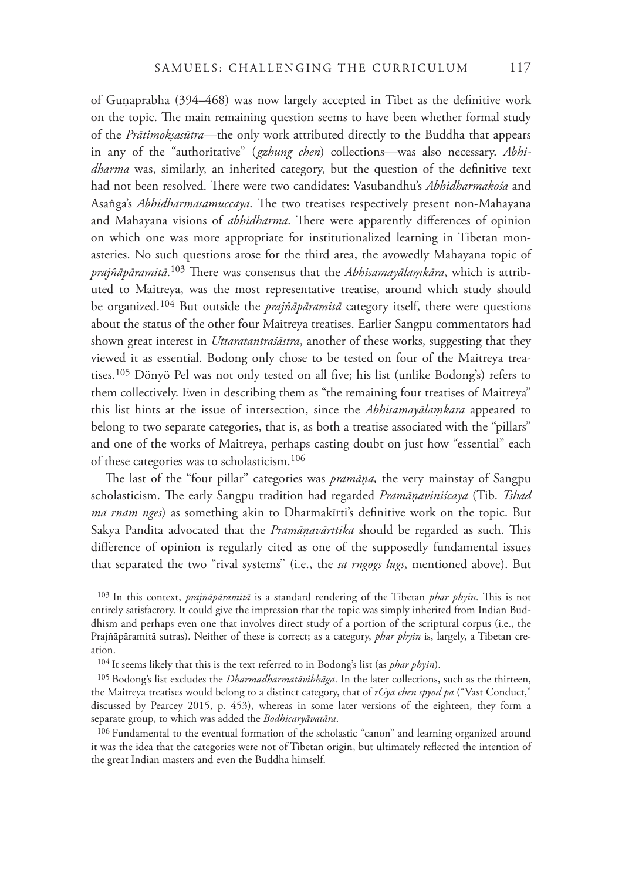of Guṇaprabha (394–468) was now largely accepted in Tibet as the definitive work on the topic. The main remaining question seems to have been whether formal study of the *Prātimokṣasūtra*—the only work attributed directly to the Buddha that appears in any of the "authoritative" (*gzhung chen*) collections—was also necessary. *Abhidharma* was, similarly, an inherited category, but the question of the definitive text had not been resolved. There were two candidates: Vasubandhu's *Abhidharmakośa* and Asaṅga's *Abhidharmasamuccaya*. The two treatises respectively present non-Mahayana and Mahayana visions of *abhidharma*. There were apparently differences of opinion on which one was more appropriate for institutionalized learning in Tibetan monasteries. No such questions arose for the third area, the avowedly Mahayana topic of *prajñāpāramitā*.[103] There was consensus that the *Abhisamayālaṃkāra*, which is attributed to Maitreya, was the most representative treatise, around which study should be organized.[104] But outside the *prajñāpāramitā* category itself, there were questions about the status of the other four Maitreya treatises. Earlier Sangpu commentators had shown great interest in *Uttaratantraśāstra*, another of these works, suggesting that they viewed it as essential. Bodong only chose to be tested on four of the Maitreya treatises.[105] Dönyö Pel was not only tested on all five; his list (unlike Bodong's) refers to them collectively. Even in describing them as "the remaining four treatises of Maitreya" this list hints at the issue of intersection, since the *Abhisamayālaṃkara* appeared to belong to two separate categories, that is, as both a treatise associated with the "pillars" and one of the works of Maitreya, perhaps casting doubt on just how "essential" each of these categories was to scholasticism.[106]

The last of the "four pillar" categories was *pramāṇa,* the very mainstay of Sangpu scholasticism. The early Sangpu tradition had regarded *Pramāṇaviniścaya* (Tib. *Tshad ma rnam nges*) as something akin to Dharmakīrti's definitive work on the topic. But Sakya Pandita advocated that the *Pramāṇavārttika* should be regarded as such. This difference of opinion is regularly cited as one of the supposedly fundamental issues that separated the two "rival systems" (i.e., the *sa rngogs lugs*, mentioned above). But

[103] In this context, *prajñāpāramitā* is a standard rendering of the Tibetan *phar phyin*. This is not entirely satisfactory. It could give the impression that the topic was simply inherited from Indian Buddhism and perhaps even one that involves direct study of a portion of the scriptural corpus (i.e., the Prajñāpāramitā sutras). Neither of these is correct; as a category, *phar phyin* is, largely, a Tibetan creation.

[104] It seems likely that this is the text referred to in Bodong's list (as *phar phyin*).

[105] Bodong's list excludes the *Dharmadharmatāvibhāga*. In the later collections, such as the thirteen, the Maitreya treatises would belong to a distinct category, that of *rGya chen spyod pa* ("Vast Conduct," discussed by Pearcey 2015, p. 453), whereas in some later versions of the eighteen, they form a separate group, to which was added the *Bodhicaryāvatāra*.

[106] Fundamental to the eventual formation of the scholastic "canon" and learning organized around it was the idea that the categories were not of Tibetan origin, but ultimately reflected the intention of the great Indian masters and even the Buddha himself.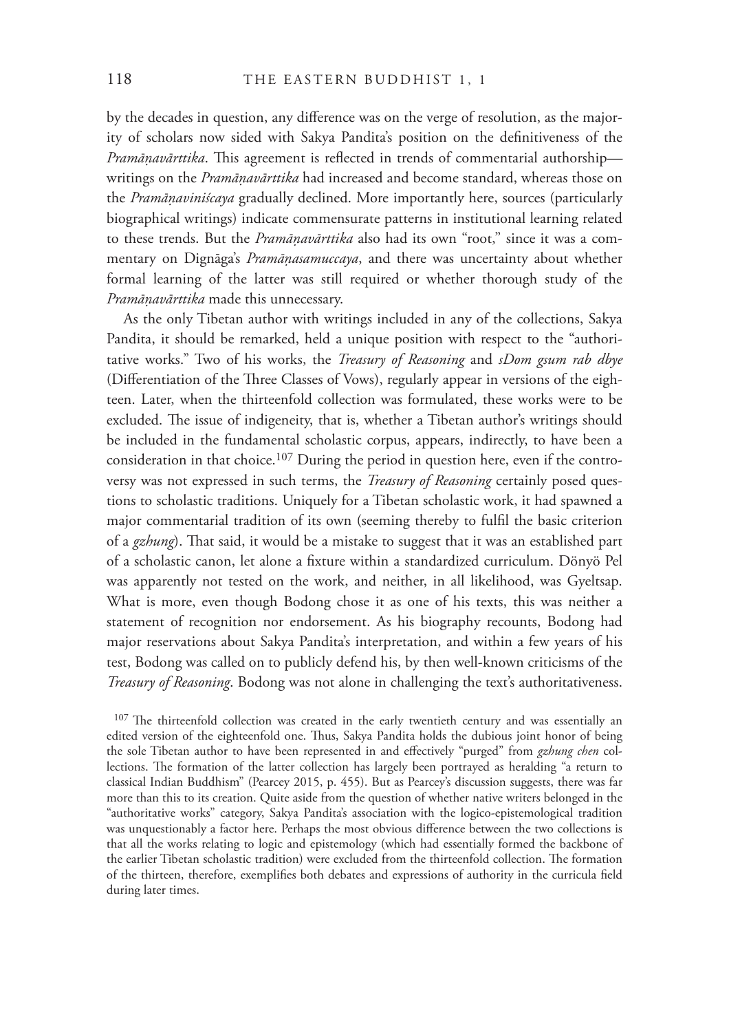by the decades in question, any difference was on the verge of resolution, as the majority of scholars now sided with Sakya Pandita's position on the definitiveness of the *Pramāṇavārttika*. This agreement is reflected in trends of commentarial authorship—writings on the *Pramāṇavārttika* had increased and become standard, whereas those on the *Pramāṇaviniścaya* gradually declined. More importantly here, sources (particularly biographical writings) indicate commensurate patterns in institutional learning related to these trends. But the *Pramāṇavārttika* also had its own "root," since it was a commentary on Dignāga's *Pramāṇasamuccaya*, and there was uncertainty about whether formal learning of the latter was still required or whether thorough study of the *Pramāṇavārttika* made this unnecessary.

As the only Tibetan author with writings included in any of the collections, Sakya Pandita, it should be remarked, held a unique position with respect to the "authoritative works." Two of his works, the *Treasury of Reasoning* and *sDom gsum rab dbye* (Differentiation of the Three Classes of Vows), regularly appear in versions of the eighteen. Later, when the thirteenfold collection was formulated, these works were to be excluded. The issue of indigeneity, that is, whether a Tibetan author's writings should be included in the fundamental scholastic corpus, appears, indirectly, to have been a consideration in that choice.[107] During the period in question here, even if the controversy was not expressed in such terms, the *Treasury of Reasoning* certainly posed questions to scholastic traditions. Uniquely for a Tibetan scholastic work, it had spawned a major commentarial tradition of its own (seeming thereby to fulfil the basic criterion of a *gzhung*). That said, it would be a mistake to suggest that it was an established part of a scholastic canon, let alone a fixture within a standardized curriculum. Dönyö Pel was apparently not tested on the work, and neither, in all likelihood, was Gyeltsap. What is more, even though Bodong chose it as one of his texts, this was neither a statement of recognition nor endorsement. As his biography recounts, Bodong had major reservations about Sakya Pandita's interpretation, and within a few years of his test, Bodong was called on to publicly defend his, by then well-known criticisms of the *Treasury of Reasoning*. Bodong was not alone in challenging the text's authoritativeness.

[107] The thirteenfold collection was created in the early twentieth century and was essentially an edited version of the eighteenfold one. Thus, Sakya Pandita holds the dubious joint honor of being the sole Tibetan author to have been represented in and effectively "purged" from *gzhung chen* collections. The formation of the latter collection has largely been portrayed as heralding "a return to classical Indian Buddhism" (Pearcey 2015, p. 455). But as Pearcey's discussion suggests, there was far more than this to its creation. Quite aside from the question of whether native writers belonged in the "authoritative works" category, Sakya Pandita's association with the logico-epistemological tradition was unquestionably a factor here. Perhaps the most obvious difference between the two collections is that all the works relating to logic and epistemology (which had essentially formed the backbone of the earlier Tibetan scholastic tradition) were excluded from the thirteenfold collection. The formation of the thirteen, therefore, exemplifies both debates and expressions of authority in the curricula field during later times.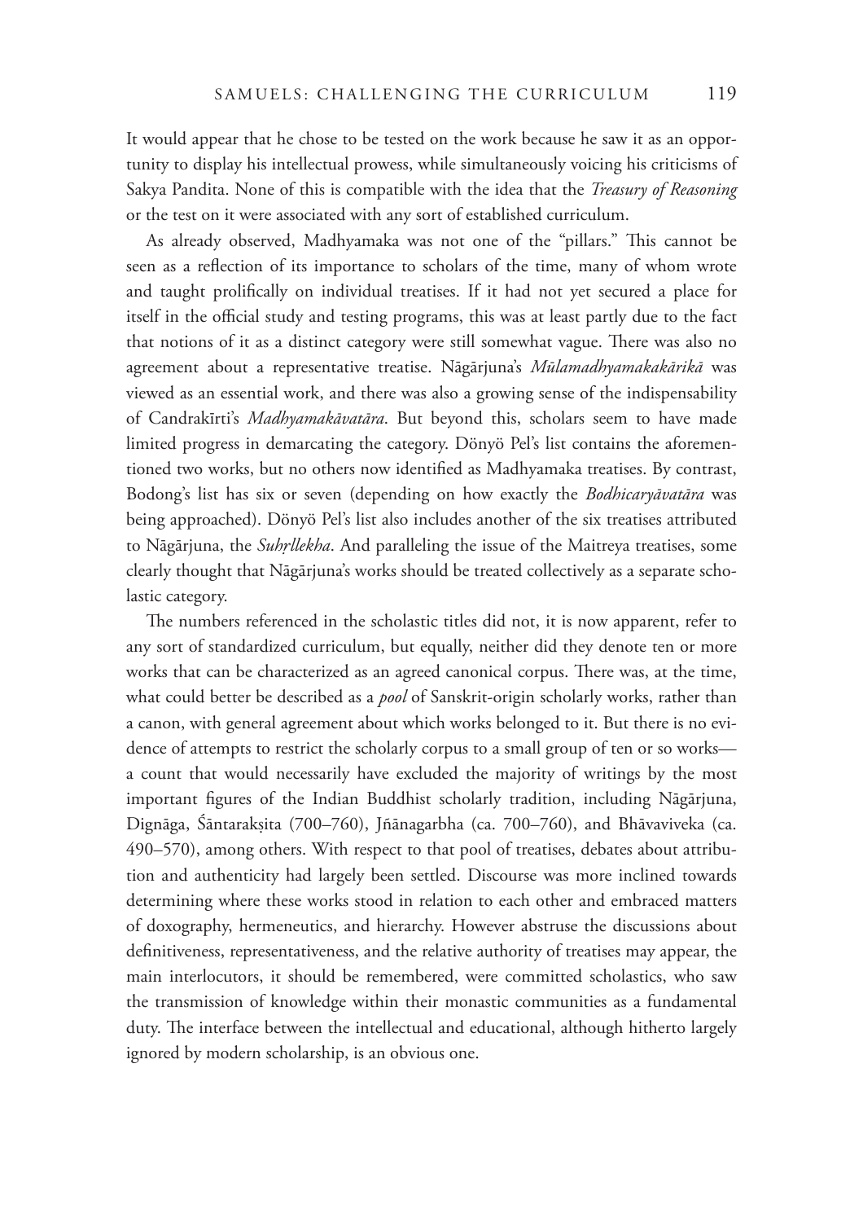It would appear that he chose to be tested on the work because he saw it as an opportunity to display his intellectual prowess, while simultaneously voicing his criticisms of Sakya Pandita. None of this is compatible with the idea that the *Treasury of Reasoning* or the test on it were associated with any sort of established curriculum.

As already observed, Madhyamaka was not one of the "pillars." This cannot be seen as a reflection of its importance to scholars of the time, many of whom wrote and taught prolifically on individual treatises. If it had not yet secured a place for itself in the official study and testing programs, this was at least partly due to the fact that notions of it as a distinct category were still somewhat vague. There was also no agreement about a representative treatise. Nāgārjuna's *Mūlamadhyamakakārikā* was viewed as an essential work, and there was also a growing sense of the indispensability of Candrakīrti's *Madhyamakāvatāra*. But beyond this, scholars seem to have made limited progress in demarcating the category. Dönyö Pel's list contains the aforementioned two works, but no others now identified as Madhyamaka treatises. By contrast, Bodong's list has six or seven (depending on how exactly the *Bodhicaryāvatāra* was being approached). Dönyö Pel's list also includes another of the six treatises attributed to Nāgārjuna, the *Suhṛllekha*. And paralleling the issue of the Maitreya treatises, some clearly thought that Nāgārjuna's works should be treated collectively as a separate scholastic category.

The numbers referenced in the scholastic titles did not, it is now apparent, refer to any sort of standardized curriculum, but equally, neither did they denote ten or more works that can be characterized as an agreed canonical corpus. There was, at the time, what could better be described as a *pool* of Sanskrit-origin scholarly works, rather than a canon, with general agreement about which works belonged to it. But there is no evidence of attempts to restrict the scholarly corpus to a small group of ten or so works—a count that would necessarily have excluded the majority of writings by the most important figures of the Indian Buddhist scholarly tradition, including Nāgārjuna, Dignāga, Śāntarakṣita (700–760), Jñānagarbha (ca. 700–760), and Bhāvaviveka (ca. 490–570), among others. With respect to that pool of treatises, debates about attribution and authenticity had largely been settled. Discourse was more inclined towards determining where these works stood in relation to each other and embraced matters of doxography, hermeneutics, and hierarchy. However abstruse the discussions about definitiveness, representativeness, and the relative authority of treatises may appear, the main interlocutors, it should be remembered, were committed scholastics, who saw the transmission of knowledge within their monastic communities as a fundamental duty. The interface between the intellectual and educational, although hitherto largely ignored by modern scholarship, is an obvious one.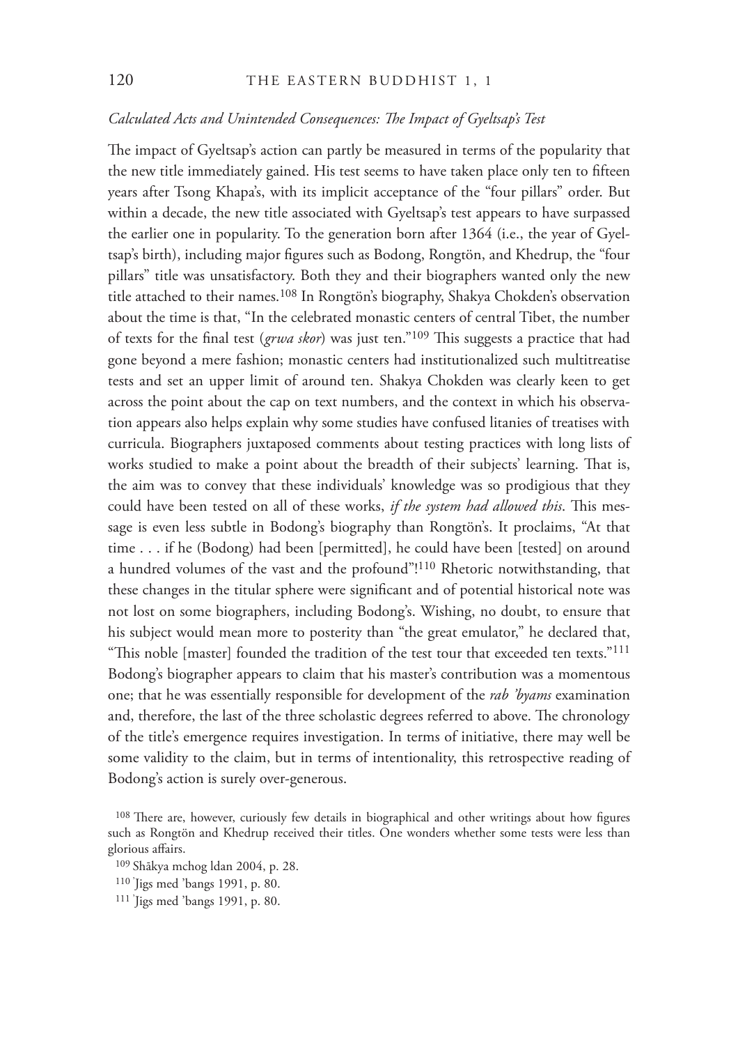*Calculated Acts and Unintended Consequences: The Impact of Gyeltsap's Test*

The impact of Gyeltsap's action can partly be measured in terms of the popularity that the new title immediately gained. His test seems to have taken place only ten to fifteen years after Tsong Khapa's, with its implicit acceptance of the "four pillars" order. But within a decade, the new title associated with Gyeltsap's test appears to have surpassed the earlier one in popularity. To the generation born after 1364 (i.e., the year of Gyeltsap's birth), including major figures such as Bodong, Rongtön, and Khedrup, the "four pillars" title was unsatisfactory. Both they and their biographers wanted only the new title attached to their names.[108] In Rongtön's biography, Shakya Chokden's observation about the time is that, "In the celebrated monastic centers of central Tibet, the number of texts for the final test (*grwa skor*) was just ten."[109] This suggests a practice that had gone beyond a mere fashion; monastic centers had institutionalized such multitreatise tests and set an upper limit of around ten. Shakya Chokden was clearly keen to get across the point about the cap on text numbers, and the context in which his observation appears also helps explain why some studies have confused litanies of treatises with curricula. Biographers juxtaposed comments about testing practices with long lists of works studied to make a point about the breadth of their subjects' learning. That is, the aim was to convey that these individuals' knowledge was so prodigious that they could have been tested on all of these works, *if the system had allowed this*. This message is even less subtle in Bodong's biography than Rongtön's. It proclaims, "At that time . . . if he (Bodong) had been [permitted], he could have been [tested] on around a hundred volumes of the vast and the profound"![110] Rhetoric notwithstanding, that these changes in the titular sphere were significant and of potential historical note was not lost on some biographers, including Bodong's. Wishing, no doubt, to ensure that his subject would mean more to posterity than "the great emulator," he declared that, "This noble [master] founded the tradition of the test tour that exceeded ten texts."[111] Bodong's biographer appears to claim that his master's contribution was a momentous one; that he was essentially responsible for development of the *rab 'byams* examination and, therefore, the last of the three scholastic degrees referred to above. The chronology of the title's emergence requires investigation. In terms of initiative, there may well be some validity to the claim, but in terms of intentionality, this retrospective reading of Bodong's action is surely over-generous.

[108] There are, however, curiously few details in biographical and other writings about how figures such as Rongtön and Khedrup received their titles. One wonders whether some tests were less than glorious affairs.

[109] Shākya mchog ldan 2004, p. 28.

[110] 'Jigs med 'bangs 1991, p. 80.

[111] 'Jigs med 'bangs 1991, p. 80.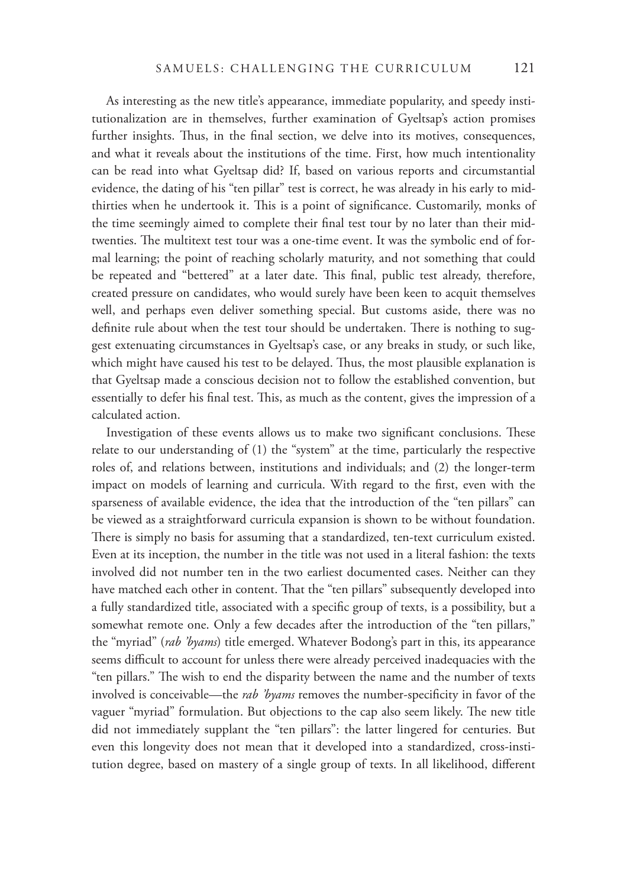As interesting as the new title's appearance, immediate popularity, and speedy institutionalization are in themselves, further examination of Gyeltsap's action promises further insights. Thus, in the final section, we delve into its motives, consequences, and what it reveals about the institutions of the time. First, how much intentionality can be read into what Gyeltsap did? If, based on various reports and circumstantial evidence, the dating of his "ten pillar" test is correct, he was already in his early to mid-thirties when he undertook it. This is a point of significance. Customarily, monks of the time seemingly aimed to complete their final test tour by no later than their mid-twenties. The multitext test tour was a one-time event. It was the symbolic end of formal learning; the point of reaching scholarly maturity, and not something that could be repeated and "bettered" at a later date. This final, public test already, therefore, created pressure on candidates, who would surely have been keen to acquit themselves well, and perhaps even deliver something special. But customs aside, there was no definite rule about when the test tour should be undertaken. There is nothing to suggest extenuating circumstances in Gyeltsap's case, or any breaks in study, or such like, which might have caused his test to be delayed. Thus, the most plausible explanation is that Gyeltsap made a conscious decision not to follow the established convention, but essentially to defer his final test. This, as much as the content, gives the impression of a calculated action.

Investigation of these events allows us to make two significant conclusions. These relate to our understanding of (1) the "system" at the time, particularly the respective roles of, and relations between, institutions and individuals; and (2) the longer-term impact on models of learning and curricula. With regard to the first, even with the sparseness of available evidence, the idea that the introduction of the "ten pillars" can be viewed as a straightforward curricula expansion is shown to be without foundation. There is simply no basis for assuming that a standardized, ten-text curriculum existed. Even at its inception, the number in the title was not used in a literal fashion: the texts involved did not number ten in the two earliest documented cases. Neither can they have matched each other in content. That the "ten pillars" subsequently developed into a fully standardized title, associated with a specific group of texts, is a possibility, but a somewhat remote one. Only a few decades after the introduction of the "ten pillars," the "myriad" (*rab 'byams*) title emerged. Whatever Bodong's part in this, its appearance seems difficult to account for unless there were already perceived inadequacies with the "ten pillars." The wish to end the disparity between the name and the number of texts involved is conceivable—the *rab 'byams* removes the number-specificity in favor of the vaguer "myriad" formulation. But objections to the cap also seem likely. The new title did not immediately supplant the "ten pillars": the latter lingered for centuries. But even this longevity does not mean that it developed into a standardized, cross-institution degree, based on mastery of a single group of texts. In all likelihood, different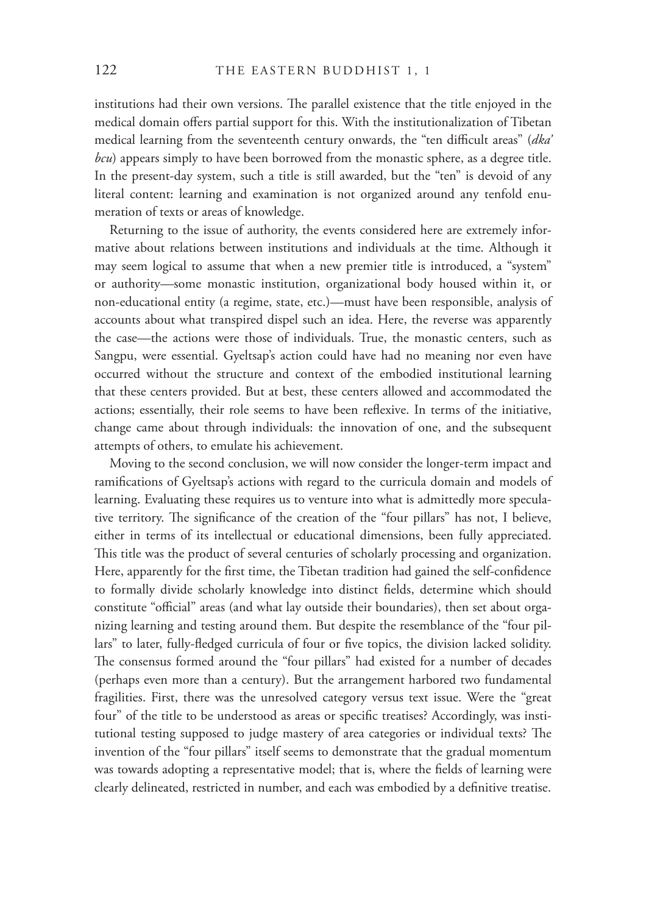institutions had their own versions. The parallel existence that the title enjoyed in the medical domain offers partial support for this. With the institutionalization of Tibetan medical learning from the seventeenth century onwards, the "ten difficult areas" (*dka' bcu*) appears simply to have been borrowed from the monastic sphere, as a degree title. In the present-day system, such a title is still awarded, but the "ten" is devoid of any literal content: learning and examination is not organized around any tenfold enumeration of texts or areas of knowledge.

Returning to the issue of authority, the events considered here are extremely informative about relations between institutions and individuals at the time. Although it may seem logical to assume that when a new premier title is introduced, a "system" or authority—some monastic institution, organizational body housed within it, or non-educational entity (a regime, state, etc.)—must have been responsible, analysis of accounts about what transpired dispel such an idea. Here, the reverse was apparently the case—the actions were those of individuals. True, the monastic centers, such as Sangpu, were essential. Gyeltsap's action could have had no meaning nor even have occurred without the structure and context of the embodied institutional learning that these centers provided. But at best, these centers allowed and accommodated the actions; essentially, their role seems to have been reflexive. In terms of the initiative, change came about through individuals: the innovation of one, and the subsequent attempts of others, to emulate his achievement.

Moving to the second conclusion, we will now consider the longer-term impact and ramifications of Gyeltsap's actions with regard to the curricula domain and models of learning. Evaluating these requires us to venture into what is admittedly more speculative territory. The significance of the creation of the "four pillars" has not, I believe, either in terms of its intellectual or educational dimensions, been fully appreciated. This title was the product of several centuries of scholarly processing and organization. Here, apparently for the first time, the Tibetan tradition had gained the self-confidence to formally divide scholarly knowledge into distinct fields, determine which should constitute "official" areas (and what lay outside their boundaries), then set about organizing learning and testing around them. But despite the resemblance of the "four pillars" to later, fully-fledged curricula of four or five topics, the division lacked solidity. The consensus formed around the "four pillars" had existed for a number of decades (perhaps even more than a century). But the arrangement harbored two fundamental fragilities. First, there was the unresolved category versus text issue. Were the "great four" of the title to be understood as areas or specific treatises? Accordingly, was institutional testing supposed to judge mastery of area categories or individual texts? The invention of the "four pillars" itself seems to demonstrate that the gradual momentum was towards adopting a representative model; that is, where the fields of learning were clearly delineated, restricted in number, and each was embodied by a definitive treatise.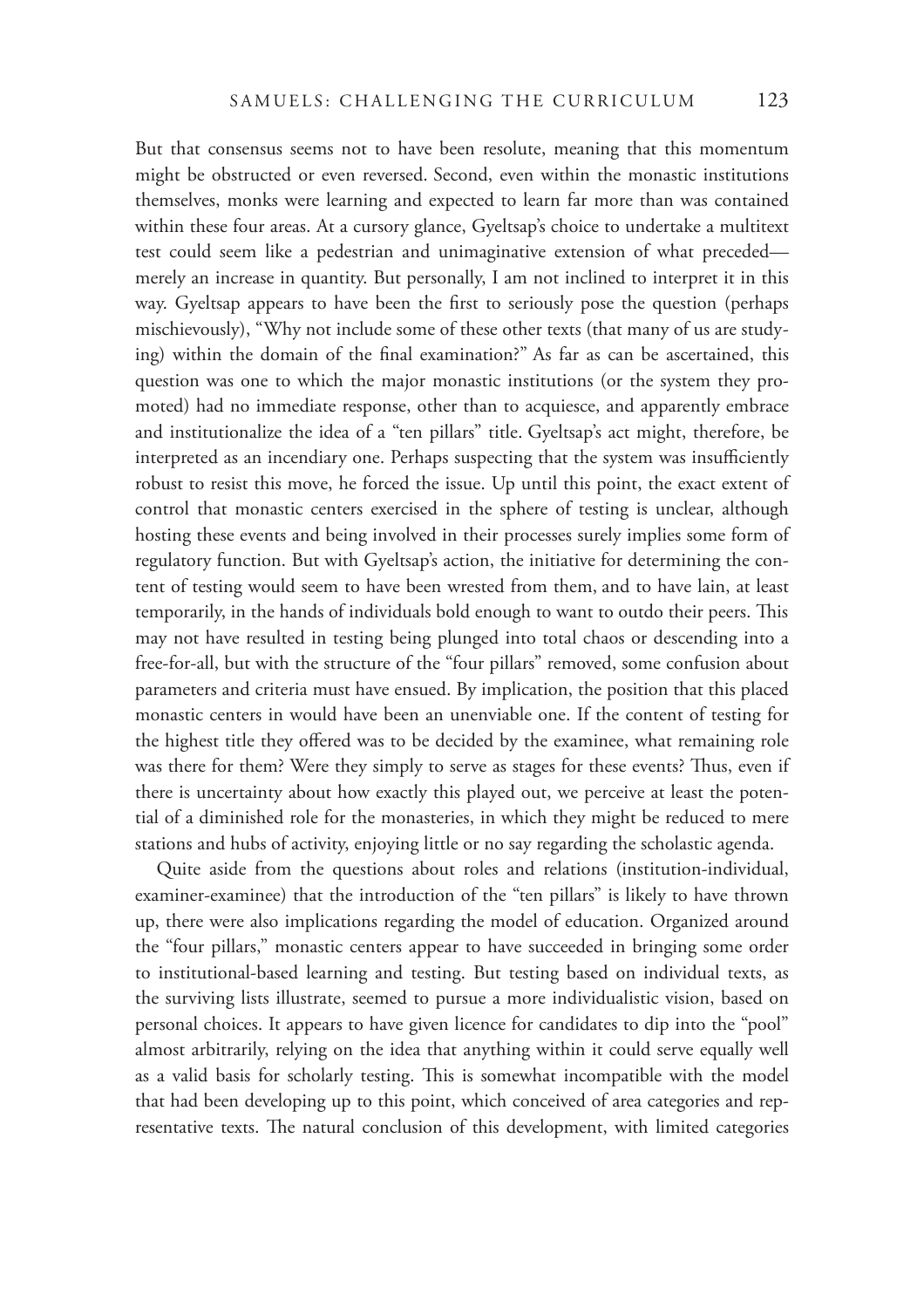But that consensus seems not to have been resolute, meaning that this momentum might be obstructed or even reversed. Second, even within the monastic institutions themselves, monks were learning and expected to learn far more than was contained within these four areas. At a cursory glance, Gyeltsap's choice to undertake a multitext test could seem like a pedestrian and unimaginative extension of what preceded—merely an increase in quantity. But personally, I am not inclined to interpret it in this way. Gyeltsap appears to have been the first to seriously pose the question (perhaps mischievously), "Why not include some of these other texts (that many of us are studying) within the domain of the final examination?" As far as can be ascertained, this question was one to which the major monastic institutions (or the system they promoted) had no immediate response, other than to acquiesce, and apparently embrace and institutionalize the idea of a "ten pillars" title. Gyeltsap's act might, therefore, be interpreted as an incendiary one. Perhaps suspecting that the system was insufficiently robust to resist this move, he forced the issue. Up until this point, the exact extent of control that monastic centers exercised in the sphere of testing is unclear, although hosting these events and being involved in their processes surely implies some form of regulatory function. But with Gyeltsap's action, the initiative for determining the content of testing would seem to have been wrested from them, and to have lain, at least temporarily, in the hands of individuals bold enough to want to outdo their peers. This may not have resulted in testing being plunged into total chaos or descending into a free-for-all, but with the structure of the "four pillars" removed, some confusion about parameters and criteria must have ensued. By implication, the position that this placed monastic centers in would have been an unenviable one. If the content of testing for the highest title they offered was to be decided by the examinee, what remaining role was there for them? Were they simply to serve as stages for these events? Thus, even if there is uncertainty about how exactly this played out, we perceive at least the potential of a diminished role for the monasteries, in which they might be reduced to mere stations and hubs of activity, enjoying little or no say regarding the scholastic agenda.

Quite aside from the questions about roles and relations (institution-individual, examiner-examinee) that the introduction of the "ten pillars" is likely to have thrown up, there were also implications regarding the model of education. Organized around the "four pillars," monastic centers appear to have succeeded in bringing some order to institutional-based learning and testing. But testing based on individual texts, as the surviving lists illustrate, seemed to pursue a more individualistic vision, based on personal choices. It appears to have given licence for candidates to dip into the "pool" almost arbitrarily, relying on the idea that anything within it could serve equally well as a valid basis for scholarly testing. This is somewhat incompatible with the model that had been developing up to this point, which conceived of area categories and representative texts. The natural conclusion of this development, with limited categories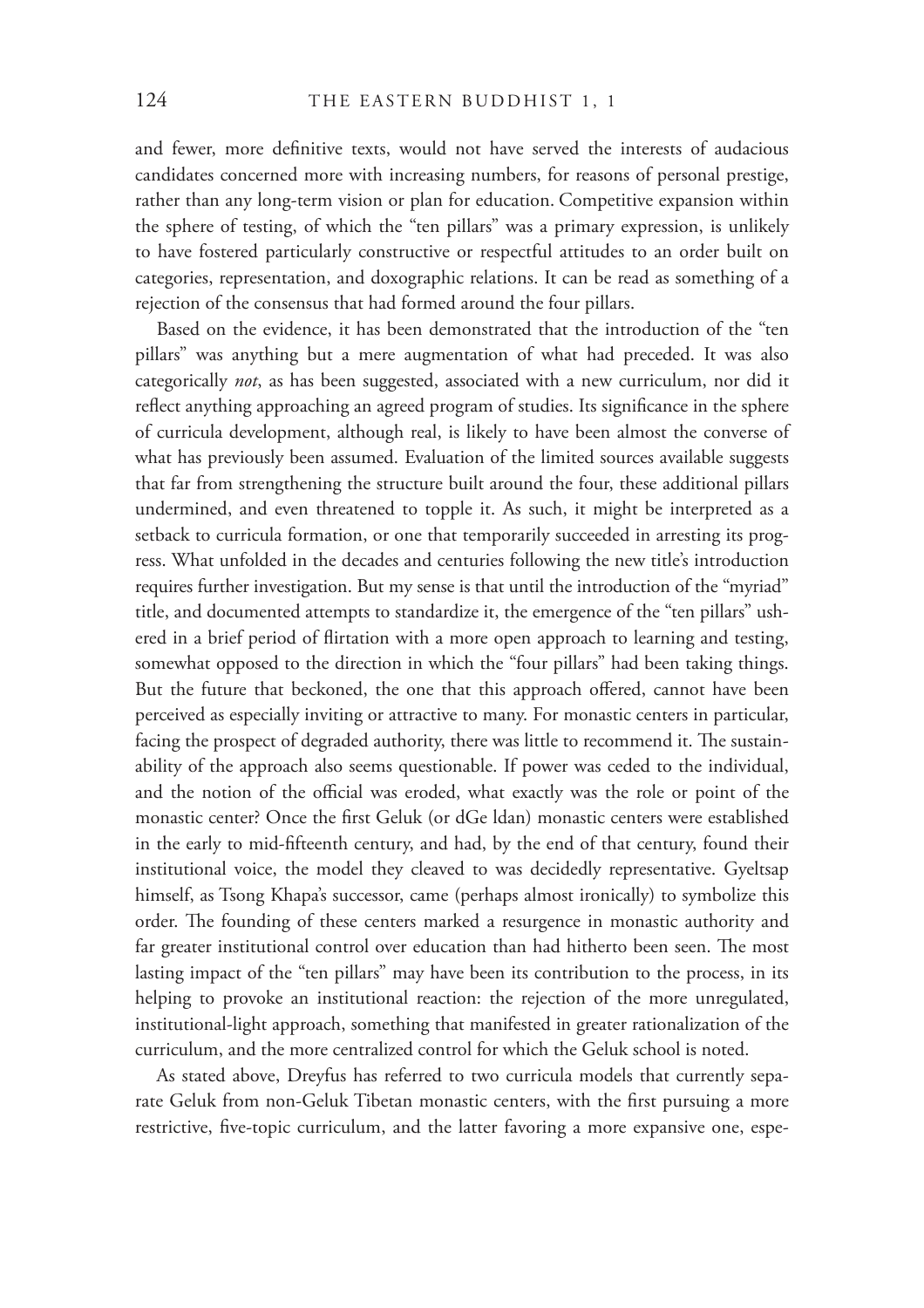and fewer, more definitive texts, would not have served the interests of audacious candidates concerned more with increasing numbers, for reasons of personal prestige, rather than any long-term vision or plan for education. Competitive expansion within the sphere of testing, of which the "ten pillars" was a primary expression, is unlikely to have fostered particularly constructive or respectful attitudes to an order built on categories, representation, and doxographic relations. It can be read as something of a rejection of the consensus that had formed around the four pillars.

Based on the evidence, it has been demonstrated that the introduction of the "ten pillars" was anything but a mere augmentation of what had preceded. It was also categorically *not*, as has been suggested, associated with a new curriculum, nor did it reflect anything approaching an agreed program of studies. Its significance in the sphere of curricula development, although real, is likely to have been almost the converse of what has previously been assumed. Evaluation of the limited sources available suggests that far from strengthening the structure built around the four, these additional pillars undermined, and even threatened to topple it. As such, it might be interpreted as a setback to curricula formation, or one that temporarily succeeded in arresting its progress. What unfolded in the decades and centuries following the new title's introduction requires further investigation. But my sense is that until the introduction of the "myriad" title, and documented attempts to standardize it, the emergence of the "ten pillars" ushered in a brief period of flirtation with a more open approach to learning and testing, somewhat opposed to the direction in which the "four pillars" had been taking things. But the future that beckoned, the one that this approach offered, cannot have been perceived as especially inviting or attractive to many. For monastic centers in particular, facing the prospect of degraded authority, there was little to recommend it. The sustainability of the approach also seems questionable. If power was ceded to the individual, and the notion of the official was eroded, what exactly was the role or point of the monastic center? Once the first Geluk (or dGe ldan) monastic centers were established in the early to mid-fifteenth century, and had, by the end of that century, found their institutional voice, the model they cleaved to was decidedly representative. Gyeltsap himself, as Tsong Khapa's successor, came (perhaps almost ironically) to symbolize this order. The founding of these centers marked a resurgence in monastic authority and far greater institutional control over education than had hitherto been seen. The most lasting impact of the "ten pillars" may have been its contribution to the process, in its helping to provoke an institutional reaction: the rejection of the more unregulated, institutional-light approach, something that manifested in greater rationalization of the curriculum, and the more centralized control for which the Geluk school is noted.

As stated above, Dreyfus has referred to two curricula models that currently separate Geluk from non-Geluk Tibetan monastic centers, with the first pursuing a more restrictive, five-topic curriculum, and the latter favoring a more expansive one, espe-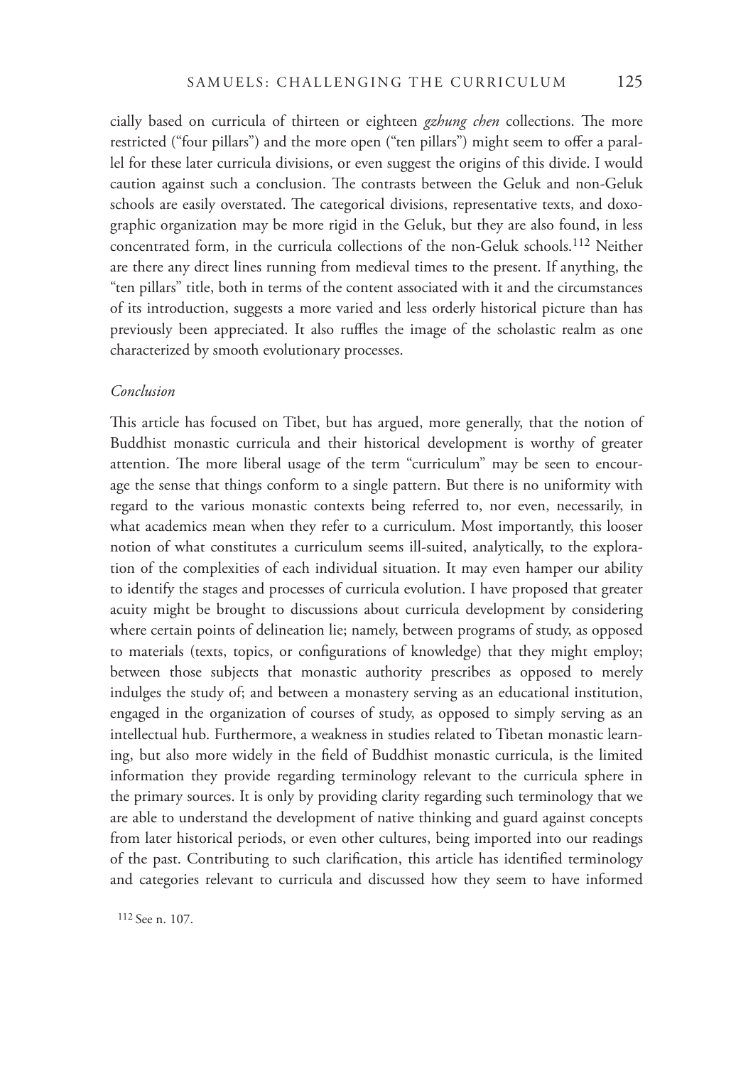cially based on curricula of thirteen or eighteen *gzhung chen* collections. The more restricted ("four pillars") and the more open ("ten pillars") might seem to offer a parallel for these later curricula divisions, or even suggest the origins of this divide. I would caution against such a conclusion. The contrasts between the Geluk and non-Geluk schools are easily overstated. The categorical divisions, representative texts, and doxographic organization may be more rigid in the Geluk, but they are also found, in less concentrated form, in the curricula collections of the non-Geluk schools.[112] Neither are there any direct lines running from medieval times to the present. If anything, the "ten pillars" title, both in terms of the content associated with it and the circumstances of its introduction, suggests a more varied and less orderly historical picture than has previously been appreciated. It also ruffles the image of the scholastic realm as one characterized by smooth evolutionary processes.

### *Conclusion*

This article has focused on Tibet, but has argued, more generally, that the notion of Buddhist monastic curricula and their historical development is worthy of greater attention. The more liberal usage of the term "curriculum" may be seen to encourage the sense that things conform to a single pattern. But there is no uniformity with regard to the various monastic contexts being referred to, nor even, necessarily, in what academics mean when they refer to a curriculum. Most importantly, this looser notion of what constitutes a curriculum seems ill-suited, analytically, to the exploration of the complexities of each individual situation. It may even hamper our ability to identify the stages and processes of curricula evolution. I have proposed that greater acuity might be brought to discussions about curricula development by considering where certain points of delineation lie; namely, between programs of study, as opposed to materials (texts, topics, or configurations of knowledge) that they might employ; between those subjects that monastic authority prescribes as opposed to merely indulges the study of; and between a monastery serving as an educational institution, engaged in the organization of courses of study, as opposed to simply serving as an intellectual hub. Furthermore, a weakness in studies related to Tibetan monastic learning, but also more widely in the field of Buddhist monastic curricula, is the limited information they provide regarding terminology relevant to the curricula sphere in the primary sources. It is only by providing clarity regarding such terminology that we are able to understand the development of native thinking and guard against concepts from later historical periods, or even other cultures, being imported into our readings of the past. Contributing to such clarification, this article has identified terminology and categories relevant to curricula and discussed how they seem to have informed

[112] See n. 107.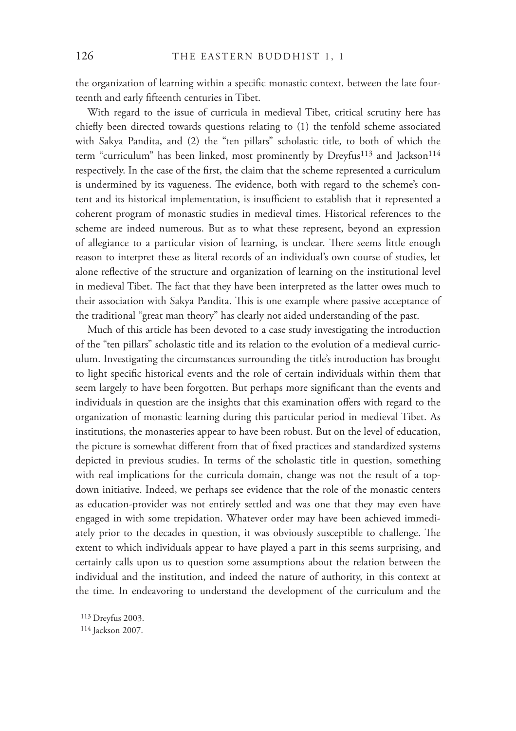the organization of learning within a specific monastic context, between the late fourteenth and early fifteenth centuries in Tibet.

With regard to the issue of curricula in medieval Tibet, critical scrutiny here has chiefly been directed towards questions relating to (1) the tenfold scheme associated with Sakya Pandita, and (2) the "ten pillars" scholastic title, to both of which the term "curriculum" has been linked, most prominently by Dreyfus[113] and Jackson[114] respectively. In the case of the first, the claim that the scheme represented a curriculum is undermined by its vagueness. The evidence, both with regard to the scheme's content and its historical implementation, is insufficient to establish that it represented a coherent program of monastic studies in medieval times. Historical references to the scheme are indeed numerous. But as to what these represent, beyond an expression of allegiance to a particular vision of learning, is unclear. There seems little enough reason to interpret these as literal records of an individual's own course of studies, let alone reflective of the structure and organization of learning on the institutional level in medieval Tibet. The fact that they have been interpreted as the latter owes much to their association with Sakya Pandita. This is one example where passive acceptance of the traditional "great man theory" has clearly not aided understanding of the past.

Much of this article has been devoted to a case study investigating the introduction of the "ten pillars" scholastic title and its relation to the evolution of a medieval curriculum. Investigating the circumstances surrounding the title's introduction has brought to light specific historical events and the role of certain individuals within them that seem largely to have been forgotten. But perhaps more significant than the events and individuals in question are the insights that this examination offers with regard to the organization of monastic learning during this particular period in medieval Tibet. As institutions, the monasteries appear to have been robust. But on the level of education, the picture is somewhat different from that of fixed practices and standardized systems depicted in previous studies. In terms of the scholastic title in question, something with real implications for the curricula domain, change was not the result of a top-down initiative. Indeed, we perhaps see evidence that the role of the monastic centers as education-provider was not entirely settled and was one that they may even have engaged in with some trepidation. Whatever order may have been achieved immediately prior to the decades in question, it was obviously susceptible to challenge. The extent to which individuals appear to have played a part in this seems surprising, and certainly calls upon us to question some assumptions about the relation between the individual and the institution, and indeed the nature of authority, in this context at the time. In endeavoring to understand the development of the curriculum and the

[113] Dreyfus 2003.

[114] Jackson 2007.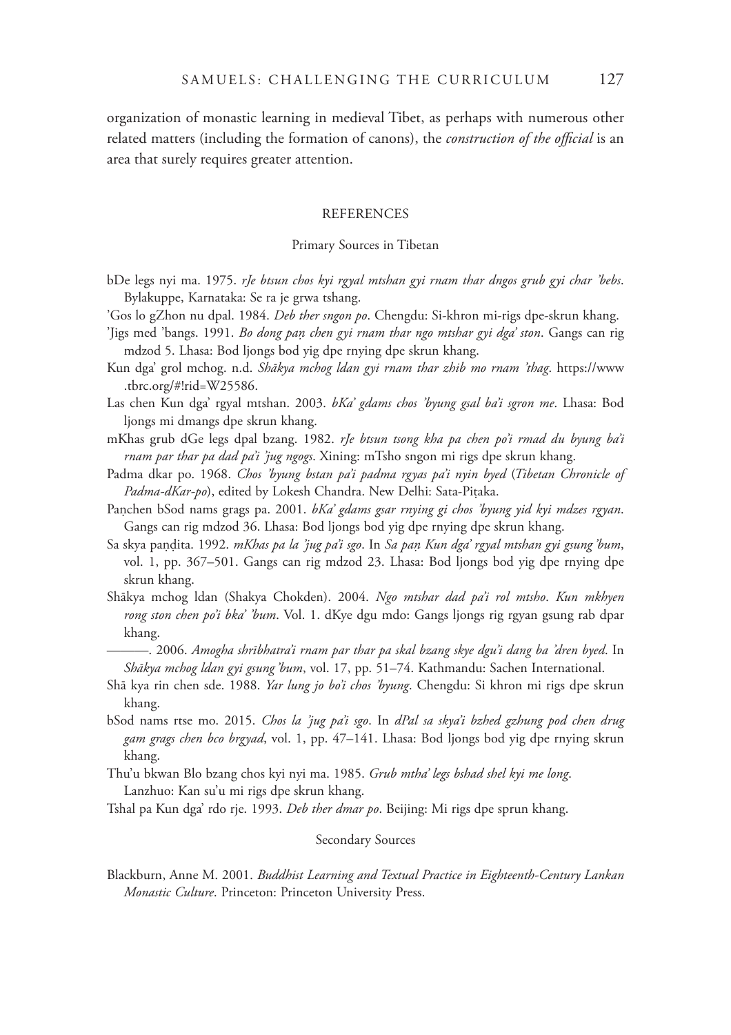organization of monastic learning in medieval Tibet, as perhaps with numerous other related matters (including the formation of canons), the *construction of the official* is an area that surely requires greater attention.

## REFERENCES

### Primary Sources in Tibetan

bDe legs nyi ma. 1975. *rJe btsun chos kyi rgyal mtshan gyi rnam thar dngos grub gyi char 'bebs*. Bylakuppe, Karnataka: Se ra je grwa tshang.

'Gos lo gZhon nu dpal. 1984. *Deb ther sngon po*. Chengdu: Si-khron mi-rigs dpe-skrun khang.

'Jigs med 'bangs. 1991. *Bo dong paṇ chen gyi rnam thar ngo mtshar gyi dga' ston*. Gangs can rig mdzod 5. Lhasa: Bod ljongs bod yig dpe rnying dpe skrun khang.

Kun dga' grol mchog. n.d. *Shākya mchog ldan gyi rnam thar zhib mo rnam 'thag*. https://www.tbrc.org/#!rid=W25586.

Las chen Kun dga' rgyal mtshan. 2003. *bKa' gdams chos 'byung gsal ba'i sgron me*. Lhasa: Bod ljongs mi dmangs dpe skrun khang.

mKhas grub dGe legs dpal bzang. 1982. *rJe btsun tsong kha pa chen po'i rmad du byung ba'i rnam par thar pa dad pa'i 'jug ngogs*. Xining: mTsho sngon mi rigs dpe skrun khang.

Padma dkar po. 1968. *Chos 'byung bstan pa'i padma rgyas pa'i nyin byed* (*Tibetan Chronicle of Padma-dKar-po*), edited by Lokesh Chandra. New Delhi: Sata-Piṭaka.

Paṇchen bSod nams grags pa. 2001. *bKa' gdams gsar rnying gi chos 'byung yid kyi mdzes rgyan*. Gangs can rig mdzod 36. Lhasa: Bod ljongs bod yig dpe rnying dpe skrun khang.

Sa skya paṇḍita. 1992. *mKhas pa la 'jug pa'i sgo*. In *Sa paṇ Kun dga' rgyal mtshan gyi gsung 'bum*, vol. 1, pp. 367–501. Gangs can rig mdzod 23. Lhasa: Bod ljongs bod yig dpe rnying dpe skrun khang.

Shākya mchog ldan (Shakya Chokden). 2004. *Ngo mtshar dad pa'i rol mtsho*. *Kun mkhyen rong ston chen po'i bka' 'bum*. Vol. 1. dKye dgu mdo: Gangs ljongs rig rgyan gsung rab dpar khang.

———. 2006. *Amogha shrībhatra'i rnam par thar pa skal bzang skye dgu'i dang ba 'dren byed*. In *Shākya mchog ldan gyi gsung 'bum*, vol. 17, pp. 51–74. Kathmandu: Sachen International.

Shā kya rin chen sde. 1988. *Yar lung jo bo'i chos 'byung*. Chengdu: Si khron mi rigs dpe skrun khang.

bSod nams rtse mo. 2015. *Chos la 'jug pa'i sgo*. In *dPal sa skya'i bzhed gzhung pod chen drug gam grags chen bco brgyad*, vol. 1, pp. 47–141. Lhasa: Bod ljongs bod yig dpe rnying skrun khang.

Thu'u bkwan Blo bzang chos kyi nyi ma. 1985. *Grub mtha' legs bshad shel kyi me long*. Lanzhuo: Kan su'u mi rigs dpe skrun khang.

Tshal pa Kun dga' rdo rje. 1993. *Deb ther dmar po*. Beijing: Mi rigs dpe sprun khang.

### Secondary Sources

Blackburn, Anne M. 2001. *Buddhist Learning and Textual Practice in Eighteenth-Century Lankan Monastic Culture*. Princeton: Princeton University Press.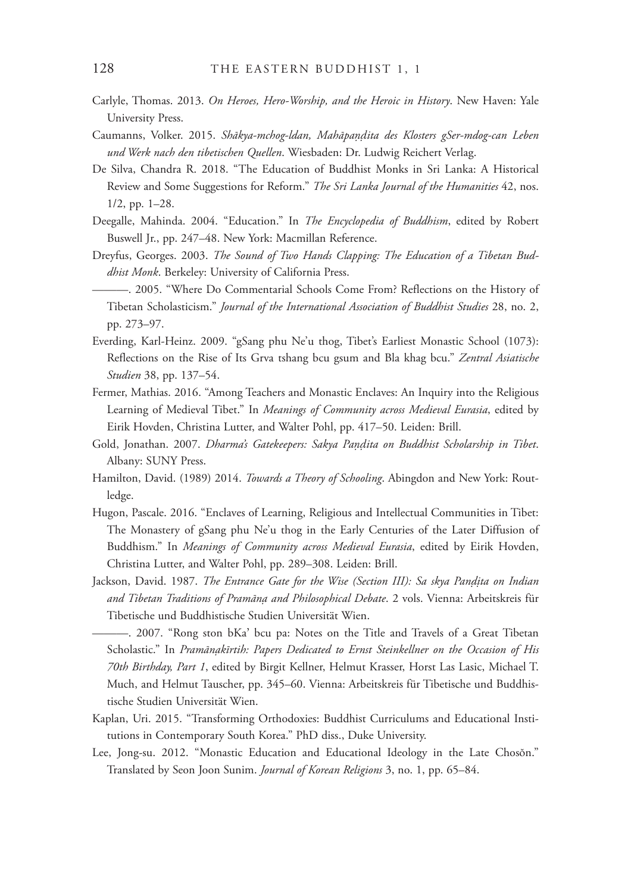Carlyle, Thomas. 2013. *On Heroes, Hero-Worship, and the Heroic in History*. New Haven: Yale University Press.

Caumanns, Volker. 2015. *Shākya-mchog-ldan, Mahāpaṇḍita des Klosters gSer-mdog-can Leben und Werk nach den tibetischen Quellen*. Wiesbaden: Dr. Ludwig Reichert Verlag.

De Silva, Chandra R. 2018. "The Education of Buddhist Monks in Sri Lanka: A Historical Review and Some Suggestions for Reform." *The Sri Lanka Journal of the Humanities* 42, nos. 1/2, pp. 1–28.

Deegalle, Mahinda. 2004. "Education." In *The Encyclopedia of Buddhism*, edited by Robert Buswell Jr., pp. 247–48. New York: Macmillan Reference.

Dreyfus, Georges. 2003. *The Sound of Two Hands Clapping: The Education of a Tibetan Buddhist Monk*. Berkeley: University of California Press.

———. 2005. "Where Do Commentarial Schools Come From? Reflections on the History of Tibetan Scholasticism." *Journal of the International Association of Buddhist Studies* 28, no. 2, pp. 273–97.

Everding, Karl-Heinz. 2009. "gSang phu Ne'u thog, Tibet's Earliest Monastic School (1073): Reflections on the Rise of Its Grva tshang bcu gsum and Bla khag bcu." *Zentral Asiatische Studien* 38, pp. 137–54.

Fermer, Mathias. 2016. "Among Teachers and Monastic Enclaves: An Inquiry into the Religious Learning of Medieval Tibet." In *Meanings of Community across Medieval Eurasia*, edited by Eirik Hovden, Christina Lutter, and Walter Pohl, pp. 417–50. Leiden: Brill.

Gold, Jonathan. 2007. *Dharma's Gatekeepers: Sakya Paṇḍita on Buddhist Scholarship in Tibet*. Albany: SUNY Press.

Hamilton, David. (1989) 2014. *Towards a Theory of Schooling*. Abingdon and New York: Routledge.

Hugon, Pascale. 2016. "Enclaves of Learning, Religious and Intellectual Communities in Tibet: The Monastery of gSang phu Ne'u thog in the Early Centuries of the Later Diffusion of Buddhism." In *Meanings of Community across Medieval Eurasia*, edited by Eirik Hovden, Christina Lutter, and Walter Pohl, pp. 289–308. Leiden: Brill.

Jackson, David. 1987. *The Entrance Gate for the Wise (Section III): Sa skya Paṇḍita on Indian and Tibetan Traditions of Pramāṇa and Philosophical Debate*. 2 vols. Vienna: Arbeitskreis für Tibetische und Buddhistische Studien Universität Wien.

———. 2007. "Rong ston bKa' bcu pa: Notes on the Title and Travels of a Great Tibetan Scholastic." In *Pramāṇakīrtih: Papers Dedicated to Ernst Steinkellner on the Occasion of His 70th Birthday, Part 1*, edited by Birgit Kellner, Helmut Krasser, Horst Las Lasic, Michael T. Much, and Helmut Tauscher, pp. 345–60. Vienna: Arbeitskreis für Tibetische und Buddhistische Studien Universität Wien.

Kaplan, Uri. 2015. "Transforming Orthodoxies: Buddhist Curriculums and Educational Institutions in Contemporary South Korea." PhD diss., Duke University.

Lee, Jong-su. 2012. "Monastic Education and Educational Ideology in the Late Chosŏn." Translated by Seon Joon Sunim. *Journal of Korean Religions* 3, no. 1, pp. 65–84.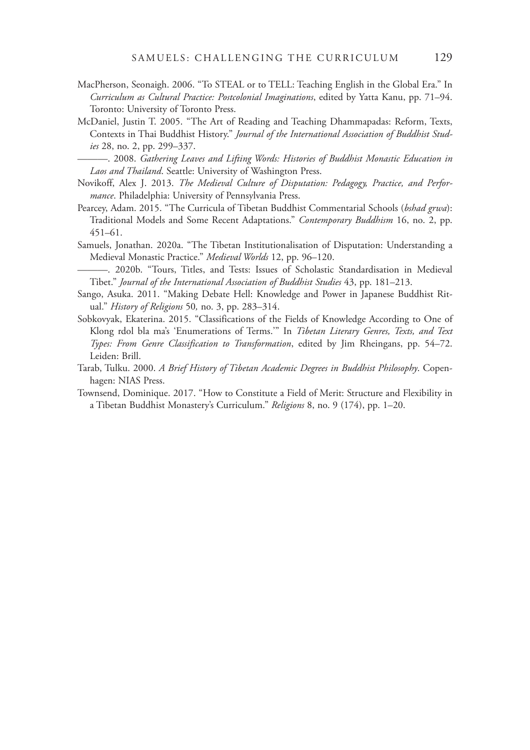MacPherson, Seonaigh. 2006. "To STEAL or to TELL: Teaching English in the Global Era." In *Curriculum as Cultural Practice: Postcolonial Imaginations*, edited by Yatta Kanu, pp. 71–94. Toronto: University of Toronto Press.

McDaniel, Justin T. 2005. "The Art of Reading and Teaching Dhammapadas: Reform, Texts, Contexts in Thai Buddhist History." *Journal of the International Association of Buddhist Studies* 28, no. 2, pp. 299–337.

———. 2008. *Gathering Leaves and Lifting Words: Histories of Buddhist Monastic Education in Laos and Thailand*. Seattle: University of Washington Press.

Novikoff, Alex J. 2013. *The Medieval Culture of Disputation: Pedagogy, Practice, and Performance*. Philadelphia: University of Pennsylvania Press.

Pearcey, Adam. 2015. "The Curricula of Tibetan Buddhist Commentarial Schools (*bshad grwa*): Traditional Models and Some Recent Adaptations." *Contemporary Buddhism* 16, no. 2, pp. 451–61.

Samuels, Jonathan. 2020a. "The Tibetan Institutionalisation of Disputation: Understanding a Medieval Monastic Practice." *Medieval Worlds* 12, pp. 96–120.

———. 2020b. "Tours, Titles, and Tests: Issues of Scholastic Standardisation in Medieval Tibet." *Journal of the International Association of Buddhist Studies* 43, pp. 181–213.

Sango, Asuka. 2011. "Making Debate Hell: Knowledge and Power in Japanese Buddhist Ritual." *History of Religions* 50*,* no. 3, pp. 283–314.

Sobkovyak, Ekaterina. 2015. "Classifications of the Fields of Knowledge According to One of Klong rdol bla ma's 'Enumerations of Terms.'" In *Tibetan Literary Genres, Texts, and Text Types: From Genre Classification to Transformation*, edited by Jim Rheingans, pp. 54–72. Leiden: Brill.

Tarab, Tulku. 2000. *A Brief History of Tibetan Academic Degrees in Buddhist Philosophy*. Copenhagen: NIAS Press.

Townsend, Dominique. 2017. "How to Constitute a Field of Merit: Structure and Flexibility in a Tibetan Buddhist Monastery's Curriculum." *Religions* 8, no. 9 (174), pp. 1–20.